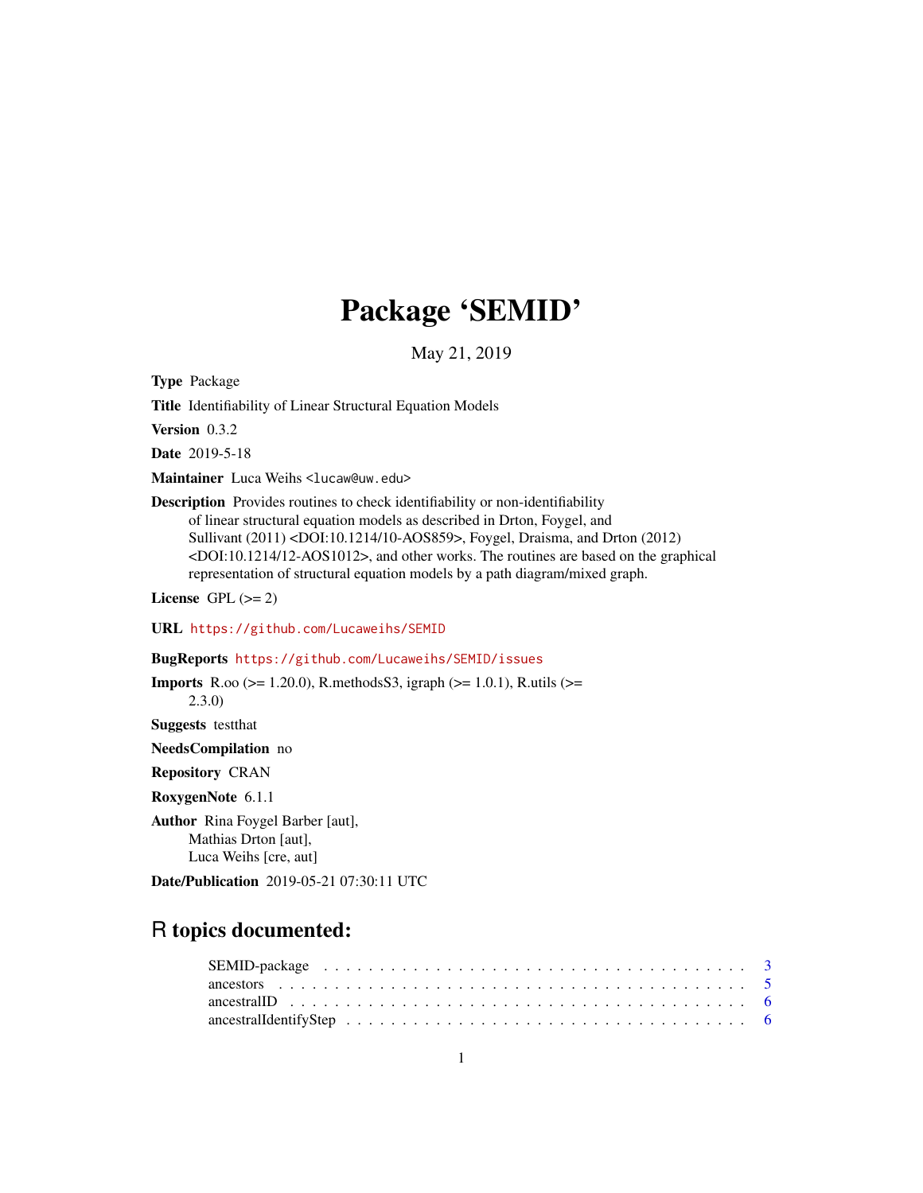# Package 'SEMID'

May 21, 2019

**Type** Package

**Title** Identifiability of Linear Structural Equation Models

**Version** 0.3.2

**Date** 2019-5-18

**Maintainer** Luca Weihs <lucaw@uw.edu>

**Description** Provides routines to check identifiability or non-identifiability of linear structural equation models as described in Drton, Foygel, and Sullivant (2011) <DOI:10.1214/10-AOS859>, Foygel, Draisma, and Drton (2012) <DOI:10.1214/12-AOS1012>, and other works. The routines are based on the graphical representation of structural equation models by a path diagram/mixed graph.

**License** GPL (>= 2)

**URL** https://github.com/Lucaweihs/SEMID

**BugReports** https://github.com/Lucaweihs/SEMID/issues

**Imports** R.oo (>= 1.20.0), R.methodsS3, igraph (>= 1.0.1), R.utils (>= 2.3.0)

**Suggests** testthat

**NeedsCompilation** no

**Repository** CRAN

**RoxygenNote** 6.1.1

**Author** Rina Foygel Barber [aut], Mathias Drton [aut], Luca Weihs [cre, aut]

**Date/Publication** 2019-05-21 07:30:11 UTC

## R topics documented:

SEMID-package . . . . . . . . . . . . . . . . . . . . . . . . . . . . . . . . . . . . . . 3
ancestors . . . . . . . . . . . . . . . . . . . . . . . . . . . . . . . . . . . . . . . . . 5
ancestralID . . . . . . . . . . . . . . . . . . . . . . . . . . . . . . . . . . . . . . . . 6
ancestralIdentifyStep . . . . . . . . . . . . . . . . . . . . . . . . . . . . . . . . . . . 6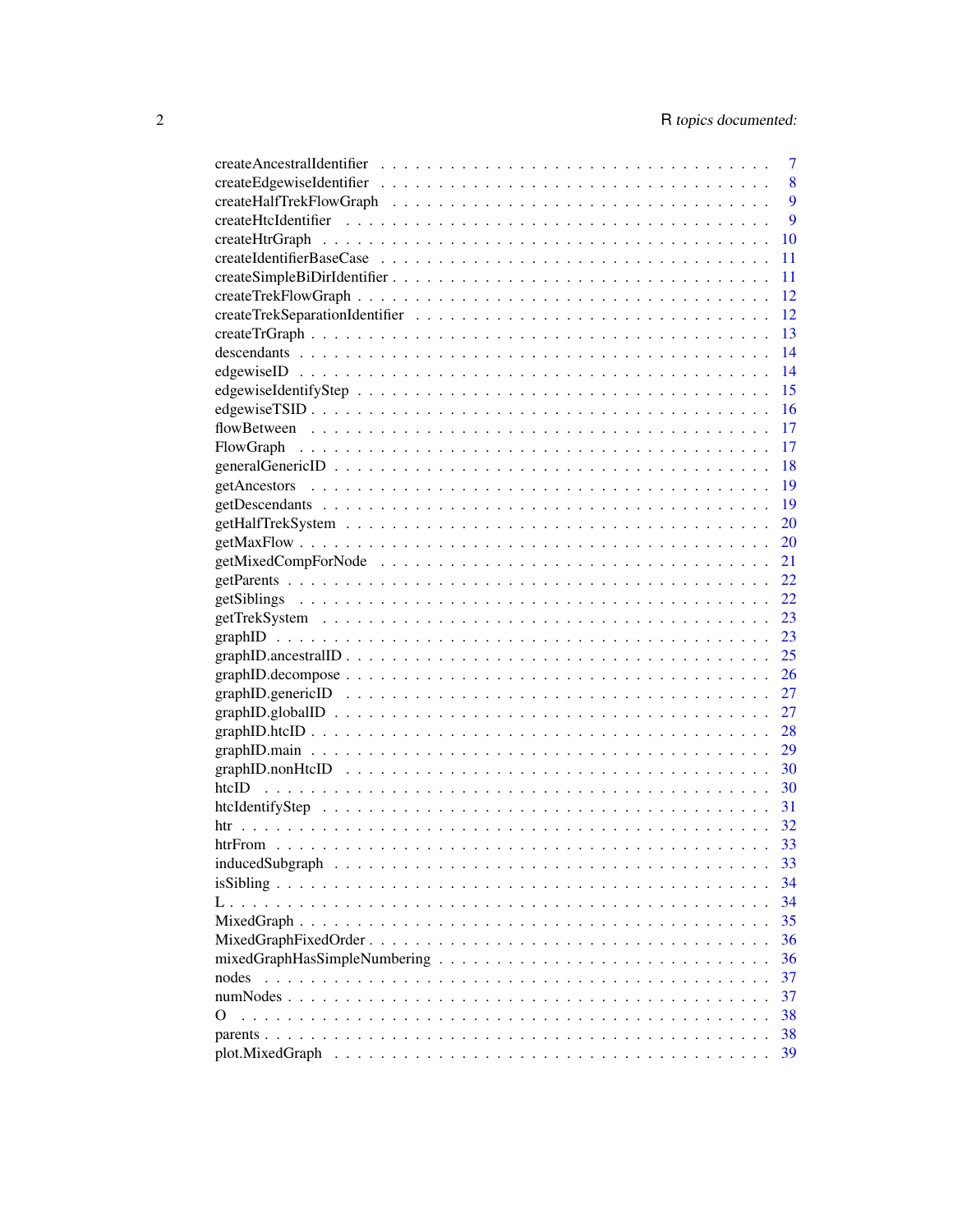| | |
|---|---|
| createAncestralIdentifier | 7 |
| createEdgewiseIdentifier | 8 |
| createHalfTrekFlowGraph | 9 |
| createHtcIdentifier | 9 |
| createHtrGraph | 10 |
| createIdentifierBaseCase | 11 |
| createSimpleBiDirIdentifier | 11 |
| createTrekFlowGraph | 12 |
| createTrekSeparationIdentifier | 12 |
| createTrGraph | 13 |
| descendants | 14 |
| edgewiseID | 14 |
| edgewiseIdentifyStep | 15 |
| edgewiseTSID | 16 |
| flowBetween | 17 |
| FlowGraph | 17 |
| generalGenericID | 18 |
| getAncestors | 19 |
| getDescendants | 19 |
| getHalfTrekSystem | 20 |
| getMaxFlow | 20 |
| getMixedCompForNode | 21 |
| getParents | 22 |
| getSiblings | 22 |
| getTrekSystem | 23 |
| graphID | 23 |
| graphID.ancestralID | 25 |
| graphID.decompose | 26 |
| graphID.genericID | 27 |
| graphID.globalID | 27 |
| graphID.htcID | 28 |
| graphID.main | 29 |
| graphID.nonHtcID | 30 |
| htcID | 30 |
| htcIdentifyStep | 31 |
| htr | 32 |
| htrFrom | 33 |
| inducedSubgraph | 33 |
| isSibling | 34 |
| L | 34 |
| MixedGraph | 35 |
| MixedGraphFixedOrder | 36 |
| mixedGraphHasSimpleNumbering | 36 |
| nodes | 37 |
| numNodes | 37 |
| O | 38 |
| parents | 38 |
| plot.MixedGraph | 39 |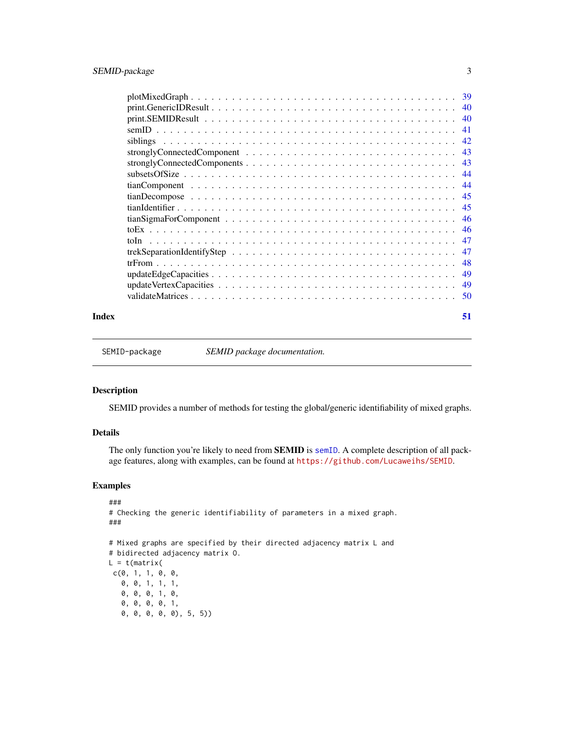plotMixedGraph . . . . . . . . . . . . . . . . . . . . . . . . . . . . . . . . . . . . 39
print.GenericIDResult . . . . . . . . . . . . . . . . . . . . . . . . . . . . . . . . . 40
print.SEMIDResult . . . . . . . . . . . . . . . . . . . . . . . . . . . . . . . . . . 40
semID . . . . . . . . . . . . . . . . . . . . . . . . . . . . . . . . . . . . . . . . . 41
siblings . . . . . . . . . . . . . . . . . . . . . . . . . . . . . . . . . . . . . . . 42
stronglyConnectedComponent . . . . . . . . . . . . . . . . . . . . . . . . . . . . . 43
stronglyConnectedComponents . . . . . . . . . . . . . . . . . . . . . . . . . . . . 43
subsetsOfSize . . . . . . . . . . . . . . . . . . . . . . . . . . . . . . . . . . . . 44
tianComponent . . . . . . . . . . . . . . . . . . . . . . . . . . . . . . . . . . . . 44
tianDecompose . . . . . . . . . . . . . . . . . . . . . . . . . . . . . . . . . . . . 45
tianIdentifier . . . . . . . . . . . . . . . . . . . . . . . . . . . . . . . . . . . . 45
tianSigmaForComponent . . . . . . . . . . . . . . . . . . . . . . . . . . . . . . . . 46
toEx . . . . . . . . . . . . . . . . . . . . . . . . . . . . . . . . . . . . . . . . . 46
toIn . . . . . . . . . . . . . . . . . . . . . . . . . . . . . . . . . . . . . . . . . 47
trekSeparationIdentifyStep . . . . . . . . . . . . . . . . . . . . . . . . . . . . . 47
trFrom . . . . . . . . . . . . . . . . . . . . . . . . . . . . . . . . . . . . . . . . 48
updateEdgeCapacities . . . . . . . . . . . . . . . . . . . . . . . . . . . . . . . . 49
updateVertexCapacities . . . . . . . . . . . . . . . . . . . . . . . . . . . . . . . 49
validateMatrices . . . . . . . . . . . . . . . . . . . . . . . . . . . . . . . . . . 50

**Index** 51

---

`SEMID-package` *SEMID package documentation.*

---

## Description

SEMID provides a number of methods for testing the global/generic identifiability of mixed graphs.

## Details

The only function you're likely to need from **SEMID** is `semID`. A complete description of all package features, along with examples, can be found at `https://github.com/Lucaweihs/SEMID`.

## Examples

```
###
# Checking the generic identifiability of parameters in a mixed graph.
###

# Mixed graphs are specified by their directed adjacency matrix L and
# bidirected adjacency matrix O.
L = t(matrix(
 c(0, 1, 1, 0, 0,
   0, 0, 1, 1, 1,
   0, 0, 0, 1, 0,
   0, 0, 0, 0, 1,
   0, 0, 0, 0, 0), 5, 5))
```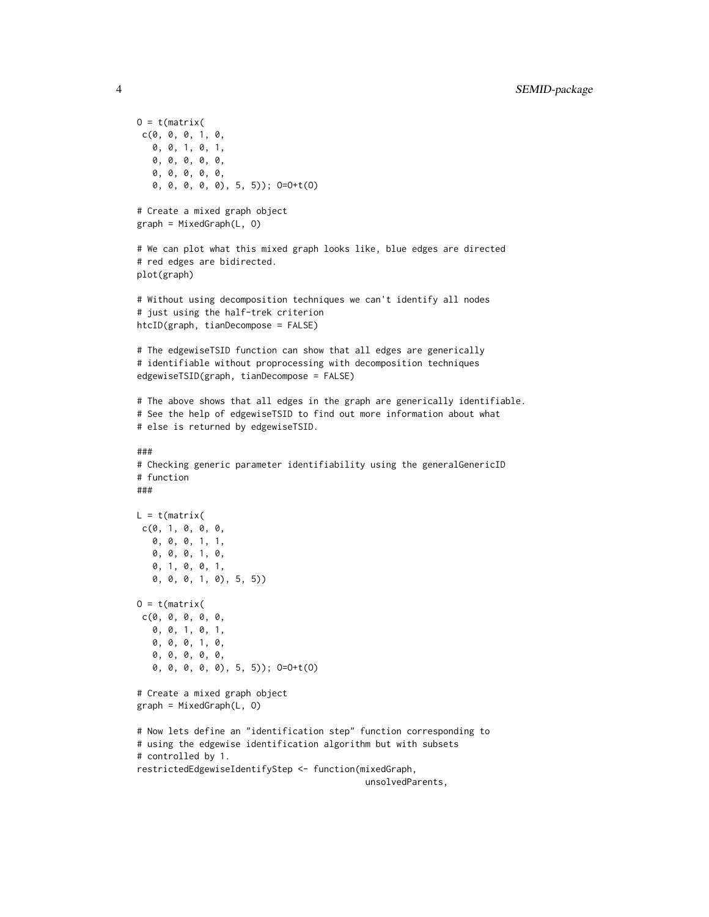```
O = t(matrix(
 c(0, 0, 0, 1, 0,
   0, 0, 1, 0, 1,
   0, 0, 0, 0, 0,
   0, 0, 0, 0, 0,
   0, 0, 0, 0, 0), 5, 5)); O=O+t(O)

# Create a mixed graph object
graph = MixedGraph(L, O)

# We can plot what this mixed graph looks like, blue edges are directed
# red edges are bidirected.
plot(graph)

# Without using decomposition techniques we can't identify all nodes
# just using the half-trek criterion
htcID(graph, tianDecompose = FALSE)

# The edgewiseTSID function can show that all edges are generically
# identifiable without proprocessing with decomposition techniques
edgewiseTSID(graph, tianDecompose = FALSE)

# The above shows that all edges in the graph are generically identifiable.
# See the help of edgewiseTSID to find out more information about what
# else is returned by edgewiseTSID.

###
# Checking generic parameter identifiability using the generalGenericID
# function
###

L = t(matrix(
 c(0, 1, 0, 0, 0,
   0, 0, 0, 1, 1,
   0, 0, 0, 1, 0,
   0, 1, 0, 0, 1,
   0, 0, 0, 1, 0), 5, 5))

O = t(matrix(
 c(0, 0, 0, 0, 0,
   0, 0, 1, 0, 1,
   0, 0, 0, 1, 0,
   0, 0, 0, 0, 0,
   0, 0, 0, 0, 0), 5, 5)); O=O+t(O)

# Create a mixed graph object
graph = MixedGraph(L, O)

# Now lets define an "identification step" function corresponding to
# using the edgewise identification algorithm but with subsets
# controlled by 1.
restrictedEdgewiseIdentifyStep <- function(mixedGraph,
                                           unsolvedParents,
```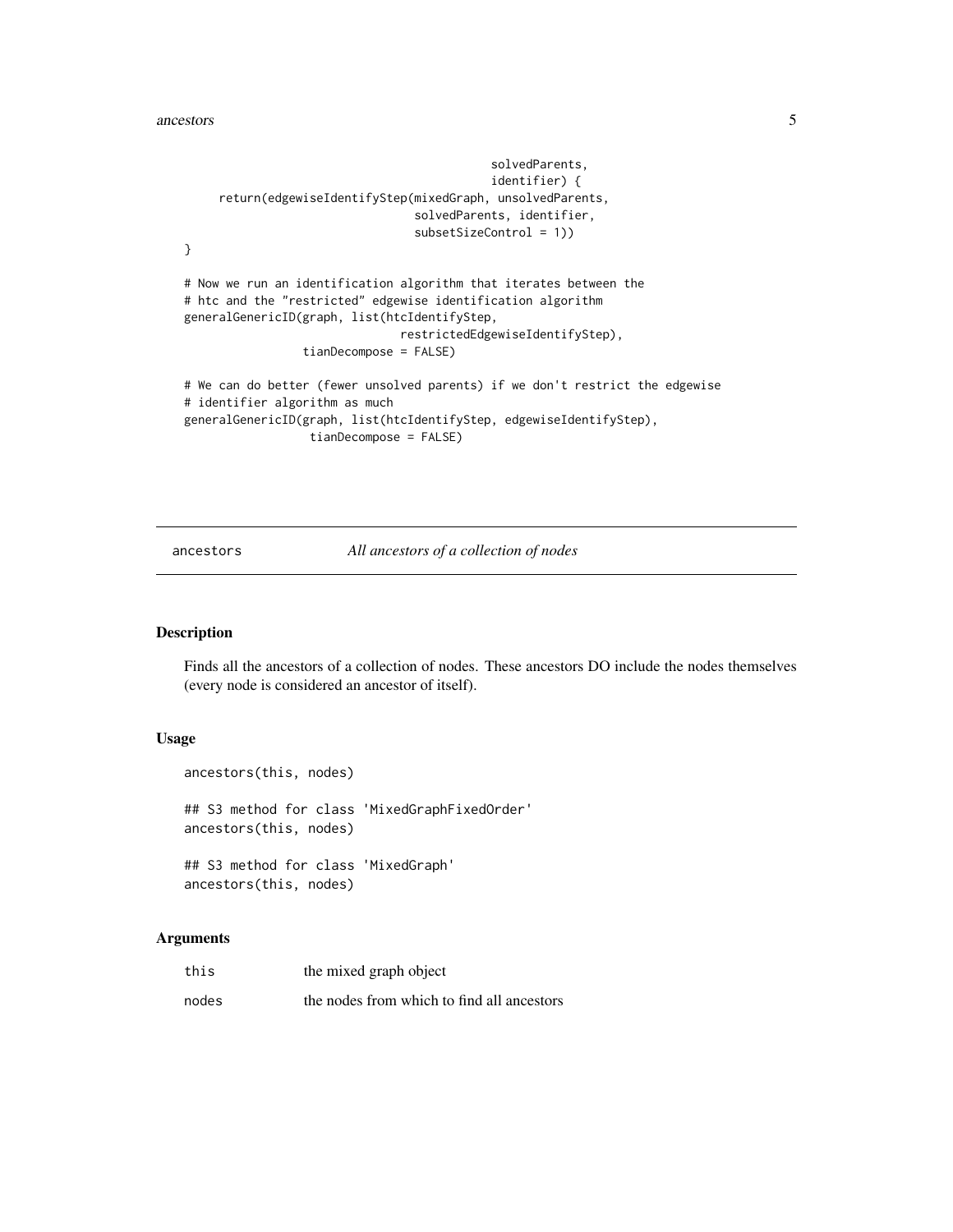```
                                            solvedParents,
                                            identifier) {
    return(edgewiseIdentifyStep(mixedGraph, unsolvedParents,
                                solvedParents, identifier,
                                subsetSizeControl = 1))
}

# Now we run an identification algorithm that iterates between the
# htc and the "restricted" edgewise identification algorithm
generalGenericID(graph, list(htcIdentifyStep,
                             restrictedEdgewiseIdentifyStep),
                 tianDecompose = FALSE)

# We can do better (fewer unsolved parents) if we don't restrict the edgewise
# identifier algorithm as much
generalGenericID(graph, list(htcIdentifyStep, edgewiseIdentifyStep),
                  tianDecompose = FALSE)
```

## ancestors *All ancestors of a collection of nodes*

### Description

Finds all the ancestors of a collection of nodes. These ancestors DO include the nodes themselves (every node is considered an ancestor of itself).

### Usage

```
ancestors(this, nodes)

## S3 method for class 'MixedGraphFixedOrder'
ancestors(this, nodes)

## S3 method for class 'MixedGraph'
ancestors(this, nodes)
```

### Arguments

| | |
|---|---|
| this | the mixed graph object |
| nodes | the nodes from which to find all ancestors |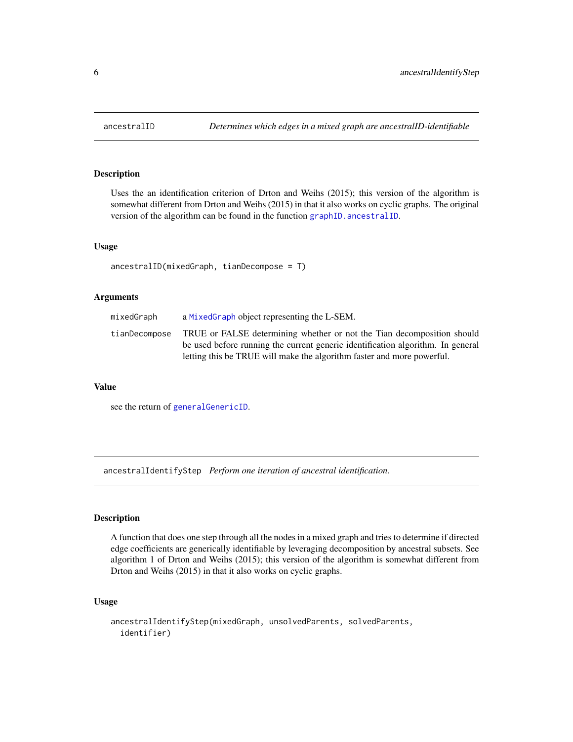## ancestralID — *Determines which edges in a mixed graph are ancestralID-identifiable*

### Description

Uses the an identification criterion of Drton and Weihs (2015); this version of the algorithm is somewhat different from Drton and Weihs (2015) in that it also works on cyclic graphs. The original version of the algorithm can be found in the function `graphID.ancestralID`.

### Usage

```
ancestralID(mixedGraph, tianDecompose = T)
```

### Arguments

| | |
|---|---|
| `mixedGraph` | a `MixedGraph` object representing the L-SEM. |
| `tianDecompose` | TRUE or FALSE determining whether or not the Tian decomposition should be used before running the current generic identification algorithm. In general letting this be TRUE will make the algorithm faster and more powerful. |

### Value

see the return of `generalGenericID`.

## ancestralIdentifyStep — *Perform one iteration of ancestral identification.*

### Description

A function that does one step through all the nodes in a mixed graph and tries to determine if directed edge coefficients are generically identifiable by leveraging decomposition by ancestral subsets. See algorithm 1 of Drton and Weihs (2015); this version of the algorithm is somewhat different from Drton and Weihs (2015) in that it also works on cyclic graphs.

### Usage

```
ancestralIdentifyStep(mixedGraph, unsolvedParents, solvedParents,
  identifier)
```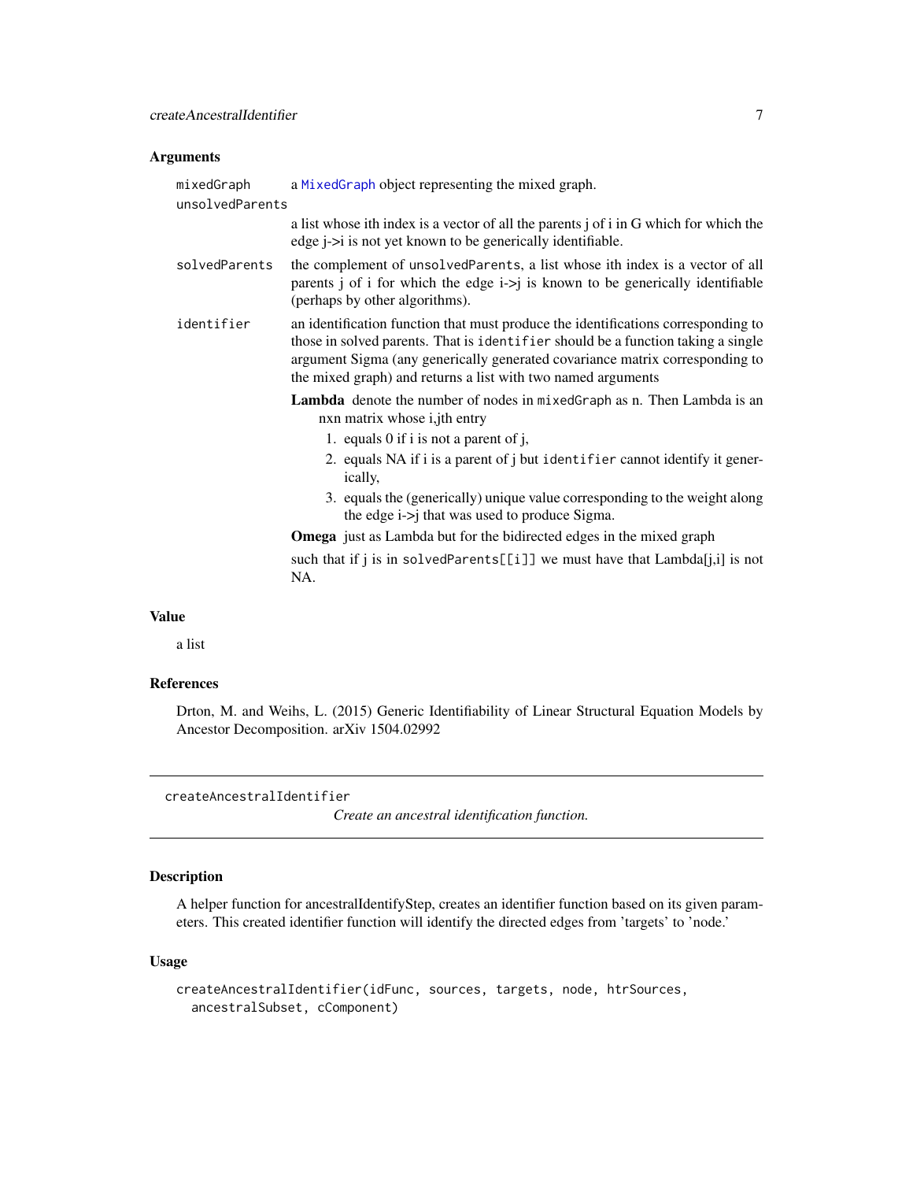### Arguments

- `mixedGraph` a MixedGraph object representing the mixed graph.
- `unsolvedParents` a list whose ith index is a vector of all the parents j of i in G which for which the edge j->i is not yet known to be generically identifiable.
- `solvedParents` the complement of `unsolvedParents`, a list whose ith index is a vector of all parents j of i for which the edge i->j is known to be generically identifiable (perhaps by other algorithms).
- `identifier` an identification function that must produce the identifications corresponding to those in solved parents. That is `identifier` should be a function taking a single argument Sigma (any generically generated covariance matrix corresponding to the mixed graph) and returns a list with two named arguments

  **Lambda** denote the number of nodes in `mixedGraph` as n. Then Lambda is an nxn matrix whose i,jth entry
  1. equals 0 if i is not a parent of j,
  2. equals NA if i is a parent of j but `identifier` cannot identify it generically,
  3. equals the (generically) unique value corresponding to the weight along the edge i->j that was used to produce Sigma.

  **Omega** just as Lambda but for the bidirected edges in the mixed graph

  such that if j is in `solvedParents[[i]]` we must have that Lambda[j,i] is not NA.

### Value

a list

### References

Drton, M. and Weihs, L. (2015) Generic Identifiability of Linear Structural Equation Models by Ancestor Decomposition. arXiv 1504.02992

---

## createAncestralIdentifier

*Create an ancestral identification function.*

### Description

A helper function for ancestralIdentifyStep, creates an identifier function based on its given parameters. This created identifier function will identify the directed edges from 'targets' to 'node.'

### Usage

```
createAncestralIdentifier(idFunc, sources, targets, node, htrSources,
  ancestralSubset, cComponent)
```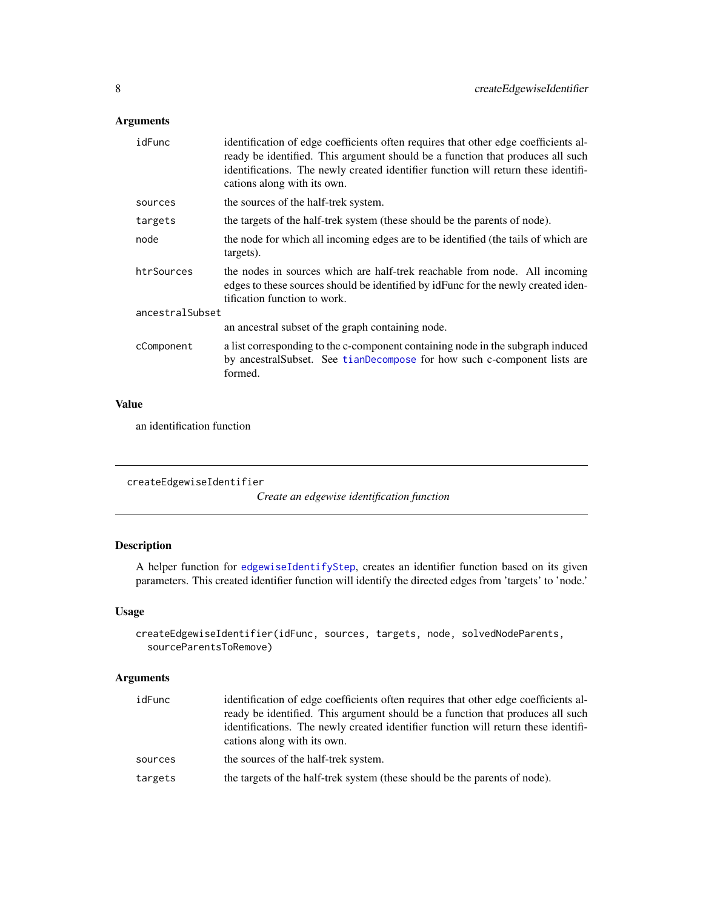## Arguments

| | |
|---|---|
| idFunc | identification of edge coefficients often requires that other edge coefficients already be identified. This argument should be a function that produces all such identifications. The newly created identifier function will return these identifications along with its own. |
| sources | the sources of the half-trek system. |
| targets | the targets of the half-trek system (these should be the parents of node). |
| node | the node for which all incoming edges are to be identified (the tails of which are targets). |
| htrSources | the nodes in sources which are half-trek reachable from node. All incoming edges to these sources should be identified by idFunc for the newly created identification function to work. |
| ancestralSubset | an ancestral subset of the graph containing node. |
| cComponent | a list corresponding to the c-component containing node in the subgraph induced by ancestralSubset. See tianDecompose for how such c-component lists are formed. |

## Value

an identification function

---

# createEdgewiseIdentifier

*Create an edgewise identification function*

## Description

A helper function for edgewiseIdentifyStep, creates an identifier function based on its given parameters. This created identifier function will identify the directed edges from 'targets' to 'node.'

## Usage

```
createEdgewiseIdentifier(idFunc, sources, targets, node, solvedNodeParents,
  sourceParentsToRemove)
```

## Arguments

| | |
|---|---|
| idFunc | identification of edge coefficients often requires that other edge coefficients already be identified. This argument should be a function that produces all such identifications. The newly created identifier function will return these identifications along with its own. |
| sources | the sources of the half-trek system. |
| targets | the targets of the half-trek system (these should be the parents of node). |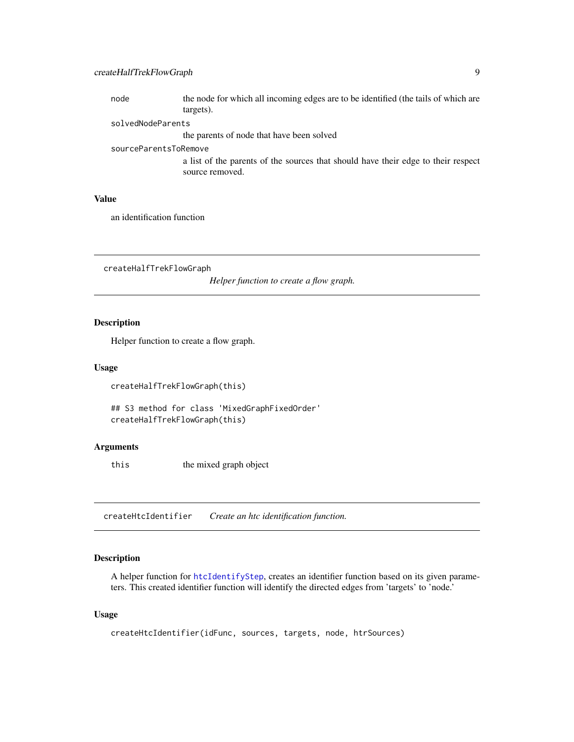| | |
|---|---|
| node | the node for which all incoming edges are to be identified (the tails of which are targets). |
| solvedNodeParents | the parents of node that have been solved |
| sourceParentsToRemove | a list of the parents of the sources that should have their edge to their respect source removed. |

### Value

an identification function

---

## createHalfTrekFlowGraph — *Helper function to create a flow graph.*

### Description

Helper function to create a flow graph.

### Usage

```
createHalfTrekFlowGraph(this)

## S3 method for class 'MixedGraphFixedOrder'
createHalfTrekFlowGraph(this)
```

### Arguments

| | |
|---|---|
| this | the mixed graph object |

---

## createHtcIdentifier — *Create an htc identification function.*

### Description

A helper function for htcIdentifyStep, creates an identifier function based on its given parameters. This created identifier function will identify the directed edges from 'targets' to 'node.'

### Usage

```
createHtcIdentifier(idFunc, sources, targets, node, htrSources)
```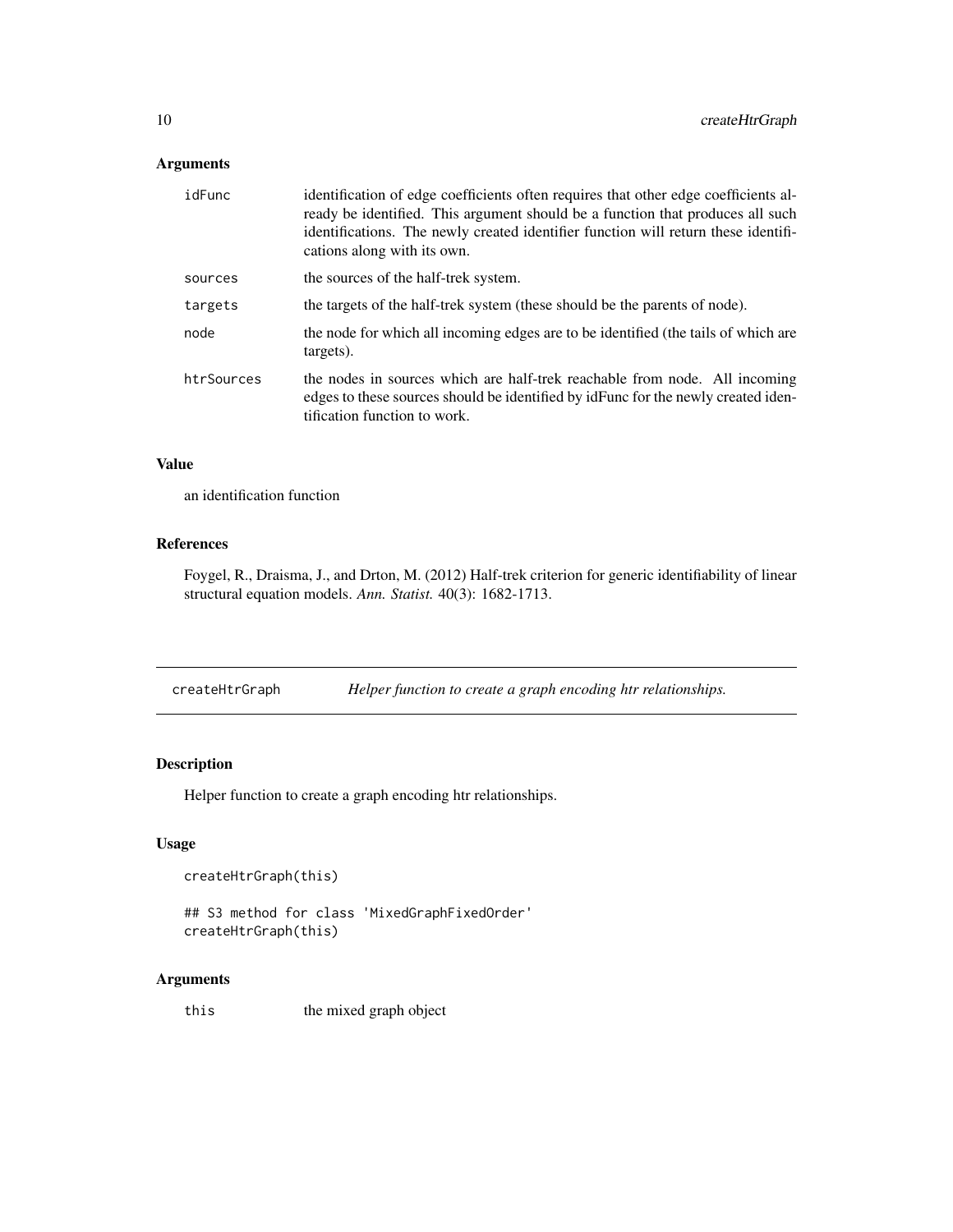### Arguments

| | |
|---|---|
| idFunc | identification of edge coefficients often requires that other edge coefficients already be identified. This argument should be a function that produces all such identifications. The newly created identifier function will return these identifications along with its own. |
| sources | the sources of the half-trek system. |
| targets | the targets of the half-trek system (these should be the parents of node). |
| node | the node for which all incoming edges are to be identified (the tails of which are targets). |
| htrSources | the nodes in sources which are half-trek reachable from node. All incoming edges to these sources should be identified by idFunc for the newly created identification function to work. |

### Value

an identification function

### References

Foygel, R., Draisma, J., and Drton, M. (2012) Half-trek criterion for generic identifiability of linear structural equation models. *Ann. Statist.* 40(3): 1682-1713.

---

## createHtrGraph — *Helper function to create a graph encoding htr relationships.*

---

### Description

Helper function to create a graph encoding htr relationships.

### Usage

```
createHtrGraph(this)

## S3 method for class 'MixedGraphFixedOrder'
createHtrGraph(this)
```

### Arguments

| | |
|---|---|
| this | the mixed graph object |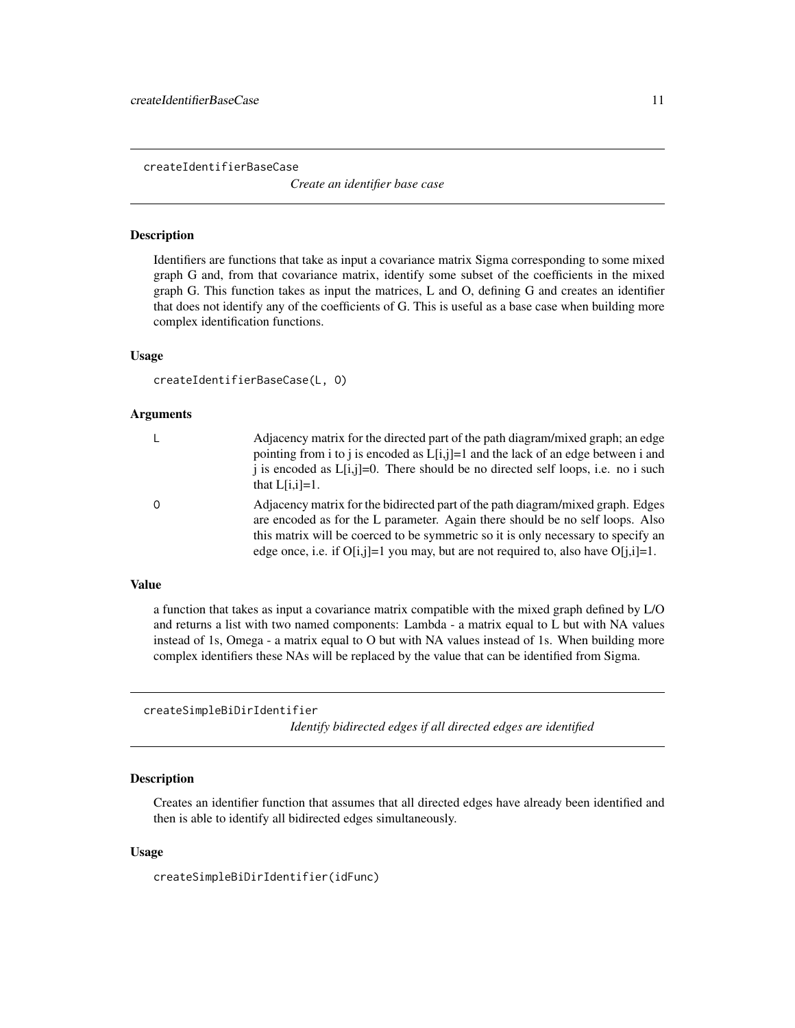## createIdentifierBaseCase

*Create an identifier base case*

### Description

Identifiers are functions that take as input a covariance matrix Sigma corresponding to some mixed graph G and, from that covariance matrix, identify some subset of the coefficients in the mixed graph G. This function takes as input the matrices, L and O, defining G and creates an identifier that does not identify any of the coefficients of G. This is useful as a base case when building more complex identification functions.

### Usage

```
createIdentifierBaseCase(L, O)
```

### Arguments

| | |
|---|---|
| L | Adjacency matrix for the directed part of the path diagram/mixed graph; an edge pointing from i to j is encoded as L[i,j]=1 and the lack of an edge between i and j is encoded as L[i,j]=0. There should be no directed self loops, i.e. no i such that L[i,i]=1. |
| O | Adjacency matrix for the bidirected part of the path diagram/mixed graph. Edges are encoded as for the L parameter. Again there should be no self loops. Also this matrix will be coerced to be symmetric so it is only necessary to specify an edge once, i.e. if O[i,j]=1 you may, but are not required to, also have O[j,i]=1. |

### Value

a function that takes as input a covariance matrix compatible with the mixed graph defined by L/O and returns a list with two named components: Lambda - a matrix equal to L but with NA values instead of 1s, Omega - a matrix equal to O but with NA values instead of 1s. When building more complex identifiers these NAs will be replaced by the value that can be identified from Sigma.

## createSimpleBiDirIdentifier

*Identify bidirected edges if all directed edges are identified*

### Description

Creates an identifier function that assumes that all directed edges have already been identified and then is able to identify all bidirected edges simultaneously.

### Usage

```
createSimpleBiDirIdentifier(idFunc)
```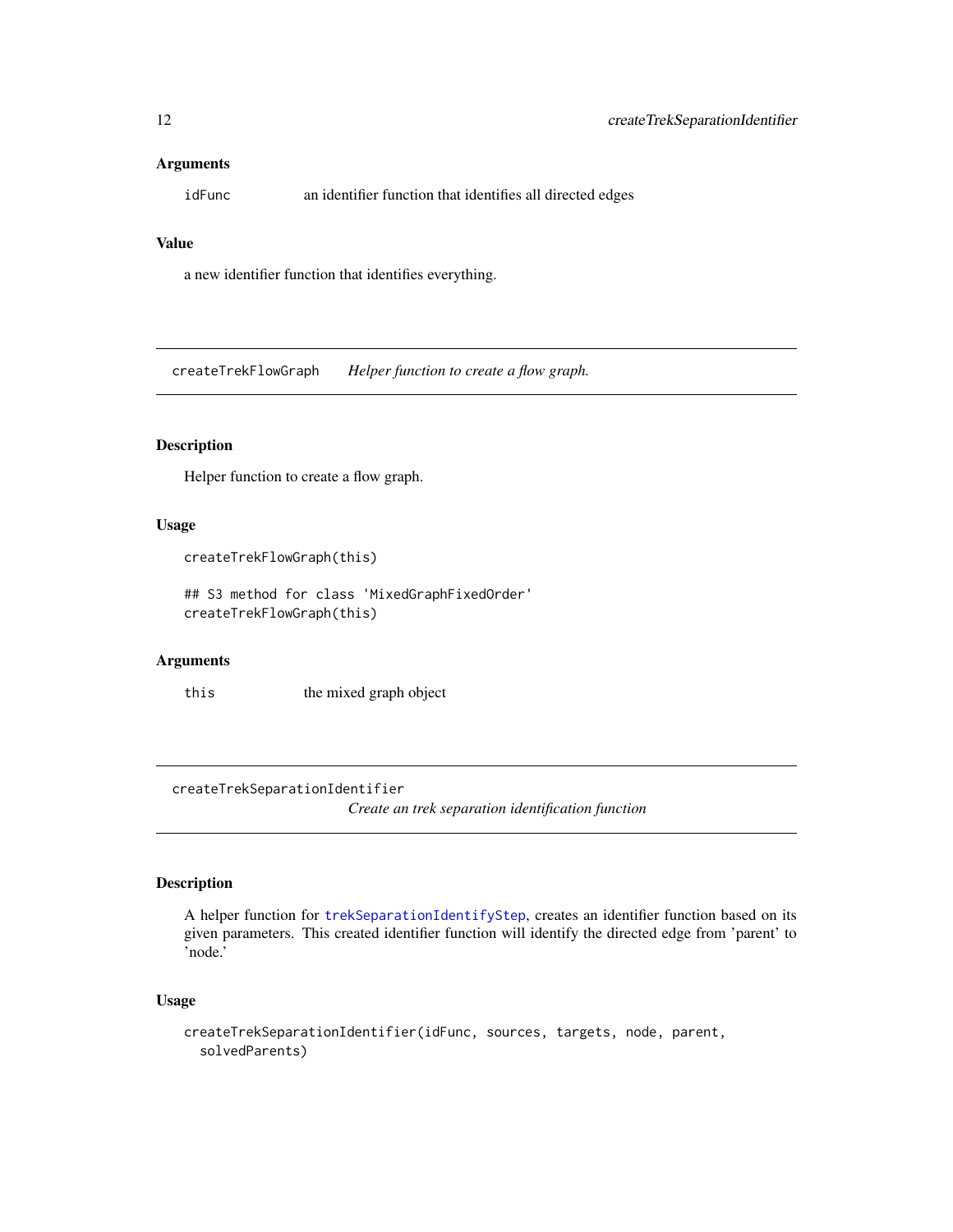### Arguments

| | |
|---|---|
| idFunc | an identifier function that identifies all directed edges |

### Value

a new identifier function that identifies everything.

---

## createTrekFlowGraph — *Helper function to create a flow graph.*

### Description

Helper function to create a flow graph.

### Usage

```
createTrekFlowGraph(this)

## S3 method for class 'MixedGraphFixedOrder'
createTrekFlowGraph(this)
```

### Arguments

| | |
|---|---|
| this | the mixed graph object |

---

## createTrekSeparationIdentifier — *Create an trek separation identification function*

### Description

A helper function for trekSeparationIdentifyStep, creates an identifier function based on its given parameters. This created identifier function will identify the directed edge from 'parent' to 'node.'

### Usage

```
createTrekSeparationIdentifier(idFunc, sources, targets, node, parent,
  solvedParents)
```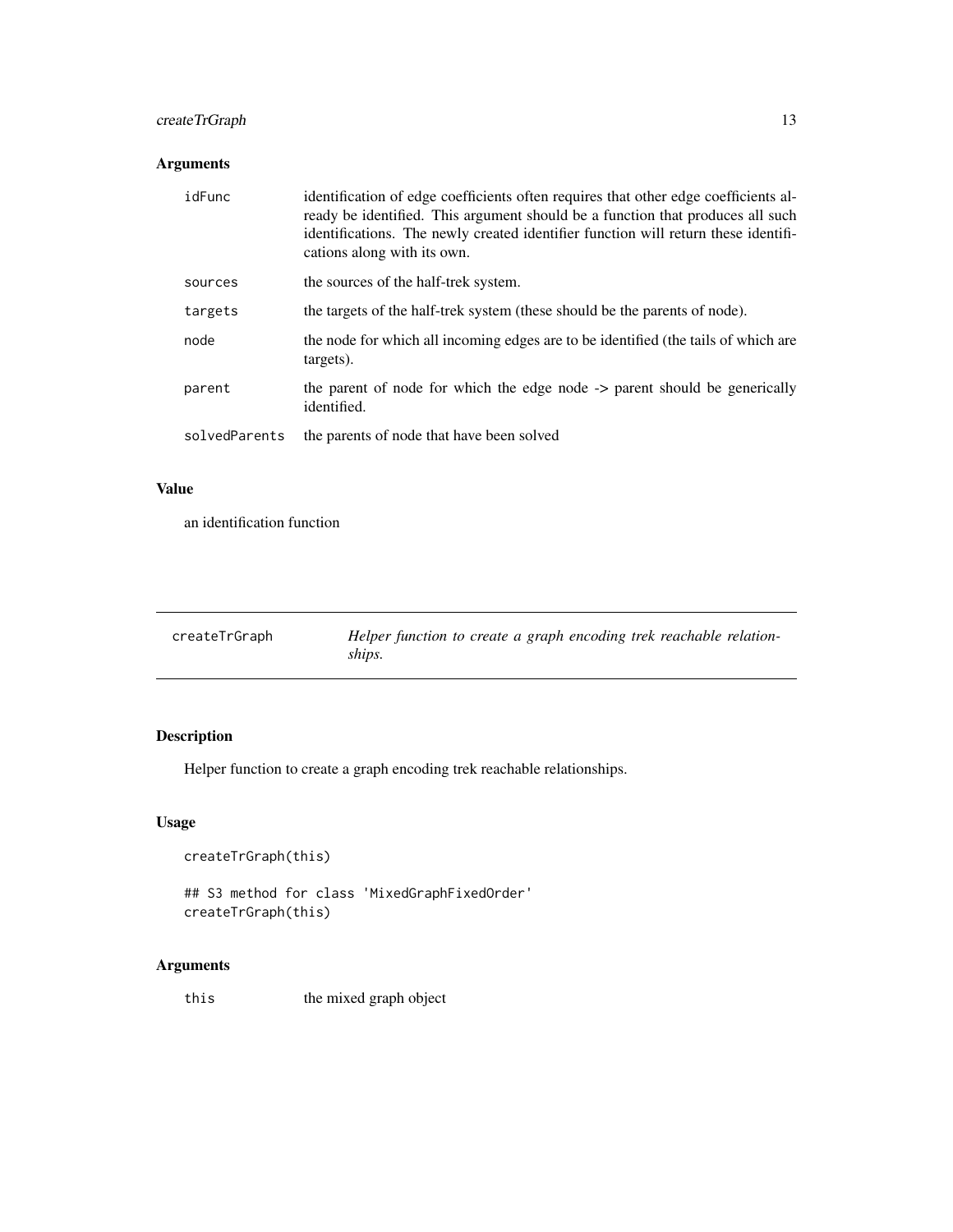### Arguments

| | |
|---|---|
| idFunc | identification of edge coefficients often requires that other edge coefficients already be identified. This argument should be a function that produces all such identifications. The newly created identifier function will return these identifications along with its own. |
| sources | the sources of the half-trek system. |
| targets | the targets of the half-trek system (these should be the parents of node). |
| node | the node for which all incoming edges are to be identified (the tails of which are targets). |
| parent | the parent of node for which the edge node -> parent should be generically identified. |
| solvedParents | the parents of node that have been solved |

### Value

an identification function

---

## createTrGraph — *Helper function to create a graph encoding trek reachable relationships.*

---

### Description

Helper function to create a graph encoding trek reachable relationships.

### Usage

```
createTrGraph(this)

## S3 method for class 'MixedGraphFixedOrder'
createTrGraph(this)
```

### Arguments

| | |
|---|---|
| this | the mixed graph object |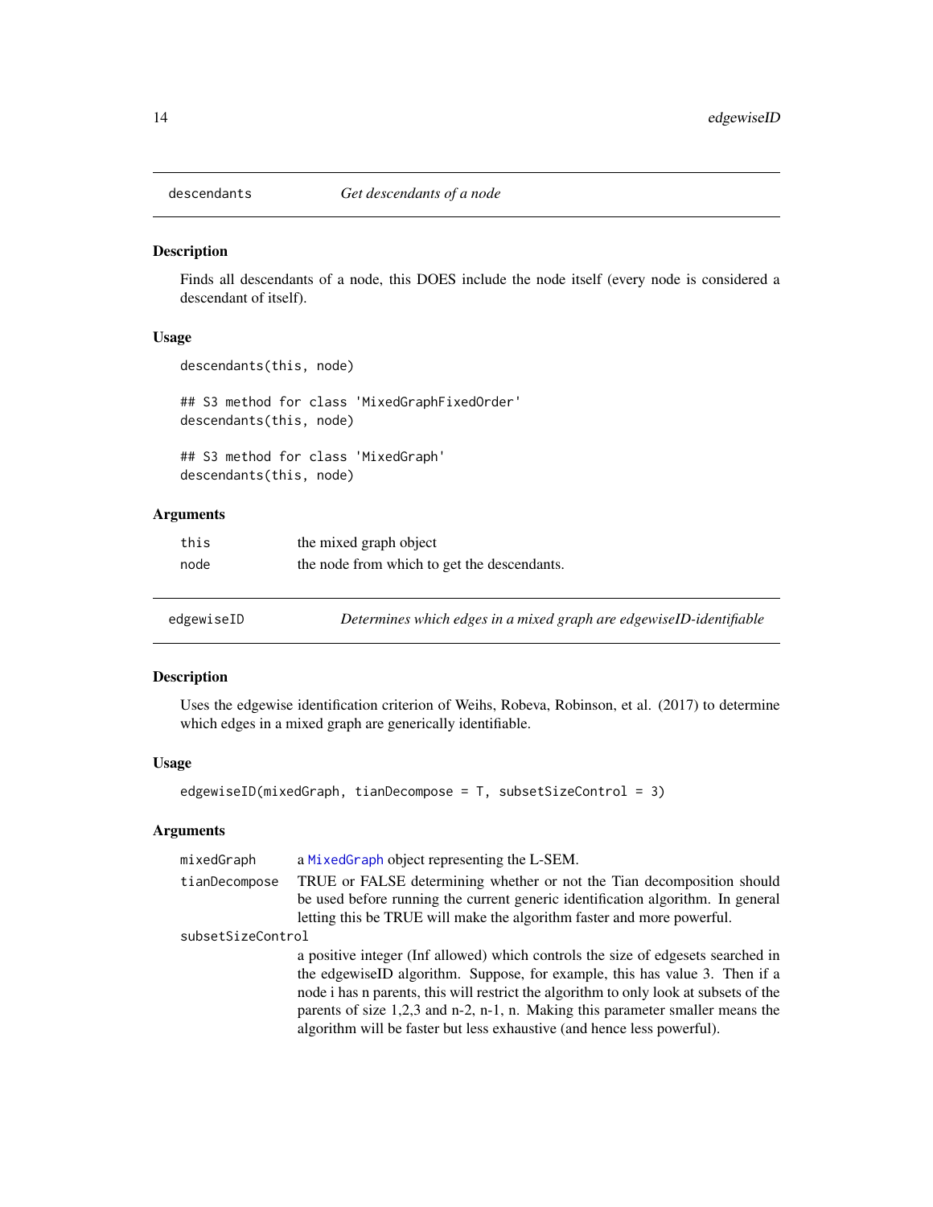## descendants — *Get descendants of a node*

### Description

Finds all descendants of a node, this DOES include the node itself (every node is considered a descendant of itself).

### Usage

```
descendants(this, node)

## S3 method for class 'MixedGraphFixedOrder'
descendants(this, node)

## S3 method for class 'MixedGraph'
descendants(this, node)
```

### Arguments

| | |
|---|---|
| `this` | the mixed graph object |
| `node` | the node from which to get the descendants. |

## edgewiseID — *Determines which edges in a mixed graph are edgewiseID-identifiable*

### Description

Uses the edgewise identification criterion of Weihs, Robeva, Robinson, et al. (2017) to determine which edges in a mixed graph are generically identifiable.

### Usage

```
edgewiseID(mixedGraph, tianDecompose = T, subsetSizeControl = 3)
```

### Arguments

| | |
|---|---|
| `mixedGraph` | a `MixedGraph` object representing the L-SEM. |
| `tianDecompose` | TRUE or FALSE determining whether or not the Tian decomposition should be used before running the current generic identification algorithm. In general letting this be TRUE will make the algorithm faster and more powerful. |
| `subsetSizeControl` | a positive integer (Inf allowed) which controls the size of edgesets searched in the edgewiseID algorithm. Suppose, for example, this has value 3. Then if a node i has n parents, this will restrict the algorithm to only look at subsets of the parents of size 1,2,3 and n-2, n-1, n. Making this parameter smaller means the algorithm will be faster but less exhaustive (and hence less powerful). |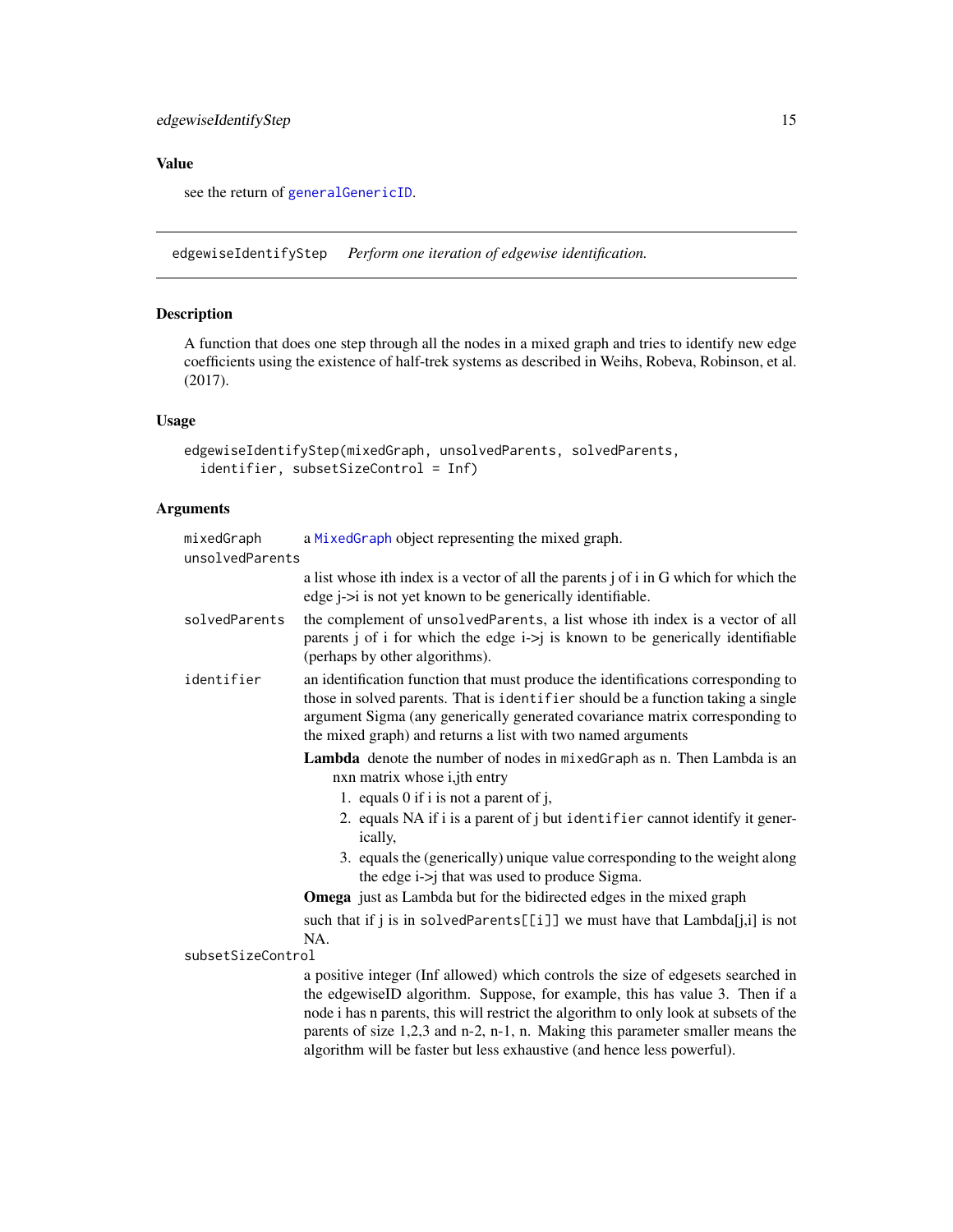## Value

see the return of generalGenericID.

---

# edgewiseIdentifyStep *Perform one iteration of edgewise identification.*

## Description

A function that does one step through all the nodes in a mixed graph and tries to identify new edge coefficients using the existence of half-trek systems as described in Weihs, Robeva, Robinson, et al. (2017).

## Usage

```
edgewiseIdentifyStep(mixedGraph, unsolvedParents, solvedParents,
  identifier, subsetSizeControl = Inf)
```

## Arguments

**mixedGraph** a MixedGraph object representing the mixed graph.

**unsolvedParents** a list whose ith index is a vector of all the parents j of i in G which for which the edge j->i is not yet known to be generically identifiable.

**solvedParents** the complement of unsolvedParents, a list whose ith index is a vector of all parents j of i for which the edge i->j is known to be generically identifiable (perhaps by other algorithms).

**identifier** an identification function that must produce the identifications corresponding to those in solved parents. That is identifier should be a function taking a single argument Sigma (any generically generated covariance matrix corresponding to the mixed graph) and returns a list with two named arguments

**Lambda** denote the number of nodes in mixedGraph as n. Then Lambda is an nxn matrix whose i,jth entry

1. equals 0 if i is not a parent of j,
2. equals NA if i is a parent of j but identifier cannot identify it generically,
3. equals the (generically) unique value corresponding to the weight along the edge i->j that was used to produce Sigma.

**Omega** just as Lambda but for the bidirected edges in the mixed graph

such that if j is in solvedParents[[i]] we must have that Lambda[j,i] is not NA.

**subsetSizeControl** a positive integer (Inf allowed) which controls the size of edgesets searched in the edgewiseID algorithm. Suppose, for example, this has value 3. Then if a node i has n parents, this will restrict the algorithm to only look at subsets of the parents of size 1,2,3 and n-2, n-1, n. Making this parameter smaller means the algorithm will be faster but less exhaustive (and hence less powerful).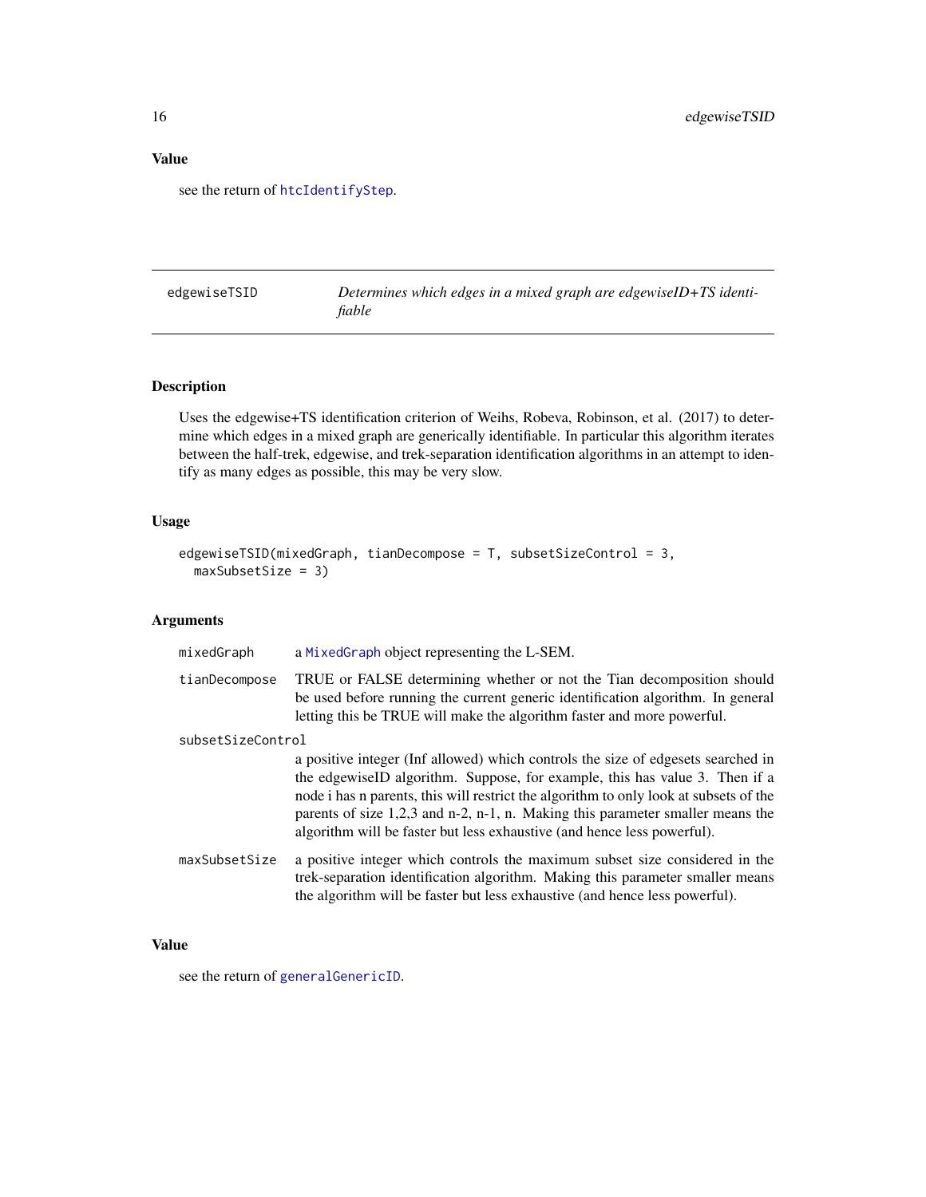### Value

see the return of htcIdentifyStep.

## edgewiseTSID — *Determines which edges in a mixed graph are edgewiseID+TS identifiable*

### Description

Uses the edgewise+TS identification criterion of Weihs, Robeva, Robinson, et al. (2017) to determine which edges in a mixed graph are generically identifiable. In particular this algorithm iterates between the half-trek, edgewise, and trek-separation identification algorithms in an attempt to identify as many edges as possible, this may be very slow.

### Usage

```
edgewiseTSID(mixedGraph, tianDecompose = T, subsetSizeControl = 3,
  maxSubsetSize = 3)
```

### Arguments

| | |
|---|---|
| mixedGraph | a MixedGraph object representing the L-SEM. |
| tianDecompose | TRUE or FALSE determining whether or not the Tian decomposition should be used before running the current generic identification algorithm. In general letting this be TRUE will make the algorithm faster and more powerful. |
| subsetSizeControl | a positive integer (Inf allowed) which controls the size of edgesets searched in the edgewiseID algorithm. Suppose, for example, this has value 3. Then if a node i has n parents, this will restrict the algorithm to only look at subsets of the parents of size 1,2,3 and n-2, n-1, n. Making this parameter smaller means the algorithm will be faster but less exhaustive (and hence less powerful). |
| maxSubsetSize | a positive integer which controls the maximum subset size considered in the trek-separation identification algorithm. Making this parameter smaller means the algorithm will be faster but less exhaustive (and hence less powerful). |

### Value

see the return of generalGenericID.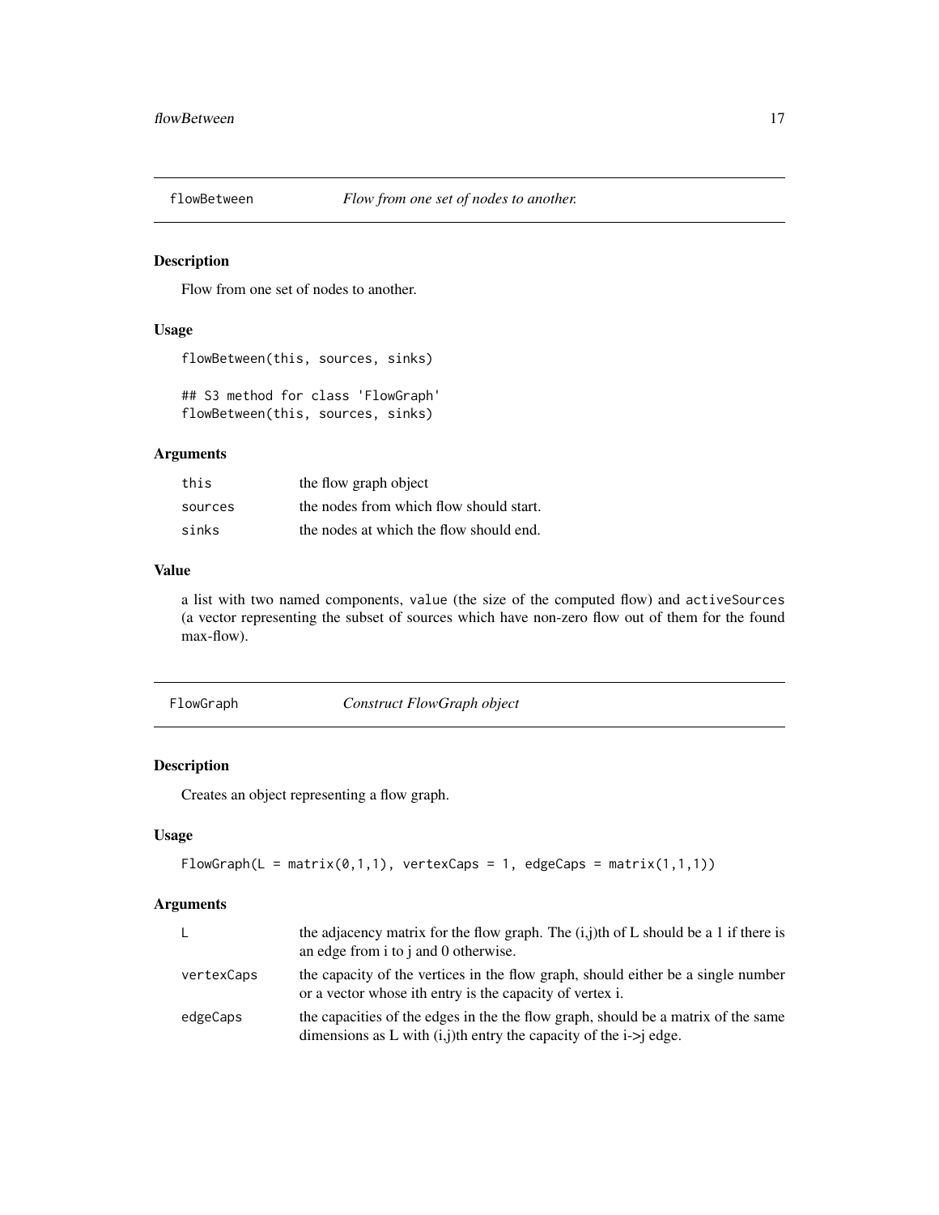## flowBetween — *Flow from one set of nodes to another.*

### Description

Flow from one set of nodes to another.

### Usage

```
flowBetween(this, sources, sinks)

## S3 method for class 'FlowGraph'
flowBetween(this, sources, sinks)
```

### Arguments

| | |
|---|---|
| `this` | the flow graph object |
| `sources` | the nodes from which flow should start. |
| `sinks` | the nodes at which the flow should end. |

### Value

a list with two named components, `value` (the size of the computed flow) and `activeSources` (a vector representing the subset of sources which have non-zero flow out of them for the found max-flow).

## FlowGraph — *Construct FlowGraph object*

### Description

Creates an object representing a flow graph.

### Usage

```
FlowGraph(L = matrix(0,1,1), vertexCaps = 1, edgeCaps = matrix(1,1,1))
```

### Arguments

| | |
|---|---|
| `L` | the adjacency matrix for the flow graph. The (i,j)th of L should be a 1 if there is an edge from i to j and 0 otherwise. |
| `vertexCaps` | the capacity of the vertices in the flow graph, should either be a single number or a vector whose ith entry is the capacity of vertex i. |
| `edgeCaps` | the capacities of the edges in the the flow graph, should be a matrix of the same dimensions as L with (i,j)th entry the capacity of the i->j edge. |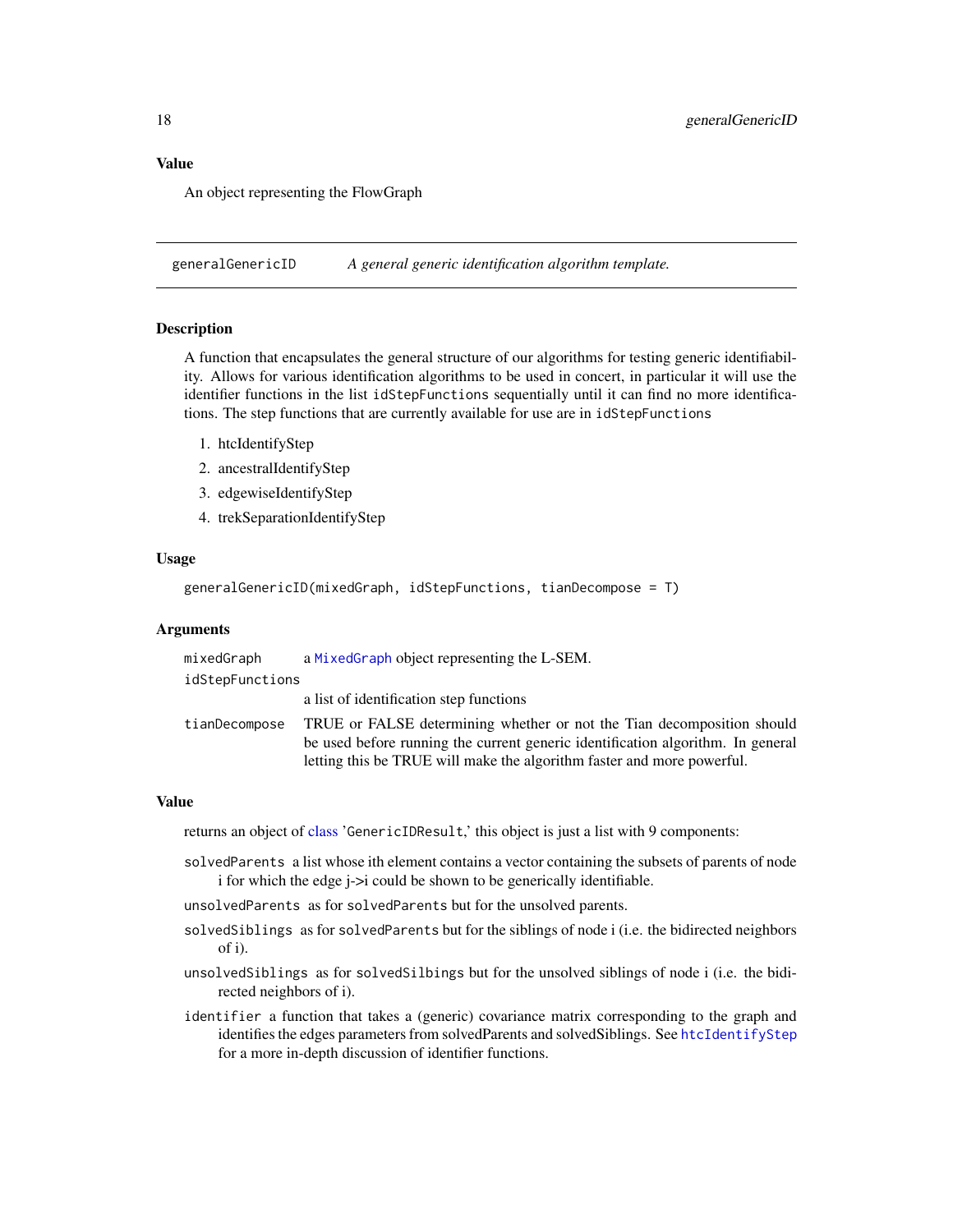### Value

An object representing the FlowGraph

---

## generalGenericID — *A general generic identification algorithm template.*

### Description

A function that encapsulates the general structure of our algorithms for testing generic identifiability. Allows for various identification algorithms to be used in concert, in particular it will use the identifier functions in the list `idStepFunctions` sequentially until it can find no more identifications. The step functions that are currently available for use are in `idStepFunctions`

1. htcIdentifyStep
2. ancestralIdentifyStep
3. edgewiseIdentifyStep
4. trekSeparationIdentifyStep

### Usage

```
generalGenericID(mixedGraph, idStepFunctions, tianDecompose = T)
```

### Arguments

| | |
|---|---|
| `mixedGraph` | a MixedGraph object representing the L-SEM. |
| `idStepFunctions` | a list of identification step functions |
| `tianDecompose` | TRUE or FALSE determining whether or not the Tian decomposition should be used before running the current generic identification algorithm. In general letting this be TRUE will make the algorithm faster and more powerful. |

### Value

returns an object of class '`GenericIDResult`,' this object is just a list with 9 components:

`solvedParents` a list whose ith element contains a vector containing the subsets of parents of node i for which the edge j->i could be shown to be generically identifiable.

`unsolvedParents` as for `solvedParents` but for the unsolved parents.

`solvedSiblings` as for `solvedParents` but for the siblings of node i (i.e. the bidirected neighbors of i).

`unsolvedSiblings` as for `solvedSilbings` but for the unsolved siblings of node i (i.e. the bidirected neighbors of i).

`identifier` a function that takes a (generic) covariance matrix corresponding to the graph and identifies the edges parameters from solvedParents and solvedSiblings. See `htcIdentifyStep` for a more in-depth discussion of identifier functions.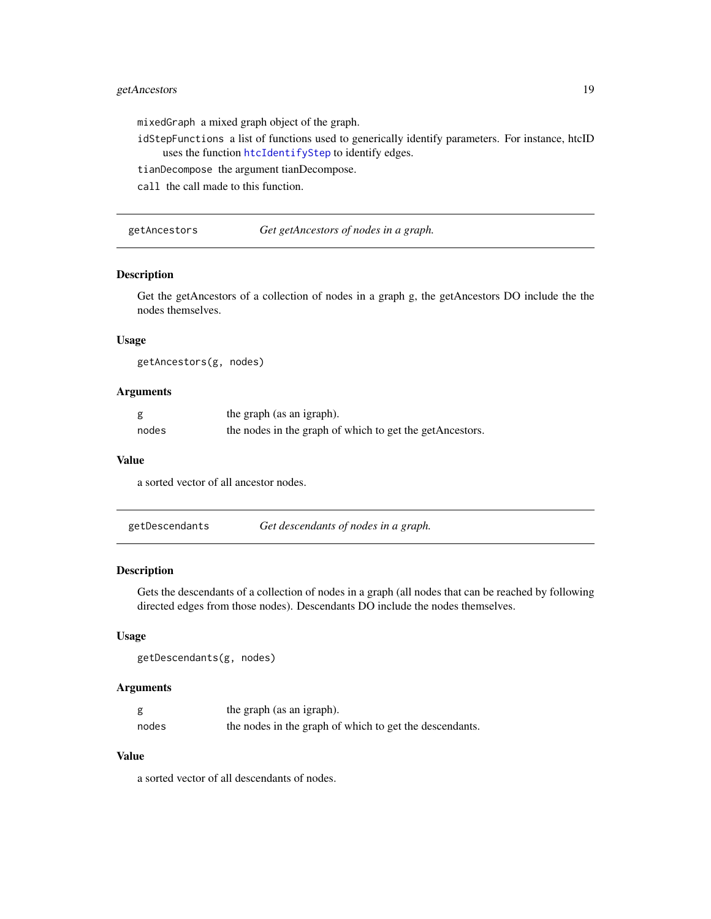`mixedGraph` a mixed graph object of the graph.

`idStepFunctions` a list of functions used to generically identify parameters. For instance, htcID uses the function `htcIdentifyStep` to identify edges.

`tianDecompose` the argument tianDecompose.

`call` the call made to this function.

---

## getAncestors — *Get getAncestors of nodes in a graph.*

### Description

Get the getAncestors of a collection of nodes in a graph g, the getAncestors DO include the the nodes themselves.

### Usage

```
getAncestors(g, nodes)
```

### Arguments

| | |
|---|---|
| `g` | the graph (as an igraph). |
| `nodes` | the nodes in the graph of which to get the getAncestors. |

### Value

a sorted vector of all ancestor nodes.

---

## getDescendants — *Get descendants of nodes in a graph.*

### Description

Gets the descendants of a collection of nodes in a graph (all nodes that can be reached by following directed edges from those nodes). Descendants DO include the nodes themselves.

### Usage

```
getDescendants(g, nodes)
```

### Arguments

| | |
|---|---|
| `g` | the graph (as an igraph). |
| `nodes` | the nodes in the graph of which to get the descendants. |

### Value

a sorted vector of all descendants of nodes.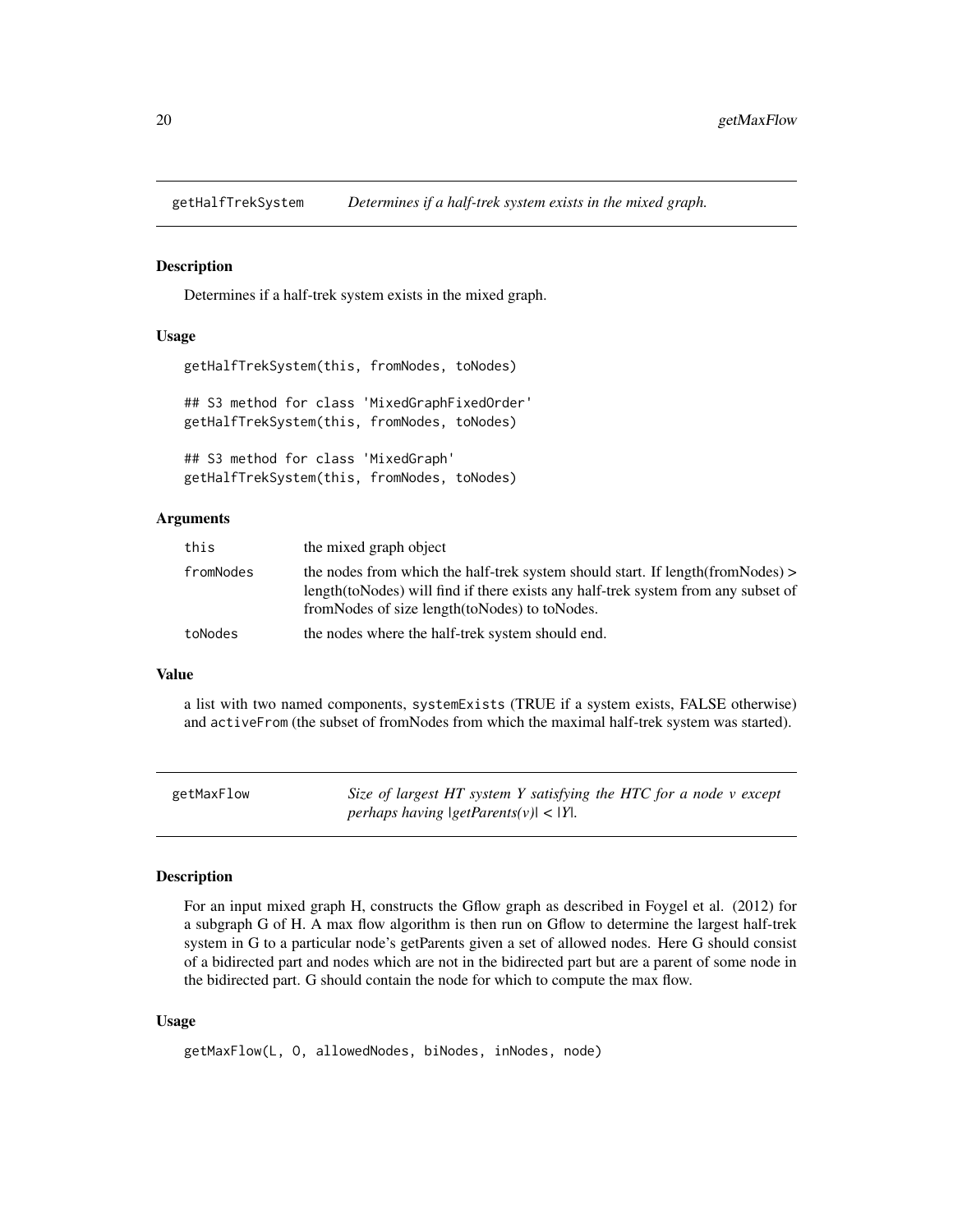## getHalfTrekSystem *Determines if a half-trek system exists in the mixed graph.*

### Description

Determines if a half-trek system exists in the mixed graph.

### Usage

```
getHalfTrekSystem(this, fromNodes, toNodes)

## S3 method for class 'MixedGraphFixedOrder'
getHalfTrekSystem(this, fromNodes, toNodes)

## S3 method for class 'MixedGraph'
getHalfTrekSystem(this, fromNodes, toNodes)
```

### Arguments

| | |
|---|---|
| this | the mixed graph object |
| fromNodes | the nodes from which the half-trek system should start. If length(fromNodes) > length(toNodes) will find if there exists any half-trek system from any subset of fromNodes of size length(toNodes) to toNodes. |
| toNodes | the nodes where the half-trek system should end. |

### Value

a list with two named components, systemExists (TRUE if a system exists, FALSE otherwise) and activeFrom (the subset of fromNodes from which the maximal half-trek system was started).

## getMaxFlow *Size of largest HT system Y satisfying the HTC for a node v except perhaps having |getParents(v)| < |Y|.*

### Description

For an input mixed graph H, constructs the Gflow graph as described in Foygel et al. (2012) for a subgraph G of H. A max flow algorithm is then run on Gflow to determine the largest half-trek system in G to a particular node's getParents given a set of allowed nodes. Here G should consist of a bidirected part and nodes which are not in the bidirected part but are a parent of some node in the bidirected part. G should contain the node for which to compute the max flow.

### Usage

```
getMaxFlow(L, O, allowedNodes, biNodes, inNodes, node)
```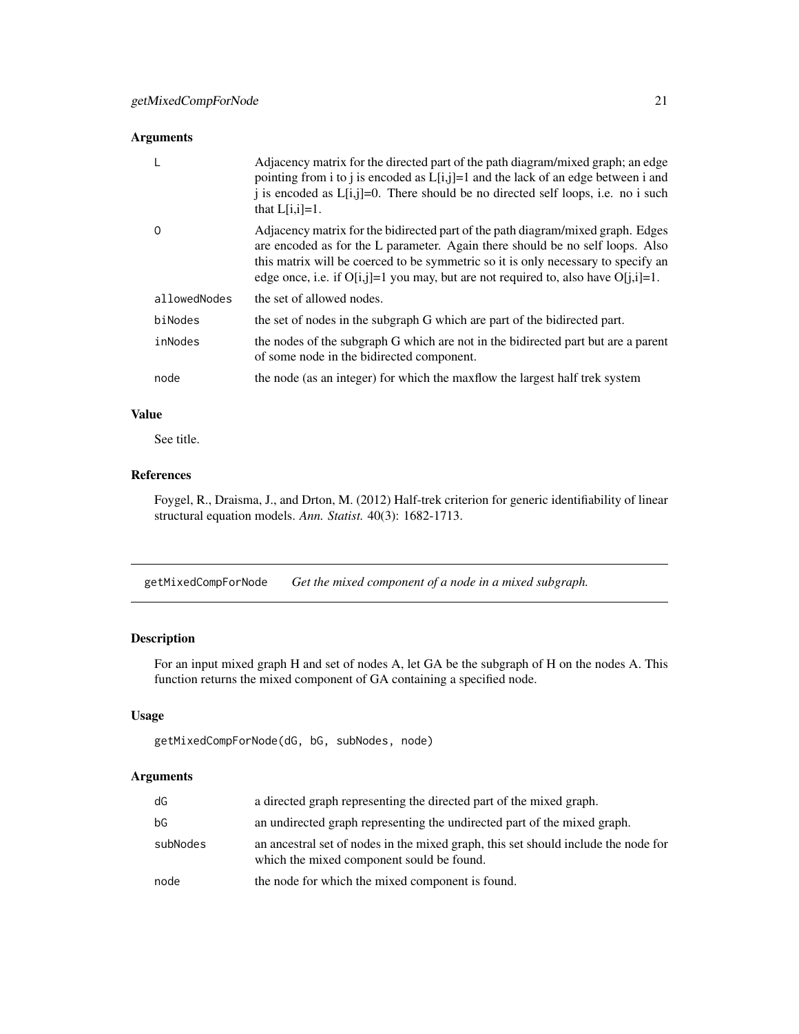### Arguments

| | |
|---|---|
| `L` | Adjacency matrix for the directed part of the path diagram/mixed graph; an edge pointing from i to j is encoded as L[i,j]=1 and the lack of an edge between i and j is encoded as L[i,j]=0. There should be no directed self loops, i.e. no i such that L[i,i]=1. |
| `O` | Adjacency matrix for the bidirected part of the path diagram/mixed graph. Edges are encoded as for the L parameter. Again there should be no self loops. Also this matrix will be coerced to be symmetric so it is only necessary to specify an edge once, i.e. if O[i,j]=1 you may, but are not required to, also have O[j,i]=1. |
| `allowedNodes` | the set of allowed nodes. |
| `biNodes` | the set of nodes in the subgraph G which are part of the bidirected part. |
| `inNodes` | the nodes of the subgraph G which are not in the bidirected part but are a parent of some node in the bidirected component. |
| `node` | the node (as an integer) for which the maxflow the largest half trek system |

### Value

See title.

### References

Foygel, R., Draisma, J., and Drton, M. (2012) Half-trek criterion for generic identifiability of linear structural equation models. *Ann. Statist.* 40(3): 1682-1713.

---

## getMixedCompForNode — *Get the mixed component of a node in a mixed subgraph.*

---

### Description

For an input mixed graph H and set of nodes A, let GA be the subgraph of H on the nodes A. This function returns the mixed component of GA containing a specified node.

### Usage

```
getMixedCompForNode(dG, bG, subNodes, node)
```

### Arguments

| | |
|---|---|
| `dG` | a directed graph representing the directed part of the mixed graph. |
| `bG` | an undirected graph representing the undirected part of the mixed graph. |
| `subNodes` | an ancestral set of nodes in the mixed graph, this set should include the node for which the mixed component sould be found. |
| `node` | the node for which the mixed component is found. |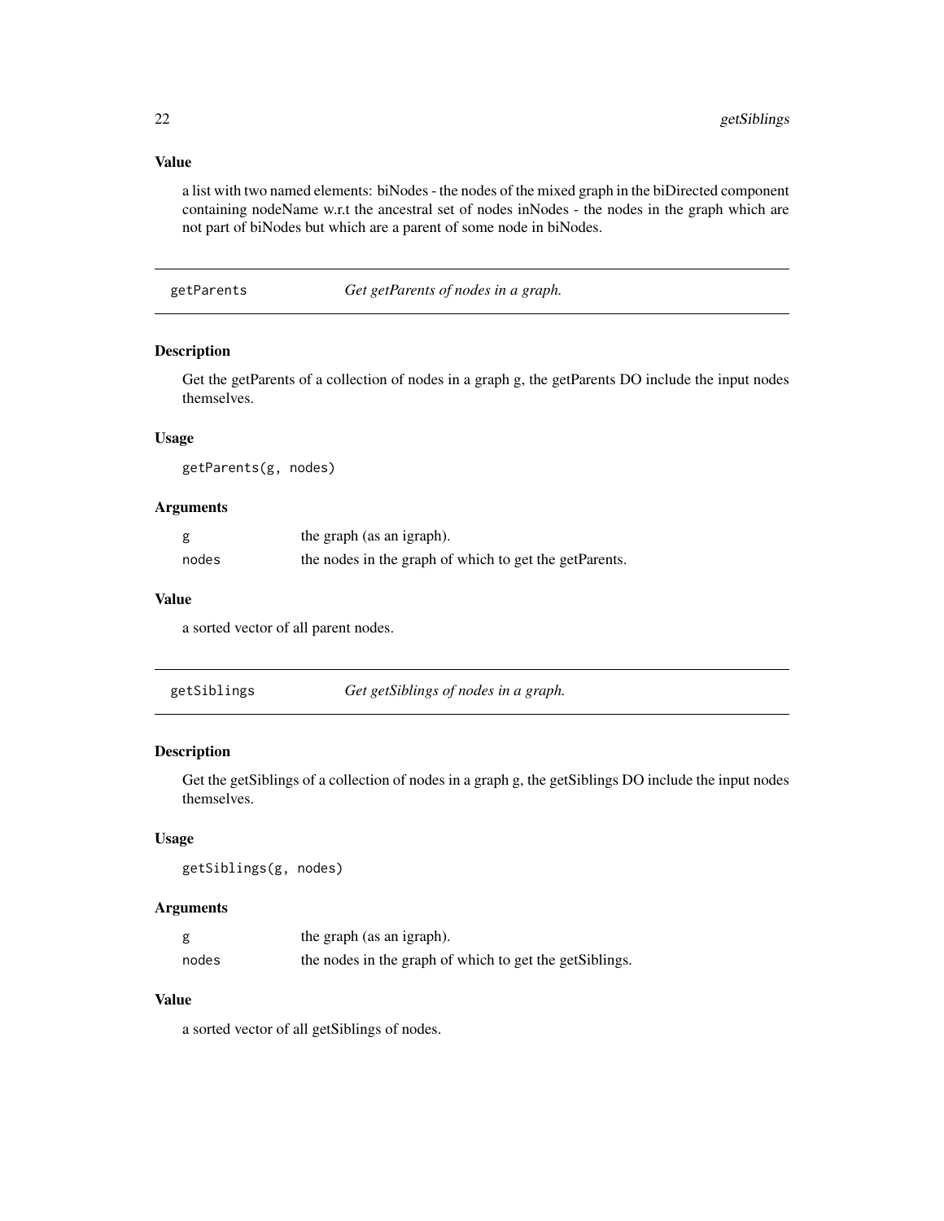### Value

a list with two named elements: biNodes - the nodes of the mixed graph in the biDirected component containing nodeName w.r.t the ancestral set of nodes inNodes - the nodes in the graph which are not part of biNodes but which are a parent of some node in biNodes.

## getParents *Get getParents of nodes in a graph.*

### Description

Get the getParents of a collection of nodes in a graph g, the getParents DO include the input nodes themselves.

### Usage

```
getParents(g, nodes)
```

### Arguments

| | |
|---|---|
| g | the graph (as an igraph). |
| nodes | the nodes in the graph of which to get the getParents. |

### Value

a sorted vector of all parent nodes.

## getSiblings *Get getSiblings of nodes in a graph.*

### Description

Get the getSiblings of a collection of nodes in a graph g, the getSiblings DO include the input nodes themselves.

### Usage

```
getSiblings(g, nodes)
```

### Arguments

| | |
|---|---|
| g | the graph (as an igraph). |
| nodes | the nodes in the graph of which to get the getSiblings. |

### Value

a sorted vector of all getSiblings of nodes.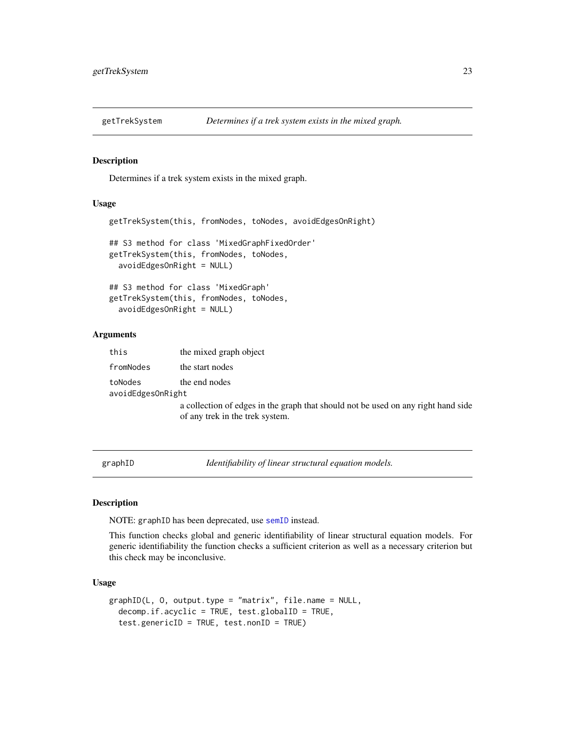## getTrekSystem — *Determines if a trek system exists in the mixed graph.*

### Description

Determines if a trek system exists in the mixed graph.

### Usage

```
getTrekSystem(this, fromNodes, toNodes, avoidEdgesOnRight)

## S3 method for class 'MixedGraphFixedOrder'
getTrekSystem(this, fromNodes, toNodes,
  avoidEdgesOnRight = NULL)

## S3 method for class 'MixedGraph'
getTrekSystem(this, fromNodes, toNodes,
  avoidEdgesOnRight = NULL)
```

### Arguments

| | |
|---|---|
| `this` | the mixed graph object |
| `fromNodes` | the start nodes |
| `toNodes` | the end nodes |
| `avoidEdgesOnRight` | a collection of edges in the graph that should not be used on any right hand side of any trek in the trek system. |

## graphID — *Identifiability of linear structural equation models.*

### Description

NOTE: `graphID` has been deprecated, use `semID` instead.

This function checks global and generic identifiability of linear structural equation models. For generic identifiability the function checks a sufficient criterion as well as a necessary criterion but this check may be inconclusive.

### Usage

```
graphID(L, O, output.type = "matrix", file.name = NULL,
  decomp.if.acyclic = TRUE, test.globalID = TRUE,
  test.genericID = TRUE, test.nonID = TRUE)
```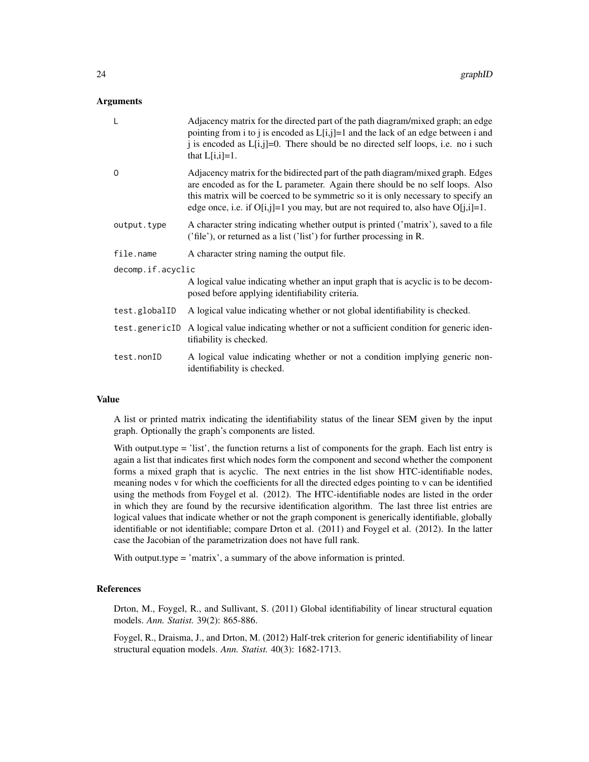## Arguments

| | |
|---|---|
| `L` | Adjacency matrix for the directed part of the path diagram/mixed graph; an edge pointing from i to j is encoded as L[i,j]=1 and the lack of an edge between i and j is encoded as L[i,j]=0. There should be no directed self loops, i.e. no i such that L[i,i]=1. |
| `O` | Adjacency matrix for the bidirected part of the path diagram/mixed graph. Edges are encoded as for the L parameter. Again there should be no self loops. Also this matrix will be coerced to be symmetric so it is only necessary to specify an edge once, i.e. if O[i,j]=1 you may, but are not required to, also have O[j,i]=1. |
| `output.type` | A character string indicating whether output is printed ('matrix'), saved to a file ('file'), or returned as a list ('list') for further processing in R. |
| `file.name` | A character string naming the output file. |
| `decomp.if.acyclic` | A logical value indicating whether an input graph that is acyclic is to be decomposed before applying identifiability criteria. |
| `test.globalID` | A logical value indicating whether or not global identifiability is checked. |
| `test.genericID` | A logical value indicating whether or not a sufficient condition for generic identifiability is checked. |
| `test.nonID` | A logical value indicating whether or not a condition implying generic non-identifiability is checked. |

## Value

A list or printed matrix indicating the identifiability status of the linear SEM given by the input graph. Optionally the graph's components are listed.

With output.type = 'list', the function returns a list of components for the graph. Each list entry is again a list that indicates first which nodes form the component and second whether the component forms a mixed graph that is acyclic. The next entries in the list show HTC-identifiable nodes, meaning nodes v for which the coefficients for all the directed edges pointing to v can be identified using the methods from Foygel et al. (2012). The HTC-identifiable nodes are listed in the order in which they are found by the recursive identification algorithm. The last three list entries are logical values that indicate whether or not the graph component is generically identifiable, globally identifiable or not identifiable; compare Drton et al. (2011) and Foygel et al. (2012). In the latter case the Jacobian of the parametrization does not have full rank.

With output.type = 'matrix', a summary of the above information is printed.

## References

Drton, M., Foygel, R., and Sullivant, S. (2011) Global identifiability of linear structural equation models. *Ann. Statist.* 39(2): 865-886.

Foygel, R., Draisma, J., and Drton, M. (2012) Half-trek criterion for generic identifiability of linear structural equation models. *Ann. Statist.* 40(3): 1682-1713.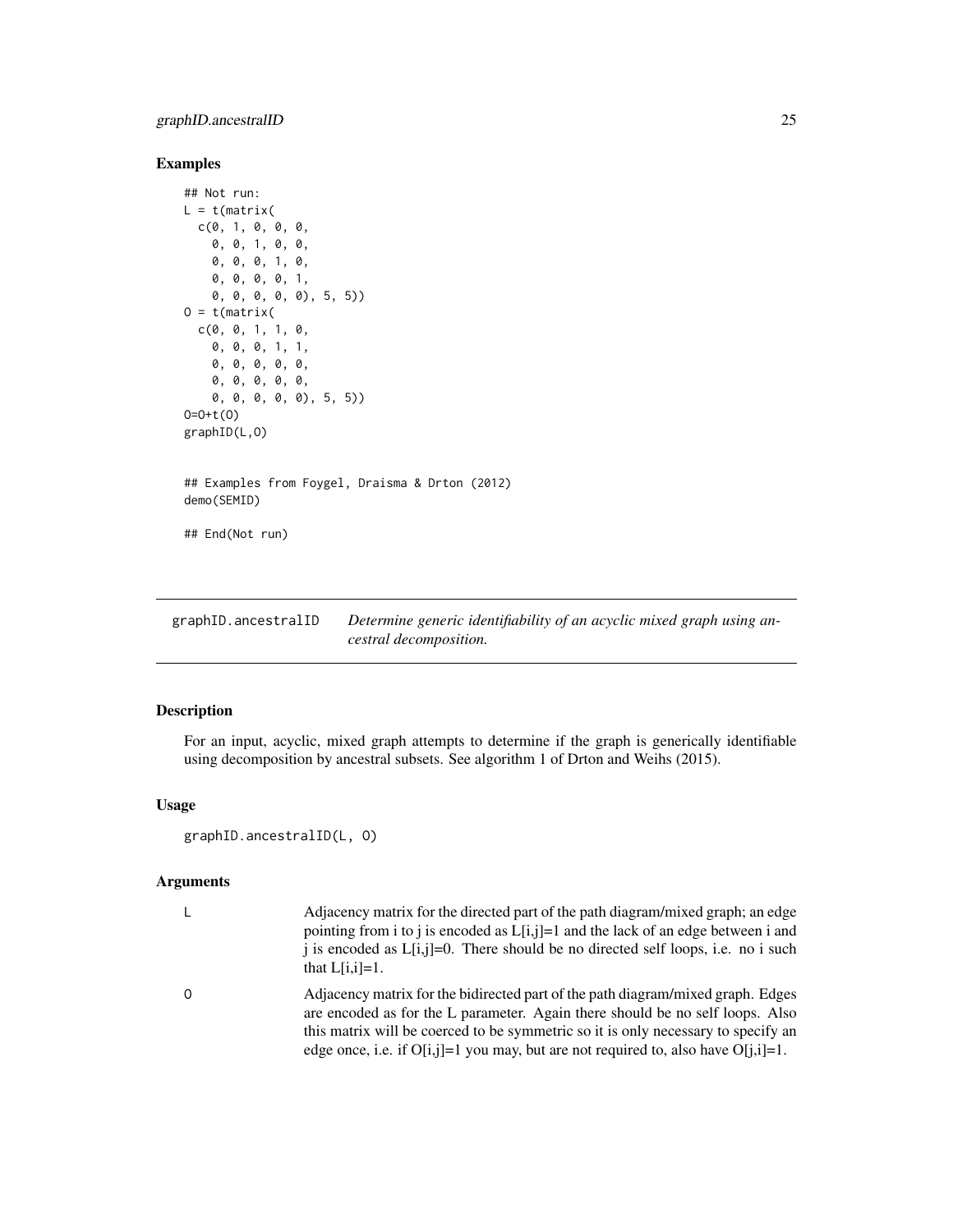### Examples

```
## Not run:
L = t(matrix(
  c(0, 1, 0, 0, 0,
    0, 0, 1, 0, 0,
    0, 0, 0, 1, 0,
    0, 0, 0, 0, 1,
    0, 0, 0, 0, 0), 5, 5))
O = t(matrix(
  c(0, 0, 1, 1, 0,
    0, 0, 0, 1, 1,
    0, 0, 0, 0, 0,
    0, 0, 0, 0, 0,
    0, 0, 0, 0, 0), 5, 5))
O=O+t(O)
graphID(L,O)


## Examples from Foygel, Draisma & Drton (2012)
demo(SEMID)

## End(Not run)
```

---

## graphID.ancestralID — *Determine generic identifiability of an acyclic mixed graph using ancestral decomposition.*

---

### Description

For an input, acyclic, mixed graph attempts to determine if the graph is generically identifiable using decomposition by ancestral subsets. See algorithm 1 of Drton and Weihs (2015).

### Usage

```
graphID.ancestralID(L, O)
```

### Arguments

| | |
|---|---|
| L | Adjacency matrix for the directed part of the path diagram/mixed graph; an edge pointing from i to j is encoded as L[i,j]=1 and the lack of an edge between i and j is encoded as L[i,j]=0. There should be no directed self loops, i.e. no i such that L[i,i]=1. |
| O | Adjacency matrix for the bidirected part of the path diagram/mixed graph. Edges are encoded as for the L parameter. Again there should be no self loops. Also this matrix will be coerced to be symmetric so it is only necessary to specify an edge once, i.e. if O[i,j]=1 you may, but are not required to, also have O[j,i]=1. |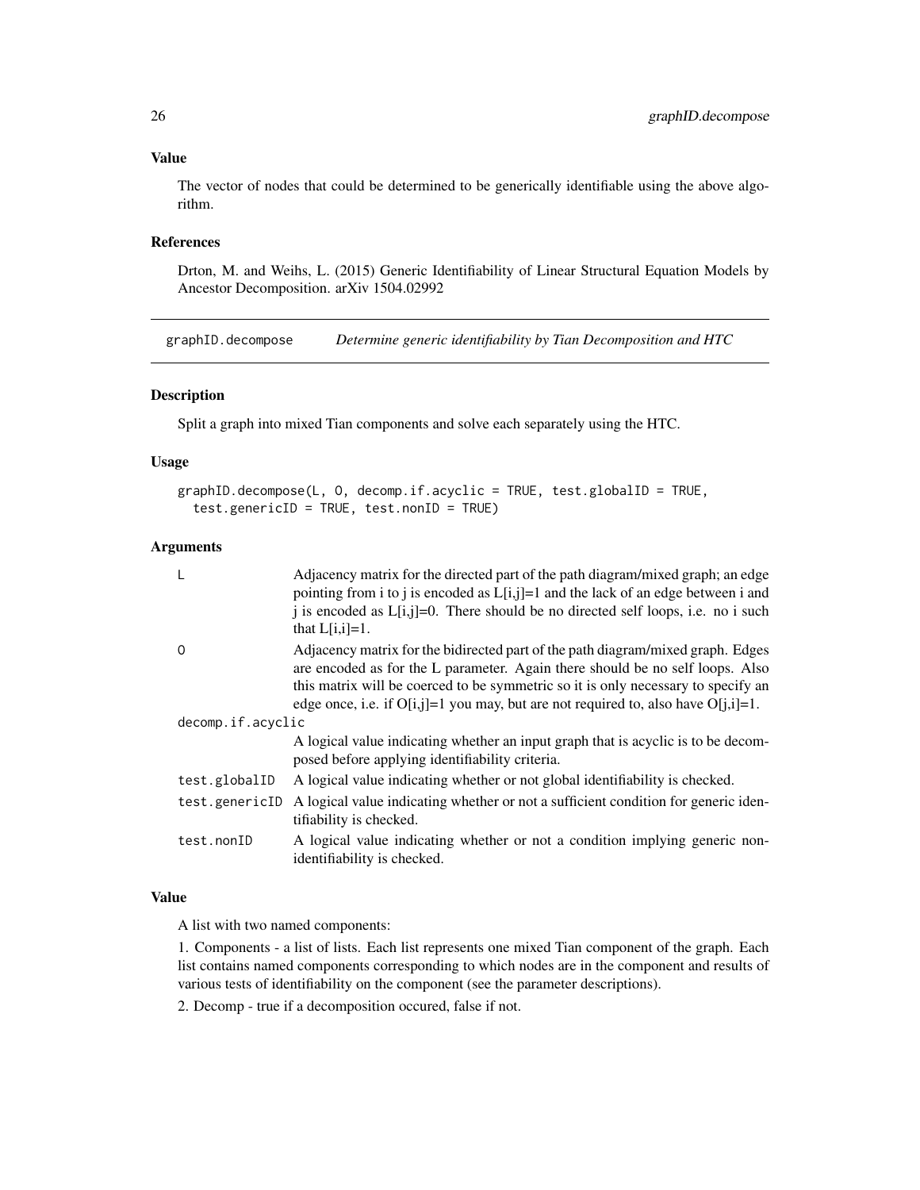### Value

The vector of nodes that could be determined to be generically identifiable using the above algorithm.

### References

Drton, M. and Weihs, L. (2015) Generic Identifiability of Linear Structural Equation Models by Ancestor Decomposition. arXiv 1504.02992

---

## graphID.decompose — *Determine generic identifiability by Tian Decomposition and HTC*

### Description

Split a graph into mixed Tian components and solve each separately using the HTC.

### Usage

```
graphID.decompose(L, O, decomp.if.acyclic = TRUE, test.globalID = TRUE,
  test.genericID = TRUE, test.nonID = TRUE)
```

### Arguments

| | |
|---|---|
| `L` | Adjacency matrix for the directed part of the path diagram/mixed graph; an edge pointing from i to j is encoded as L[i,j]=1 and the lack of an edge between i and j is encoded as L[i,j]=0. There should be no directed self loops, i.e. no i such that L[i,i]=1. |
| `O` | Adjacency matrix for the bidirected part of the path diagram/mixed graph. Edges are encoded as for the L parameter. Again there should be no self loops. Also this matrix will be coerced to be symmetric so it is only necessary to specify an edge once, i.e. if O[i,j]=1 you may, but are not required to, also have O[j,i]=1. |
| `decomp.if.acyclic` | A logical value indicating whether an input graph that is acyclic is to be decomposed before applying identifiability criteria. |
| `test.globalID` | A logical value indicating whether or not global identifiability is checked. |
| `test.genericID` | A logical value indicating whether or not a sufficient condition for generic identifiability is checked. |
| `test.nonID` | A logical value indicating whether or not a condition implying generic non-identifiability is checked. |

### Value

A list with two named components:

1. Components - a list of lists. Each list represents one mixed Tian component of the graph. Each list contains named components corresponding to which nodes are in the component and results of various tests of identifiability on the component (see the parameter descriptions).

2. Decomp - true if a decomposition occured, false if not.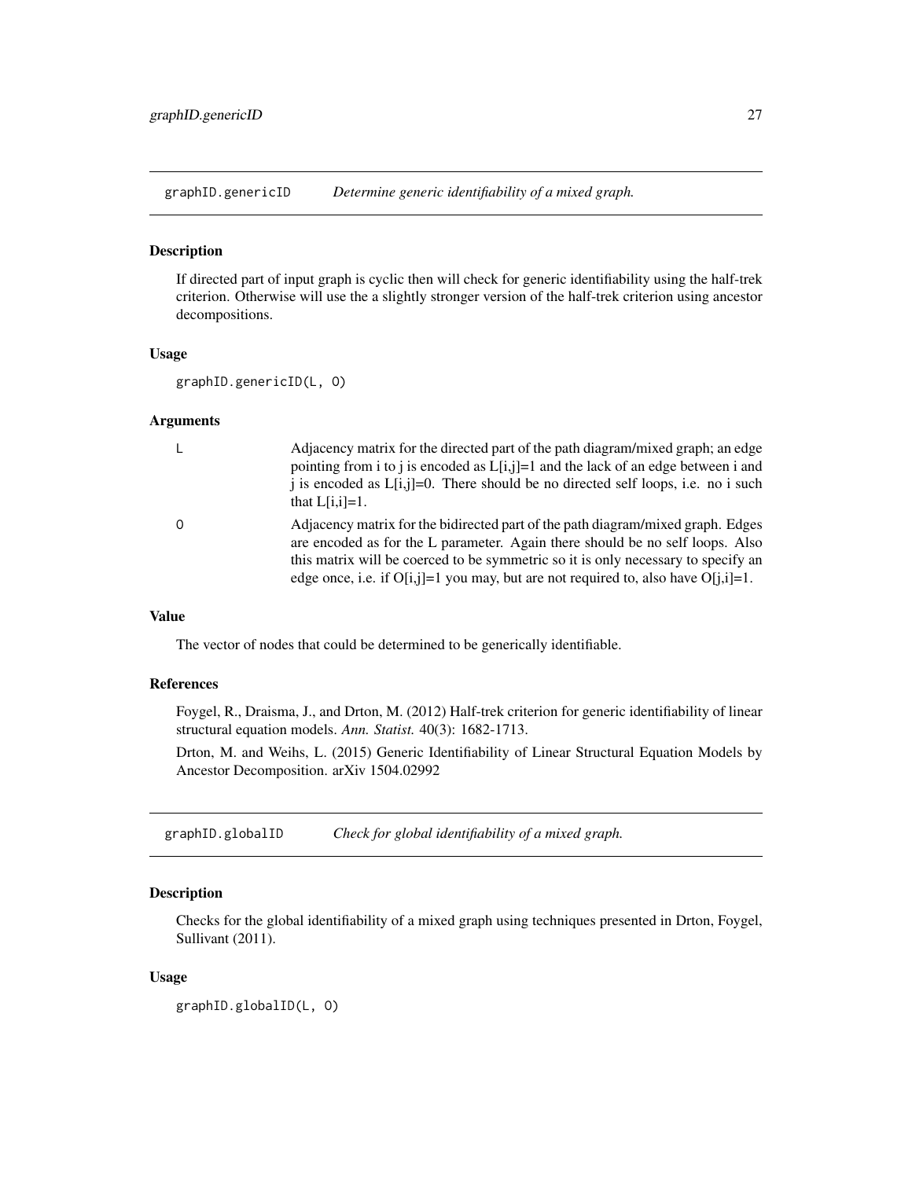## graphID.genericID — *Determine generic identifiability of a mixed graph.*

### Description

If directed part of input graph is cyclic then will check for generic identifiability using the half-trek criterion. Otherwise will use the a slightly stronger version of the half-trek criterion using ancestor decompositions.

### Usage

```
graphID.genericID(L, O)
```

### Arguments

| | |
|---|---|
| L | Adjacency matrix for the directed part of the path diagram/mixed graph; an edge pointing from i to j is encoded as L[i,j]=1 and the lack of an edge between i and j is encoded as L[i,j]=0. There should be no directed self loops, i.e. no i such that L[i,i]=1. |
| O | Adjacency matrix for the bidirected part of the path diagram/mixed graph. Edges are encoded as for the L parameter. Again there should be no self loops. Also this matrix will be coerced to be symmetric so it is only necessary to specify an edge once, i.e. if O[i,j]=1 you may, but are not required to, also have O[j,i]=1. |

### Value

The vector of nodes that could be determined to be generically identifiable.

### References

Foygel, R., Draisma, J., and Drton, M. (2012) Half-trek criterion for generic identifiability of linear structural equation models. *Ann. Statist.* 40(3): 1682-1713.

Drton, M. and Weihs, L. (2015) Generic Identifiability of Linear Structural Equation Models by Ancestor Decomposition. arXiv 1504.02992

## graphID.globalID — *Check for global identifiability of a mixed graph.*

### Description

Checks for the global identifiability of a mixed graph using techniques presented in Drton, Foygel, Sullivant (2011).

### Usage

```
graphID.globalID(L, O)
```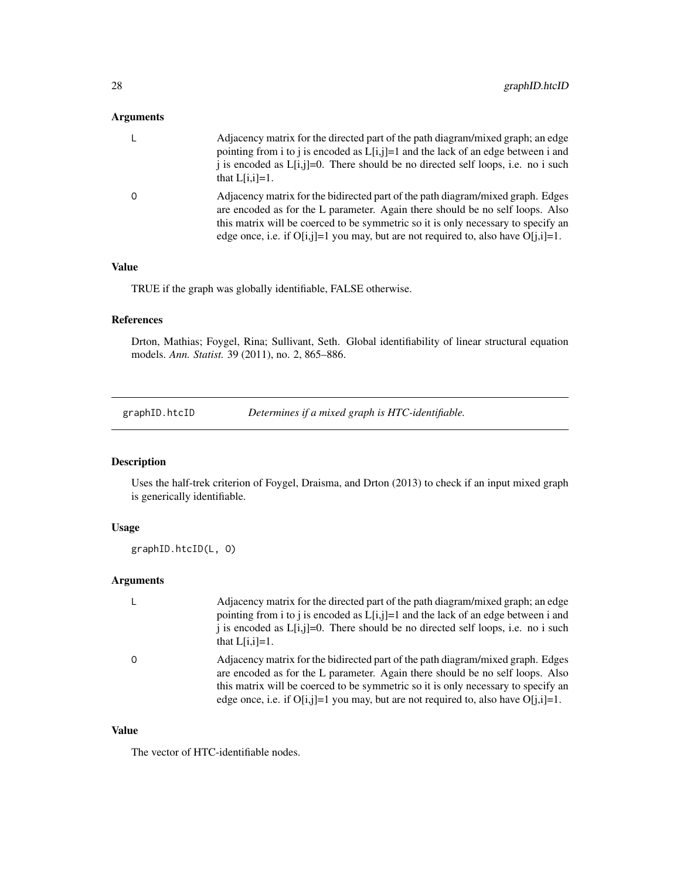### Arguments

| | |
|---|---|
| L | Adjacency matrix for the directed part of the path diagram/mixed graph; an edge pointing from i to j is encoded as L[i,j]=1 and the lack of an edge between i and j is encoded as L[i,j]=0. There should be no directed self loops, i.e. no i such that L[i,i]=1. |
| O | Adjacency matrix for the bidirected part of the path diagram/mixed graph. Edges are encoded as for the L parameter. Again there should be no self loops. Also this matrix will be coerced to be symmetric so it is only necessary to specify an edge once, i.e. if O[i,j]=1 you may, but are not required to, also have O[j,i]=1. |

### Value

TRUE if the graph was globally identifiable, FALSE otherwise.

### References

Drton, Mathias; Foygel, Rina; Sullivant, Seth. Global identifiability of linear structural equation models. *Ann. Statist.* 39 (2011), no. 2, 865–886.

---

## graphID.htcID — *Determines if a mixed graph is HTC-identifiable.*

### Description

Uses the half-trek criterion of Foygel, Draisma, and Drton (2013) to check if an input mixed graph is generically identifiable.

### Usage

```
graphID.htcID(L, O)
```

### Arguments

| | |
|---|---|
| L | Adjacency matrix for the directed part of the path diagram/mixed graph; an edge pointing from i to j is encoded as L[i,j]=1 and the lack of an edge between i and j is encoded as L[i,j]=0. There should be no directed self loops, i.e. no i such that L[i,i]=1. |
| O | Adjacency matrix for the bidirected part of the path diagram/mixed graph. Edges are encoded as for the L parameter. Again there should be no self loops. Also this matrix will be coerced to be symmetric so it is only necessary to specify an edge once, i.e. if O[i,j]=1 you may, but are not required to, also have O[j,i]=1. |

### Value

The vector of HTC-identifiable nodes.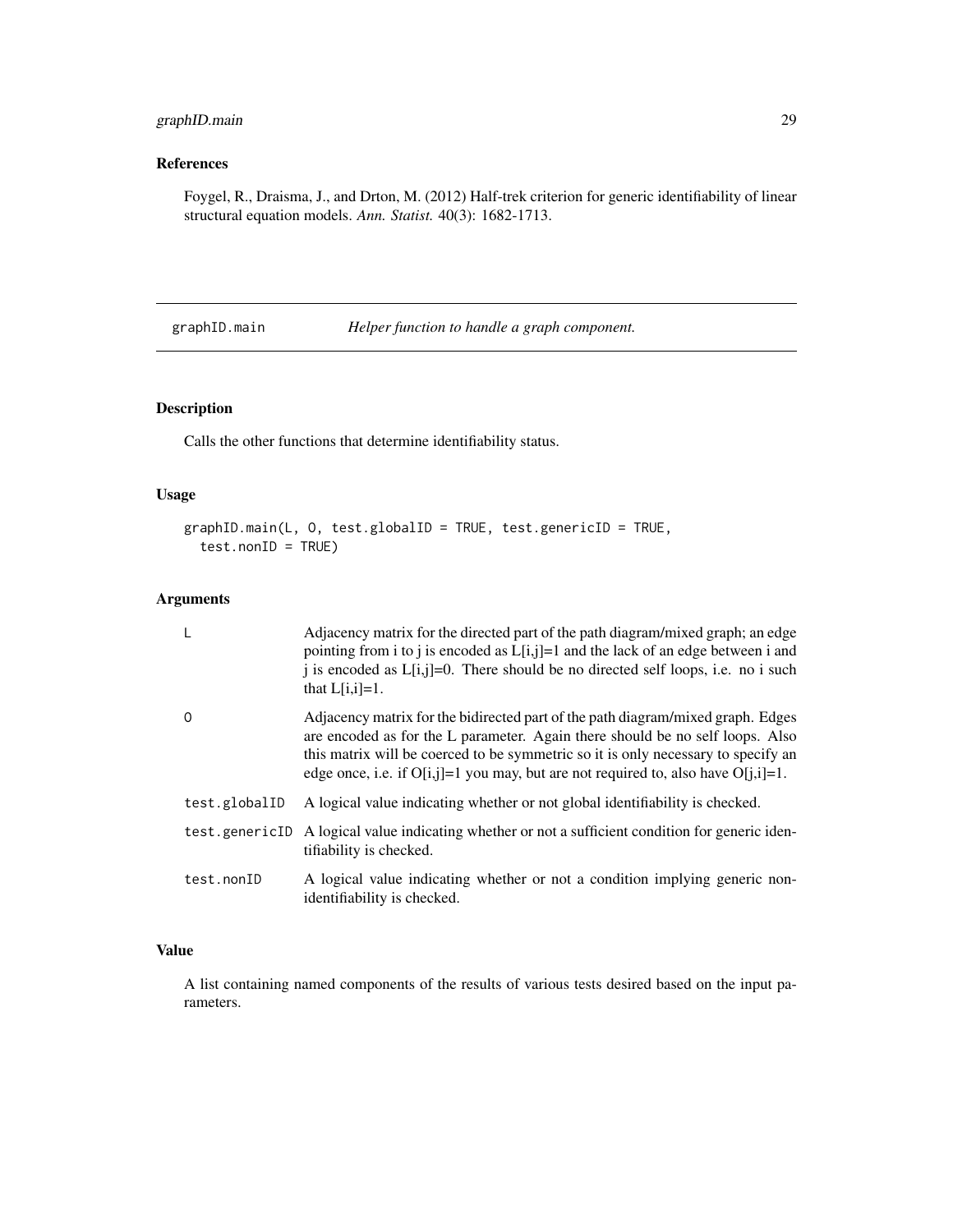### References

Foygel, R., Draisma, J., and Drton, M. (2012) Half-trek criterion for generic identifiability of linear structural equation models. *Ann. Statist.* 40(3): 1682-1713.

## graphID.main *Helper function to handle a graph component.*

### Description

Calls the other functions that determine identifiability status.

### Usage

```
graphID.main(L, O, test.globalID = TRUE, test.genericID = TRUE,
  test.nonID = TRUE)
```

### Arguments

| | |
|---|---|
| L | Adjacency matrix for the directed part of the path diagram/mixed graph; an edge pointing from i to j is encoded as L[i,j]=1 and the lack of an edge between i and j is encoded as L[i,j]=0. There should be no directed self loops, i.e. no i such that L[i,i]=1. |
| O | Adjacency matrix for the bidirected part of the path diagram/mixed graph. Edges are encoded as for the L parameter. Again there should be no self loops. Also this matrix will be coerced to be symmetric so it is only necessary to specify an edge once, i.e. if O[i,j]=1 you may, but are not required to, also have O[j,i]=1. |
| test.globalID | A logical value indicating whether or not global identifiability is checked. |
| test.genericID | A logical value indicating whether or not a sufficient condition for generic identifiability is checked. |
| test.nonID | A logical value indicating whether or not a condition implying generic non-identifiability is checked. |

### Value

A list containing named components of the results of various tests desired based on the input parameters.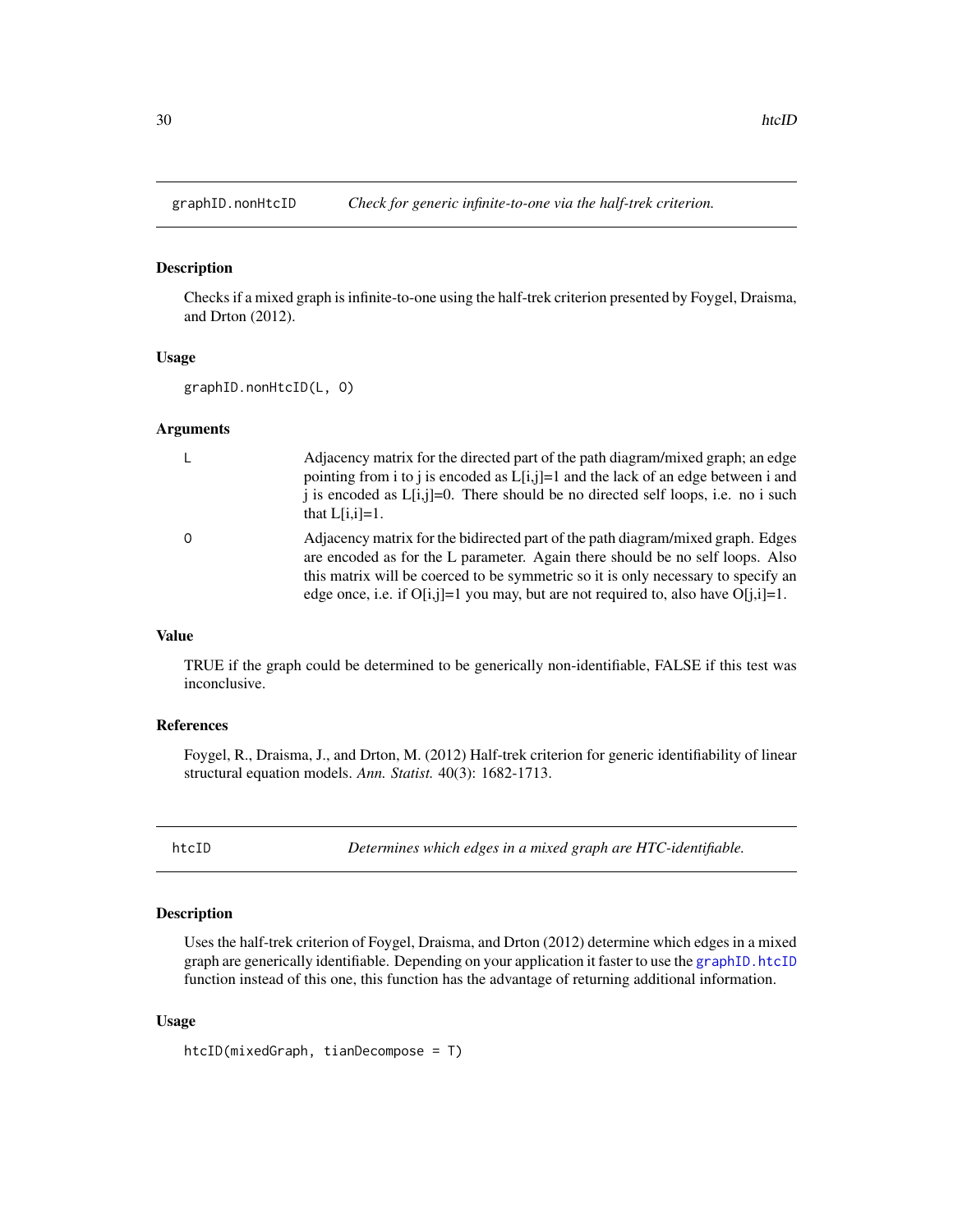## graphID.nonHtcID — *Check for generic infinite-to-one via the half-trek criterion.*

### Description

Checks if a mixed graph is infinite-to-one using the half-trek criterion presented by Foygel, Draisma, and Drton (2012).

### Usage

```
graphID.nonHtcID(L, O)
```

### Arguments

| | |
|---|---|
| L | Adjacency matrix for the directed part of the path diagram/mixed graph; an edge pointing from i to j is encoded as L[i,j]=1 and the lack of an edge between i and j is encoded as L[i,j]=0. There should be no directed self loops, i.e. no i such that L[i,i]=1. |
| O | Adjacency matrix for the bidirected part of the path diagram/mixed graph. Edges are encoded as for the L parameter. Again there should be no self loops. Also this matrix will be coerced to be symmetric so it is only necessary to specify an edge once, i.e. if O[i,j]=1 you may, but are not required to, also have O[j,i]=1. |

### Value

TRUE if the graph could be determined to be generically non-identifiable, FALSE if this test was inconclusive.

### References

Foygel, R., Draisma, J., and Drton, M. (2012) Half-trek criterion for generic identifiability of linear structural equation models. *Ann. Statist.* 40(3): 1682-1713.

## htcID — *Determines which edges in a mixed graph are HTC-identifiable.*

### Description

Uses the half-trek criterion of Foygel, Draisma, and Drton (2012) determine which edges in a mixed graph are generically identifiable. Depending on your application it faster to use the graphID.htcID function instead of this one, this function has the advantage of returning additional information.

### Usage

```
htcID(mixedGraph, tianDecompose = T)
```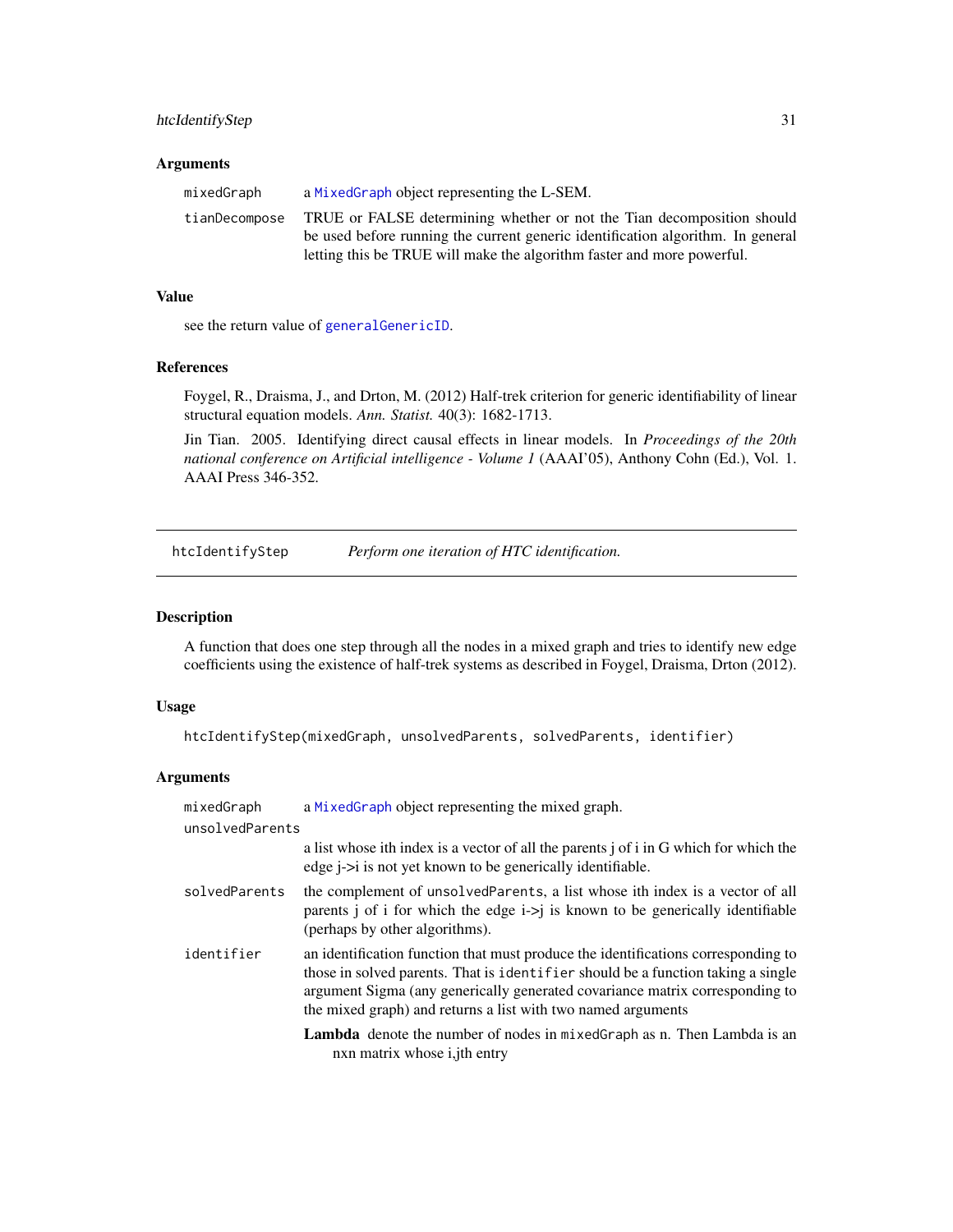### Arguments

| | |
|---|---|
| mixedGraph | a MixedGraph object representing the L-SEM. |
| tianDecompose | TRUE or FALSE determining whether or not the Tian decomposition should be used before running the current generic identification algorithm. In general letting this be TRUE will make the algorithm faster and more powerful. |

### Value

see the return value of generalGenericID.

### References

Foygel, R., Draisma, J., and Drton, M. (2012) Half-trek criterion for generic identifiability of linear structural equation models. *Ann. Statist.* 40(3): 1682-1713.

Jin Tian. 2005. Identifying direct causal effects in linear models. In *Proceedings of the 20th national conference on Artificial intelligence - Volume 1* (AAAI'05), Anthony Cohn (Ed.), Vol. 1. AAAI Press 346-352.

---

## htcIdentifyStep *Perform one iteration of HTC identification.*

### Description

A function that does one step through all the nodes in a mixed graph and tries to identify new edge coefficients using the existence of half-trek systems as described in Foygel, Draisma, Drton (2012).

### Usage

```
htcIdentifyStep(mixedGraph, unsolvedParents, solvedParents, identifier)
```

### Arguments

| | |
|---|---|
| mixedGraph | a MixedGraph object representing the mixed graph. |
| unsolvedParents | a list whose ith index is a vector of all the parents j of i in G which for which the edge j->i is not yet known to be generically identifiable. |
| solvedParents | the complement of unsolvedParents, a list whose ith index is a vector of all parents j of i for which the edge i->j is known to be generically identifiable (perhaps by other algorithms). |
| identifier | an identification function that must produce the identifications corresponding to those in solved parents. That is identifier should be a function taking a single argument Sigma (any generically generated covariance matrix corresponding to the mixed graph) and returns a list with two named arguments |

**Lambda** denote the number of nodes in mixedGraph as n. Then Lambda is an nxn matrix whose i,jth entry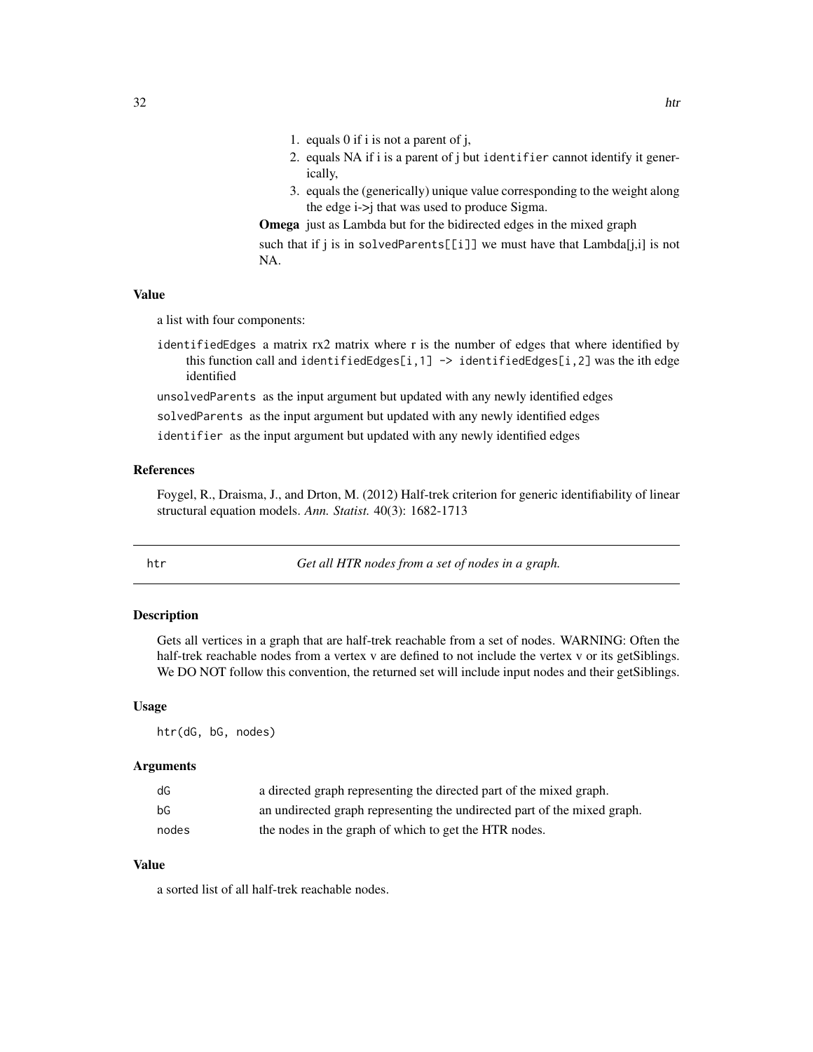1. equals 0 if i is not a parent of j,
2. equals NA if i is a parent of j but `identifier` cannot identify it generically,
3. equals the (generically) unique value corresponding to the weight along the edge i->j that was used to produce Sigma.

**Omega** just as Lambda but for the bidirected edges in the mixed graph

such that if j is in `solvedParents[[i]]` we must have that Lambda[j,i] is not NA.

### Value

a list with four components:

`identifiedEdges` a matrix rx2 matrix where r is the number of edges that where identified by this function call and `identifiedEdges[i,1] -> identifiedEdges[i,2]` was the ith edge identified

`unsolvedParents` as the input argument but updated with any newly identified edges

`solvedParents` as the input argument but updated with any newly identified edges

`identifier` as the input argument but updated with any newly identified edges

### References

Foygel, R., Draisma, J., and Drton, M. (2012) Half-trek criterion for generic identifiability of linear structural equation models. *Ann. Statist.* 40(3): 1682-1713

---

## htr — *Get all HTR nodes from a set of nodes in a graph.*

### Description

Gets all vertices in a graph that are half-trek reachable from a set of nodes. WARNING: Often the half-trek reachable nodes from a vertex v are defined to not include the vertex v or its getSiblings. We DO NOT follow this convention, the returned set will include input nodes and their getSiblings.

### Usage

```
htr(dG, bG, nodes)
```

### Arguments

| | |
|---|---|
| dG | a directed graph representing the directed part of the mixed graph. |
| bG | an undirected graph representing the undirected part of the mixed graph. |
| nodes | the nodes in the graph of which to get the HTR nodes. |

### Value

a sorted list of all half-trek reachable nodes.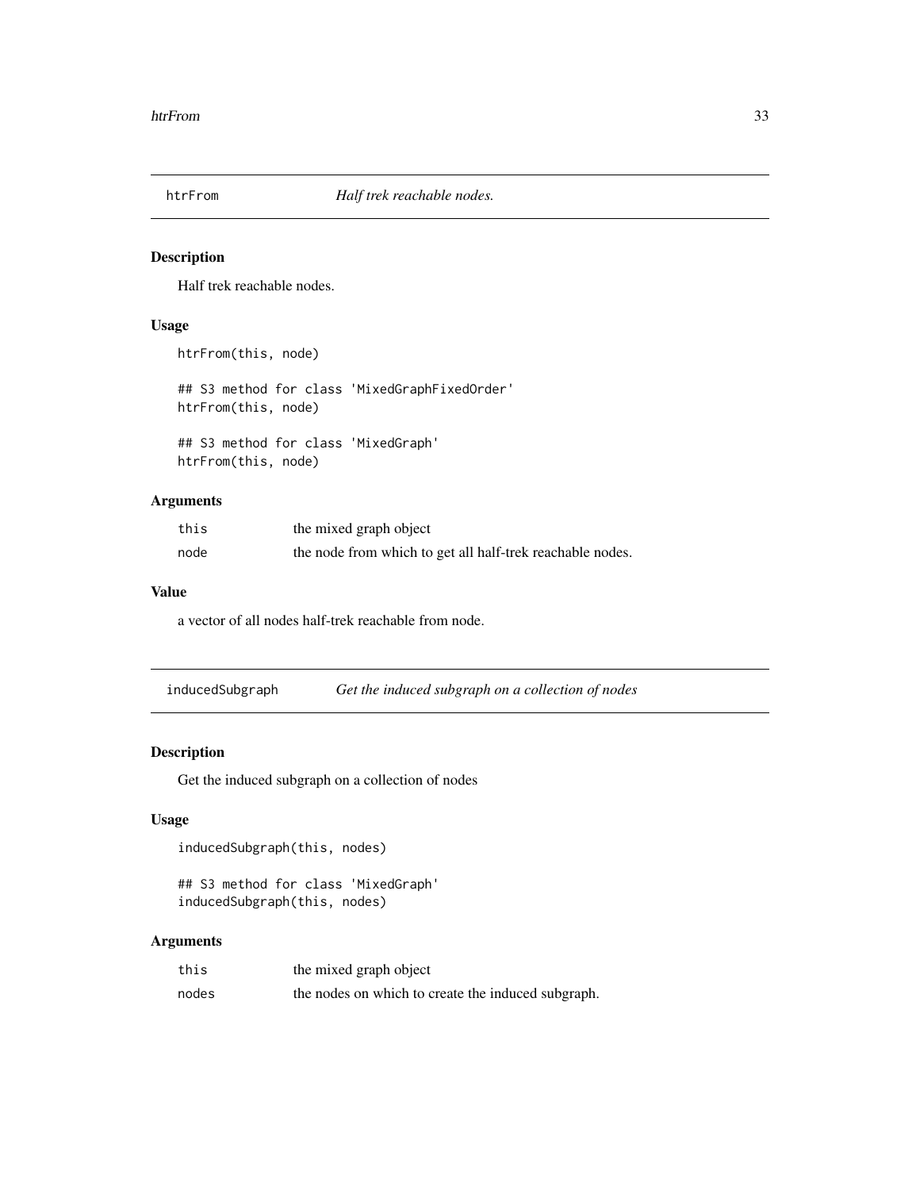## htrFrom *Half trek reachable nodes.*

### Description

Half trek reachable nodes.

### Usage

```
htrFrom(this, node)

## S3 method for class 'MixedGraphFixedOrder'
htrFrom(this, node)

## S3 method for class 'MixedGraph'
htrFrom(this, node)
```

### Arguments

| | |
|---|---|
| this | the mixed graph object |
| node | the node from which to get all half-trek reachable nodes. |

### Value

a vector of all nodes half-trek reachable from node.

## inducedSubgraph *Get the induced subgraph on a collection of nodes*

### Description

Get the induced subgraph on a collection of nodes

### Usage

```
inducedSubgraph(this, nodes)

## S3 method for class 'MixedGraph'
inducedSubgraph(this, nodes)
```

### Arguments

| | |
|---|---|
| this | the mixed graph object |
| nodes | the nodes on which to create the induced subgraph. |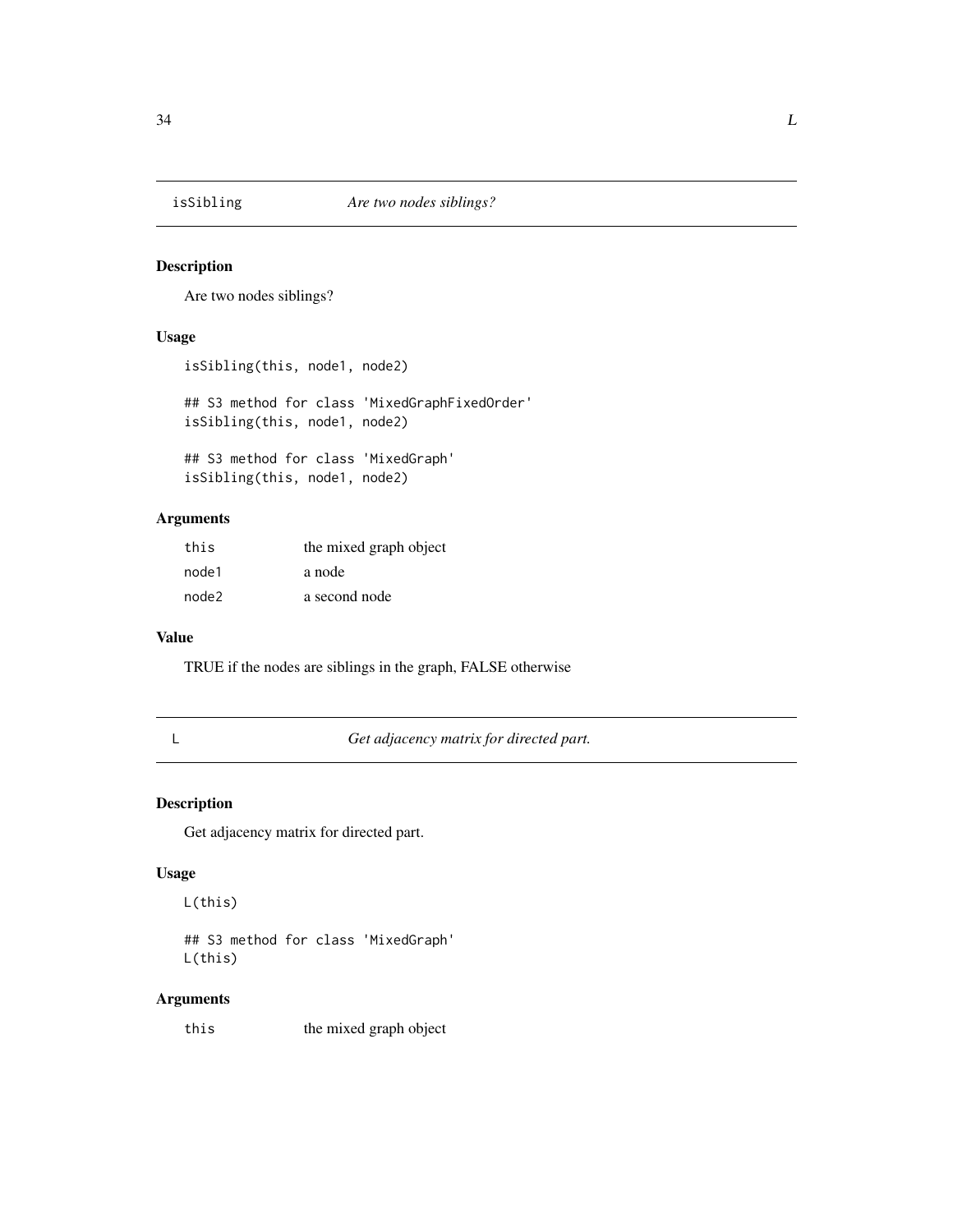## isSibling — *Are two nodes siblings?*

### Description

Are two nodes siblings?

### Usage

```
isSibling(this, node1, node2)

## S3 method for class 'MixedGraphFixedOrder'
isSibling(this, node1, node2)

## S3 method for class 'MixedGraph'
isSibling(this, node1, node2)
```

### Arguments

| | |
|---|---|
| `this` | the mixed graph object |
| `node1` | a node |
| `node2` | a second node |

### Value

TRUE if the nodes are siblings in the graph, FALSE otherwise

## L — *Get adjacency matrix for directed part.*

### Description

Get adjacency matrix for directed part.

### Usage

```
L(this)

## S3 method for class 'MixedGraph'
L(this)
```

### Arguments

| | |
|---|---|
| `this` | the mixed graph object |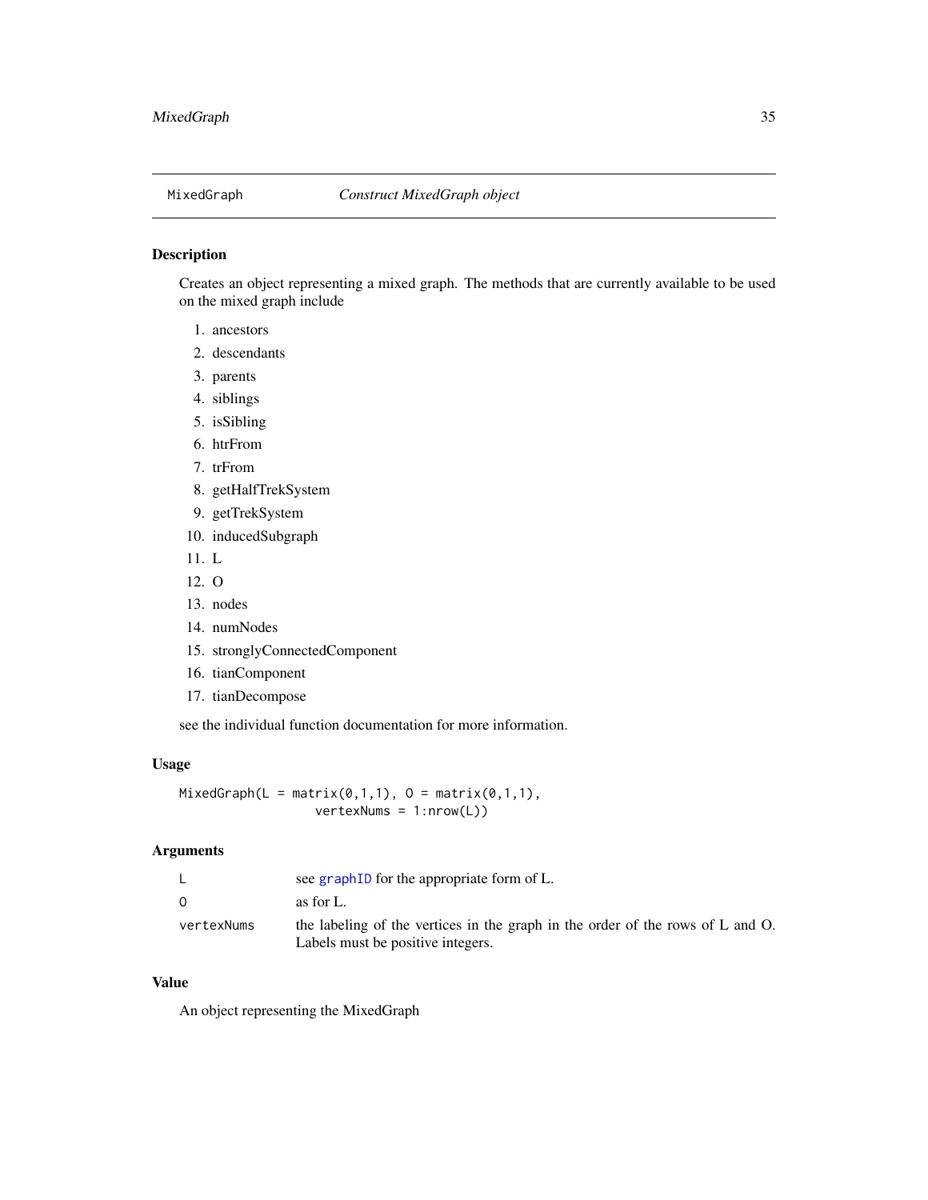## MixedGraph — *Construct MixedGraph object*

### Description

Creates an object representing a mixed graph. The methods that are currently available to be used on the mixed graph include

1. ancestors
2. descendants
3. parents
4. siblings
5. isSibling
6. htrFrom
7. trFrom
8. getHalfTrekSystem
9. getTrekSystem
10. inducedSubgraph
11. L
12. O
13. nodes
14. numNodes
15. stronglyConnectedComponent
16. tianComponent
17. tianDecompose

see the individual function documentation for more information.

### Usage

```
MixedGraph(L = matrix(0,1,1), O = matrix(0,1,1),
                  vertexNums = 1:nrow(L))
```

### Arguments

| | |
|---|---|
| `L` | see graphID for the appropriate form of L. |
| `O` | as for L. |
| `vertexNums` | the labeling of the vertices in the graph in the order of the rows of L and O. Labels must be positive integers. |

### Value

An object representing the MixedGraph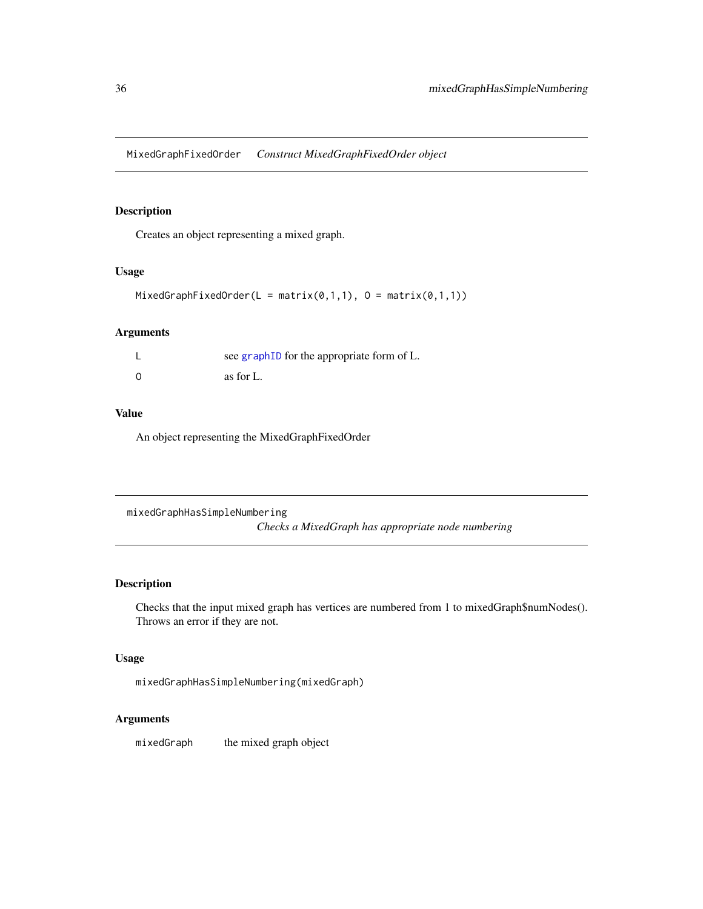## MixedGraphFixedOrder *Construct MixedGraphFixedOrder object*

### Description

Creates an object representing a mixed graph.

### Usage

```
MixedGraphFixedOrder(L = matrix(0,1,1), O = matrix(0,1,1))
```

### Arguments

| | |
|---|---|
| L | see graphID for the appropriate form of L. |
| O | as for L. |

### Value

An object representing the MixedGraphFixedOrder

## mixedGraphHasSimpleNumbering *Checks a MixedGraph has appropriate node numbering*

### Description

Checks that the input mixed graph has vertices are numbered from 1 to mixedGraph$numNodes(). Throws an error if they are not.

### Usage

```
mixedGraphHasSimpleNumbering(mixedGraph)
```

### Arguments

| | |
|---|---|
| mixedGraph | the mixed graph object |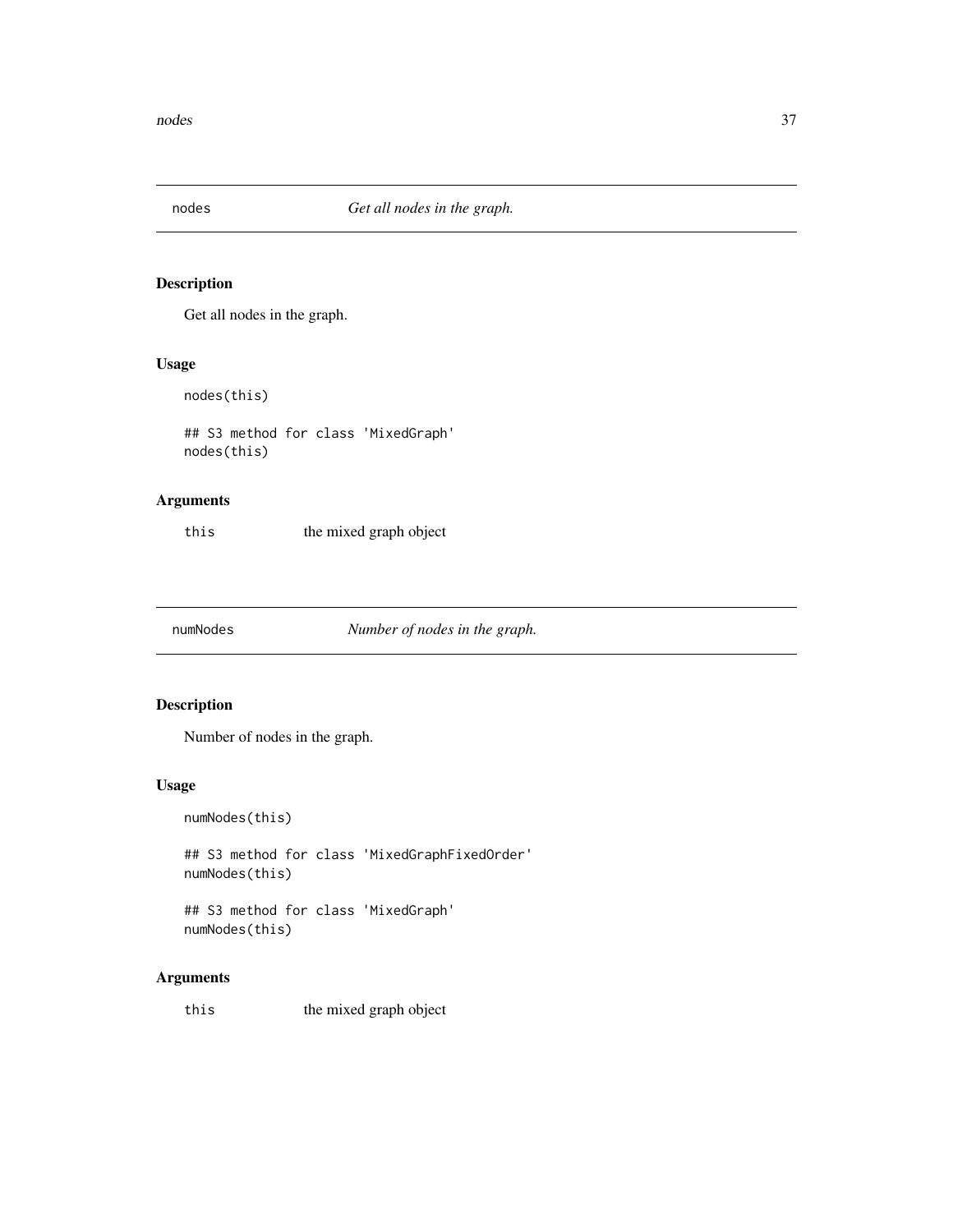## nodes *Get all nodes in the graph.*

### Description

Get all nodes in the graph.

### Usage

```
nodes(this)

## S3 method for class 'MixedGraph'
nodes(this)
```

### Arguments

| | |
|---|---|
| this | the mixed graph object |

## numNodes *Number of nodes in the graph.*

### Description

Number of nodes in the graph.

### Usage

```
numNodes(this)

## S3 method for class 'MixedGraphFixedOrder'
numNodes(this)

## S3 method for class 'MixedGraph'
numNodes(this)
```

### Arguments

| | |
|---|---|
| this | the mixed graph object |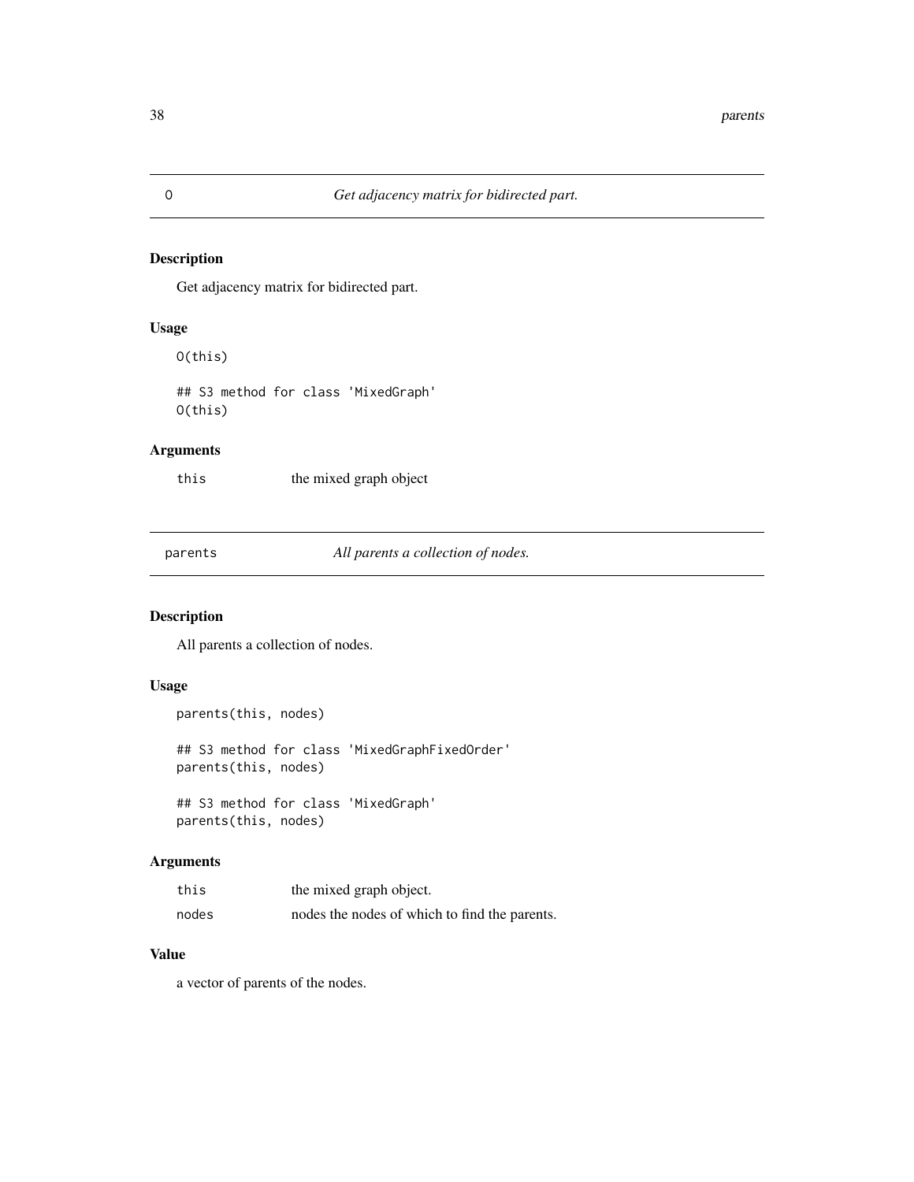## O *Get adjacency matrix for bidirected part.*

### Description

Get adjacency matrix for bidirected part.

### Usage

```
O(this)

## S3 method for class 'MixedGraph'
O(this)
```

### Arguments

| | |
|---|---|
| this | the mixed graph object |

## parents *All parents a collection of nodes.*

### Description

All parents a collection of nodes.

### Usage

```
parents(this, nodes)

## S3 method for class 'MixedGraphFixedOrder'
parents(this, nodes)

## S3 method for class 'MixedGraph'
parents(this, nodes)
```

### Arguments

| | |
|---|---|
| this | the mixed graph object. |
| nodes | nodes the nodes of which to find the parents. |

### Value

a vector of parents of the nodes.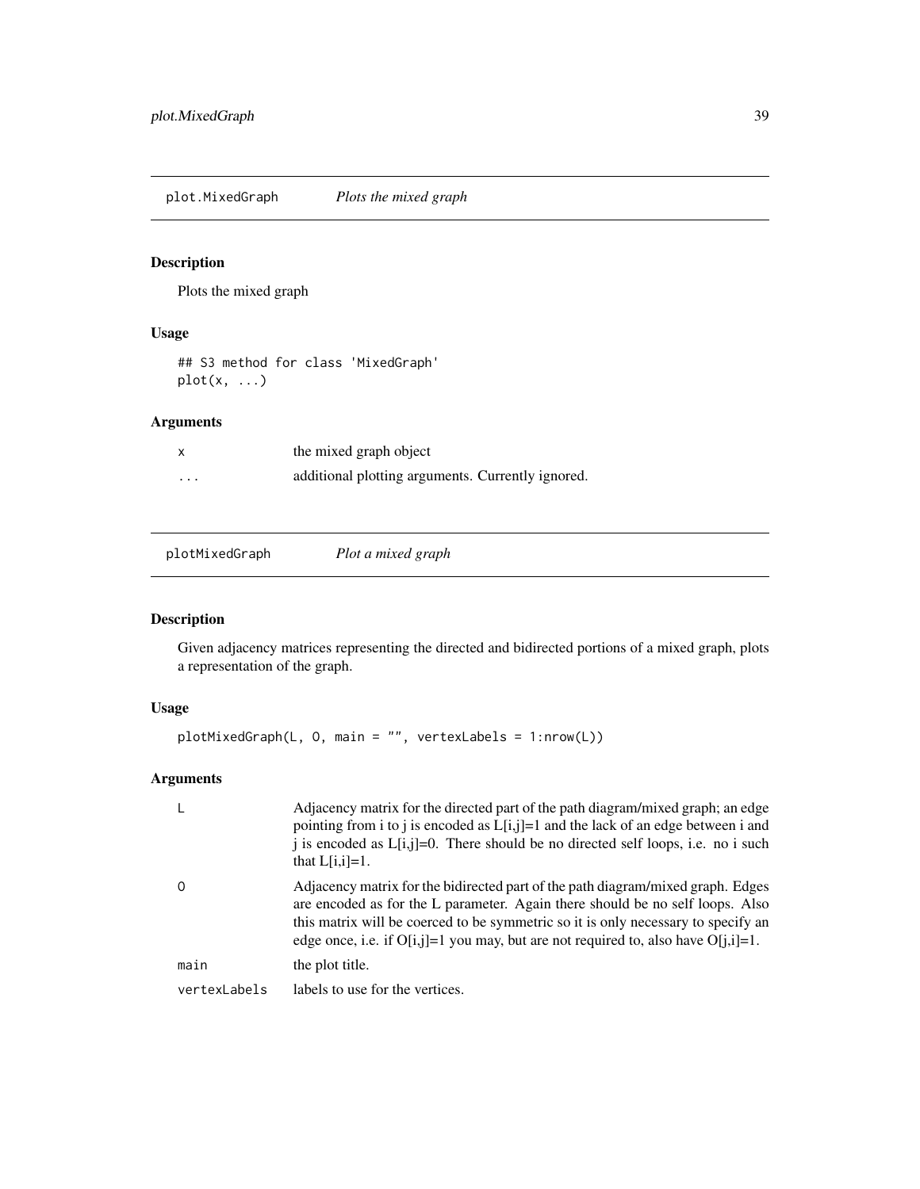## plot.MixedGraph — *Plots the mixed graph*

### Description

Plots the mixed graph

### Usage

```
## S3 method for class 'MixedGraph'
plot(x, ...)
```

### Arguments

| | |
|---|---|
| `x` | the mixed graph object |
| `...` | additional plotting arguments. Currently ignored. |

## plotMixedGraph — *Plot a mixed graph*

### Description

Given adjacency matrices representing the directed and bidirected portions of a mixed graph, plots a representation of the graph.

### Usage

```
plotMixedGraph(L, O, main = "", vertexLabels = 1:nrow(L))
```

### Arguments

| | |
|---|---|
| `L` | Adjacency matrix for the directed part of the path diagram/mixed graph; an edge pointing from i to j is encoded as L[i,j]=1 and the lack of an edge between i and j is encoded as L[i,j]=0. There should be no directed self loops, i.e. no i such that L[i,i]=1. |
| `O` | Adjacency matrix for the bidirected part of the path diagram/mixed graph. Edges are encoded as for the L parameter. Again there should be no self loops. Also this matrix will be coerced to be symmetric so it is only necessary to specify an edge once, i.e. if O[i,j]=1 you may, but are not required to, also have O[j,i]=1. |
| `main` | the plot title. |
| `vertexLabels` | labels to use for the vertices. |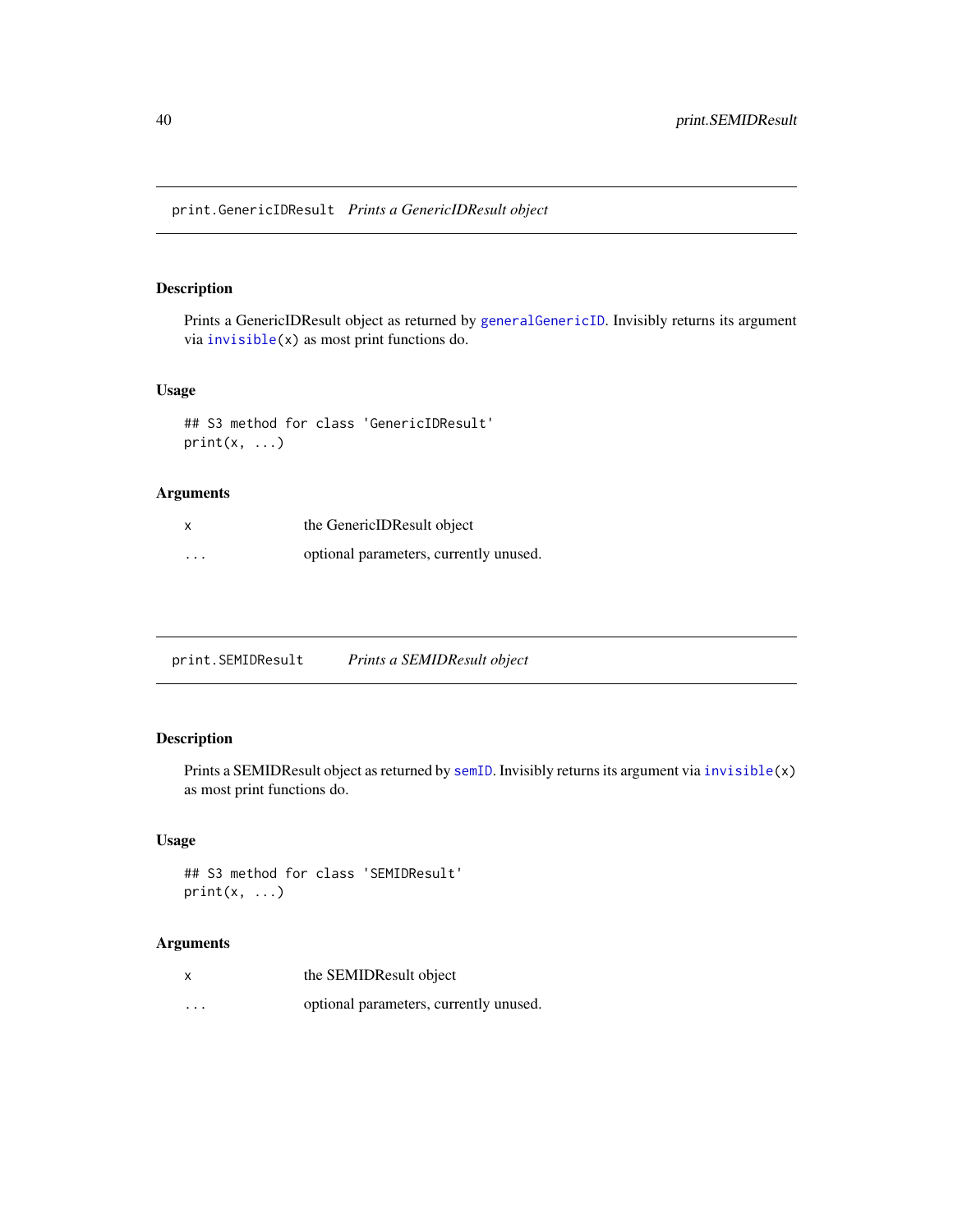## print.GenericIDResult    *Prints a GenericIDResult object*

### Description

Prints a GenericIDResult object as returned by `generalGenericID`. Invisibly returns its argument via `invisible(x)` as most print functions do.

### Usage

```
## S3 method for class 'GenericIDResult'
print(x, ...)
```

### Arguments

| | |
|---|---|
| `x` | the GenericIDResult object |
| `...` | optional parameters, currently unused. |

## print.SEMIDResult    *Prints a SEMIDResult object*

### Description

Prints a SEMIDResult object as returned by `semID`. Invisibly returns its argument via `invisible(x)` as most print functions do.

### Usage

```
## S3 method for class 'SEMIDResult'
print(x, ...)
```

### Arguments

| | |
|---|---|
| `x` | the SEMIDResult object |
| `...` | optional parameters, currently unused. |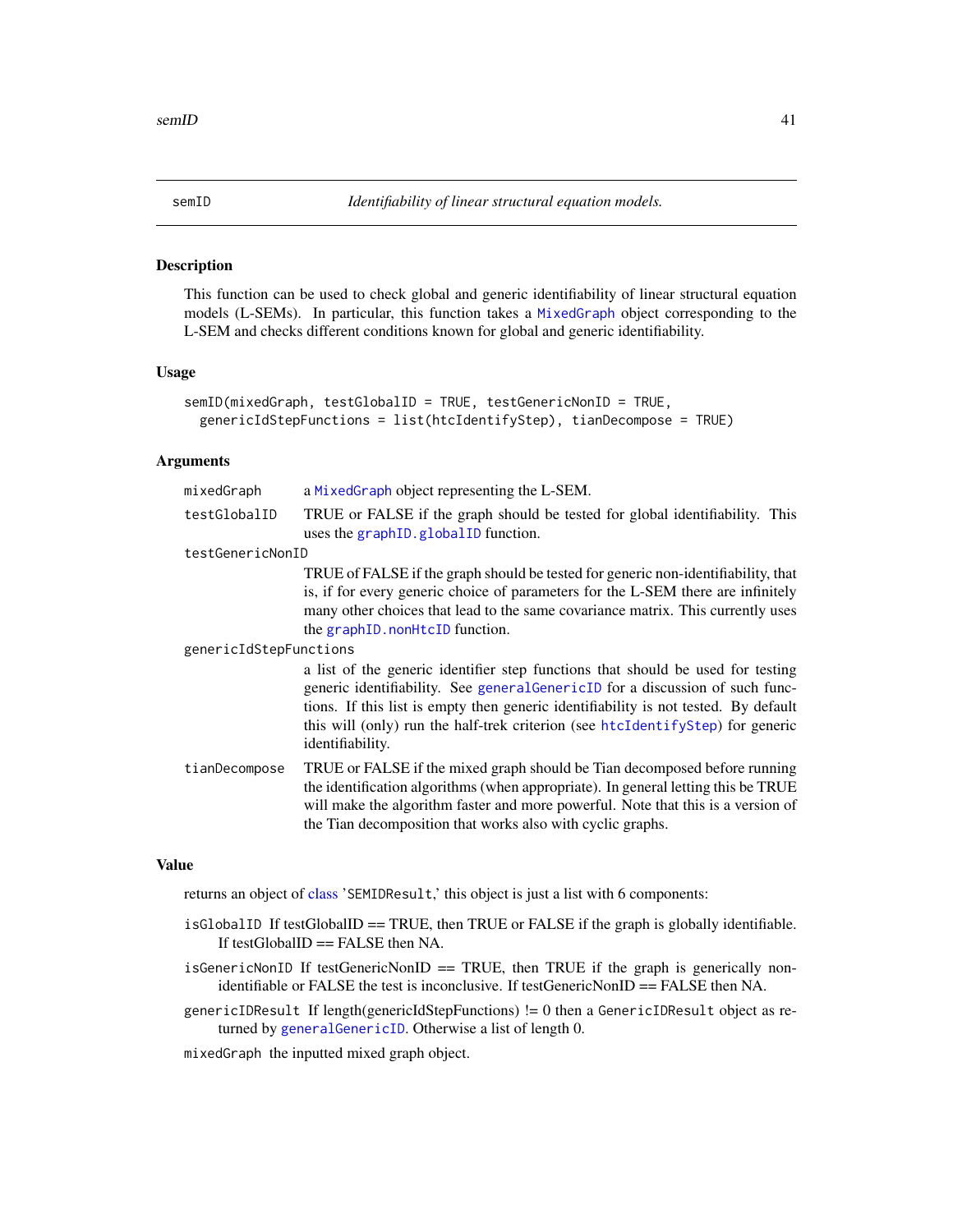## semID — *Identifiability of linear structural equation models.*

### Description

This function can be used to check global and generic identifiability of linear structural equation models (L-SEMs). In particular, this function takes a MixedGraph object corresponding to the L-SEM and checks different conditions known for global and generic identifiability.

### Usage

```
semID(mixedGraph, testGlobalID = TRUE, testGenericNonID = TRUE,
  genericIdStepFunctions = list(htcIdentifyStep), tianDecompose = TRUE)
```

### Arguments

- `mixedGraph` — a MixedGraph object representing the L-SEM.
- `testGlobalID` — TRUE or FALSE if the graph should be tested for global identifiability. This uses the graphID.globalID function.
- `testGenericNonID` — TRUE of FALSE if the graph should be tested for generic non-identifiability, that is, if for every generic choice of parameters for the L-SEM there are infinitely many other choices that lead to the same covariance matrix. This currently uses the graphID.nonHtcID function.
- `genericIdStepFunctions` — a list of the generic identifier step functions that should be used for testing generic identifiability. See generalGenericID for a discussion of such functions. If this list is empty then generic identifiability is not tested. By default this will (only) run the half-trek criterion (see htcIdentifyStep) for generic identifiability.
- `tianDecompose` — TRUE or FALSE if the mixed graph should be Tian decomposed before running the identification algorithms (when appropriate). In general letting this be TRUE will make the algorithm faster and more powerful. Note that this is a version of the Tian decomposition that works also with cyclic graphs.

### Value

returns an object of class 'SEMIDResult,' this object is just a list with 6 components:

- `isGlobalID` If testGlobalID == TRUE, then TRUE or FALSE if the graph is globally identifiable. If testGlobalID == FALSE then NA.
- `isGenericNonID` If testGenericNonID == TRUE, then TRUE if the graph is generically non-identifiable or FALSE the test is inconclusive. If testGenericNonID == FALSE then NA.
- `genericIDResult` If length(genericIdStepFunctions) != 0 then a GenericIDResult object as returned by generalGenericID. Otherwise a list of length 0.
- `mixedGraph` the inputted mixed graph object.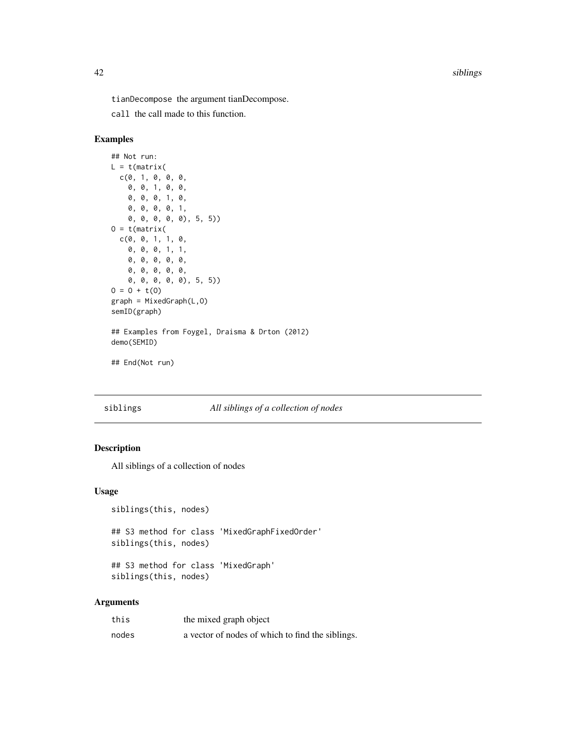tianDecompose the argument tianDecompose.

call the call made to this function.

### Examples

```
## Not run:
L = t(matrix(
  c(0, 1, 0, 0, 0,
    0, 0, 1, 0, 0,
    0, 0, 0, 1, 0,
    0, 0, 0, 0, 1,
    0, 0, 0, 0, 0), 5, 5))
O = t(matrix(
  c(0, 0, 1, 1, 0,
    0, 0, 0, 1, 1,
    0, 0, 0, 0, 0,
    0, 0, 0, 0, 0,
    0, 0, 0, 0, 0), 5, 5))
O = O + t(O)
graph = MixedGraph(L,O)
semID(graph)

## Examples from Foygel, Draisma & Drton (2012)
demo(SEMID)

## End(Not run)
```

---

## siblings *All siblings of a collection of nodes*

---

### Description

All siblings of a collection of nodes

### Usage

```
siblings(this, nodes)

## S3 method for class 'MixedGraphFixedOrder'
siblings(this, nodes)

## S3 method for class 'MixedGraph'
siblings(this, nodes)
```

### Arguments

| | |
|---|---|
| this | the mixed graph object |
| nodes | a vector of nodes of which to find the siblings. |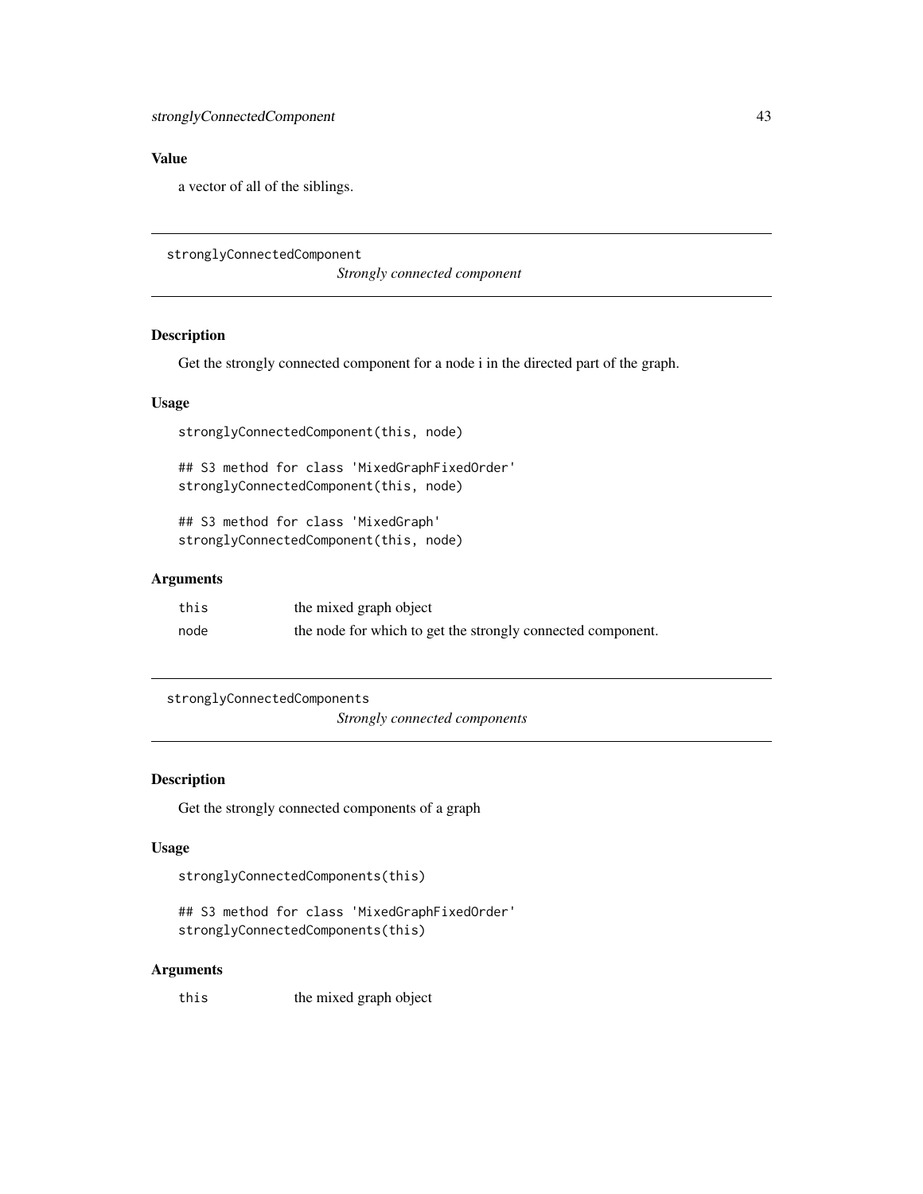### Value

a vector of all of the siblings.

---

## stronglyConnectedComponent

*Strongly connected component*

### Description

Get the strongly connected component for a node i in the directed part of the graph.

### Usage

```
stronglyConnectedComponent(this, node)

## S3 method for class 'MixedGraphFixedOrder'
stronglyConnectedComponent(this, node)

## S3 method for class 'MixedGraph'
stronglyConnectedComponent(this, node)
```

### Arguments

| | |
|---|---|
| this | the mixed graph object |
| node | the node for which to get the strongly connected component. |

---

## stronglyConnectedComponents

*Strongly connected components*

### Description

Get the strongly connected components of a graph

### Usage

```
stronglyConnectedComponents(this)

## S3 method for class 'MixedGraphFixedOrder'
stronglyConnectedComponents(this)
```

### Arguments

| | |
|---|---|
| this | the mixed graph object |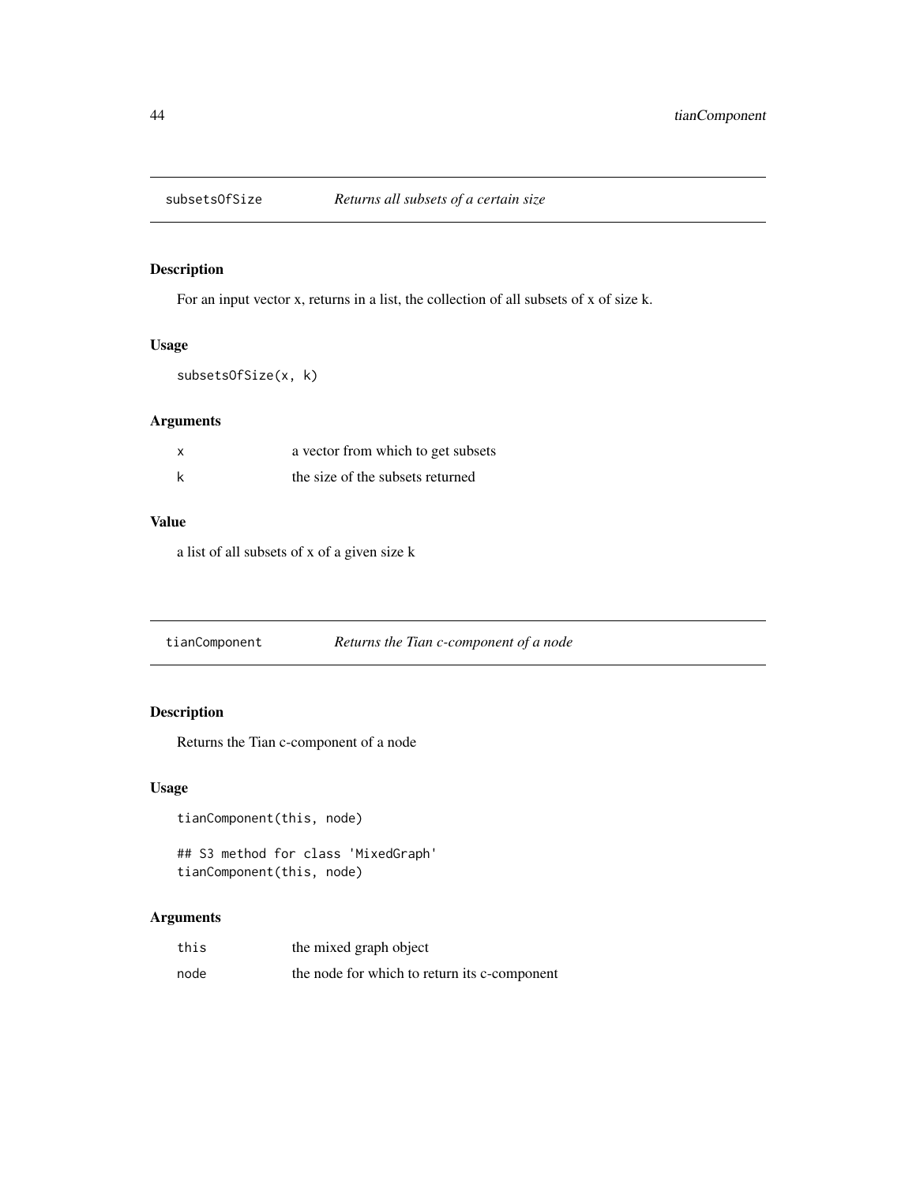## subsetsOfSize — *Returns all subsets of a certain size*

### Description

For an input vector x, returns in a list, the collection of all subsets of x of size k.

### Usage

```
subsetsOfSize(x, k)
```

### Arguments

| | |
|---|---|
| x | a vector from which to get subsets |
| k | the size of the subsets returned |

### Value

a list of all subsets of x of a given size k

## tianComponent — *Returns the Tian c-component of a node*

### Description

Returns the Tian c-component of a node

### Usage

```
tianComponent(this, node)

## S3 method for class 'MixedGraph'
tianComponent(this, node)
```

### Arguments

| | |
|---|---|
| this | the mixed graph object |
| node | the node for which to return its c-component |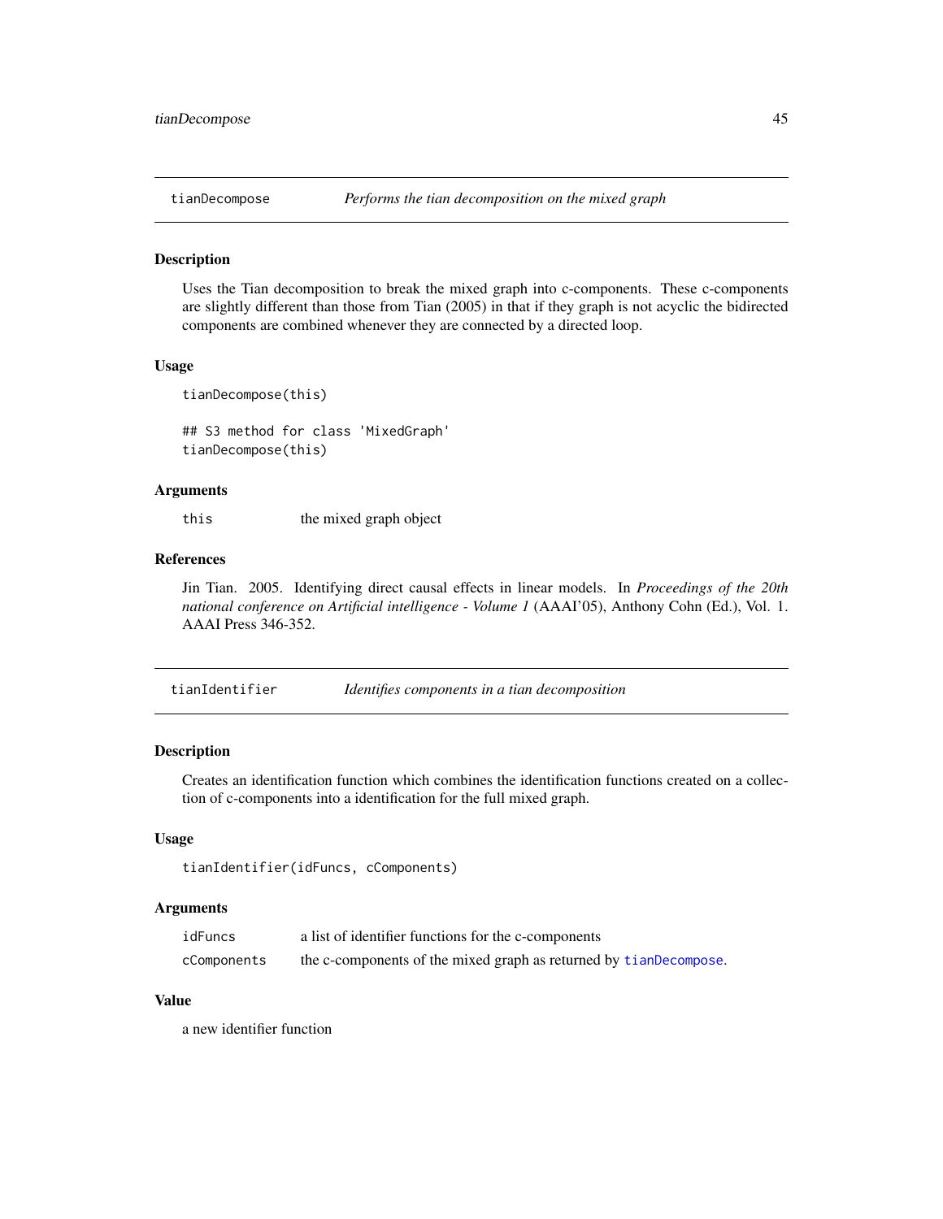## tianDecompose — *Performs the tian decomposition on the mixed graph*

### Description

Uses the Tian decomposition to break the mixed graph into c-components. These c-components are slightly different than those from Tian (2005) in that if they graph is not acyclic the bidirected components are combined whenever they are connected by a directed loop.

### Usage

```
tianDecompose(this)

## S3 method for class 'MixedGraph'
tianDecompose(this)
```

### Arguments

| | |
|---|---|
| `this` | the mixed graph object |

### References

Jin Tian. 2005. Identifying direct causal effects in linear models. In *Proceedings of the 20th national conference on Artificial intelligence - Volume 1* (AAAI'05), Anthony Cohn (Ed.), Vol. 1. AAAI Press 346-352.

## tianIdentifier — *Identifies components in a tian decomposition*

### Description

Creates an identification function which combines the identification functions created on a collection of c-components into a identification for the full mixed graph.

### Usage

```
tianIdentifier(idFuncs, cComponents)
```

### Arguments

| | |
|---|---|
| `idFuncs` | a list of identifier functions for the c-components |
| `cComponents` | the c-components of the mixed graph as returned by `tianDecompose`. |

### Value

a new identifier function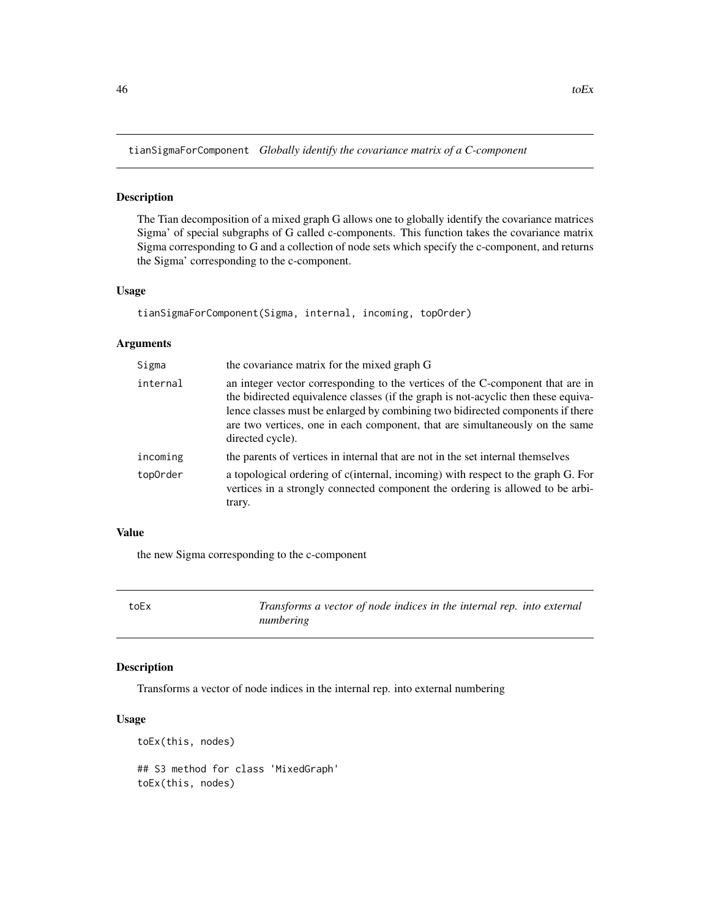## tianSigmaForComponent *Globally identify the covariance matrix of a C-component*

### Description

The Tian decomposition of a mixed graph G allows one to globally identify the covariance matrices Sigma' of special subgraphs of G called c-components. This function takes the covariance matrix Sigma corresponding to G and a collection of node sets which specify the c-component, and returns the Sigma' corresponding to the c-component.

### Usage

```
tianSigmaForComponent(Sigma, internal, incoming, topOrder)
```

### Arguments

| | |
|---|---|
| Sigma | the covariance matrix for the mixed graph G |
| internal | an integer vector corresponding to the vertices of the C-component that are in the bidirected equivalence classes (if the graph is not-acyclic then these equivalence classes must be enlarged by combining two bidirected components if there are two vertices, one in each component, that are simultaneously on the same directed cycle). |
| incoming | the parents of vertices in internal that are not in the set internal themselves |
| topOrder | a topological ordering of c(internal, incoming) with respect to the graph G. For vertices in a strongly connected component the ordering is allowed to be arbitrary. |

### Value

the new Sigma corresponding to the c-component

## toEx *Transforms a vector of node indices in the internal rep. into external numbering*

### Description

Transforms a vector of node indices in the internal rep. into external numbering

### Usage

```
toEx(this, nodes)

## S3 method for class 'MixedGraph'
toEx(this, nodes)
```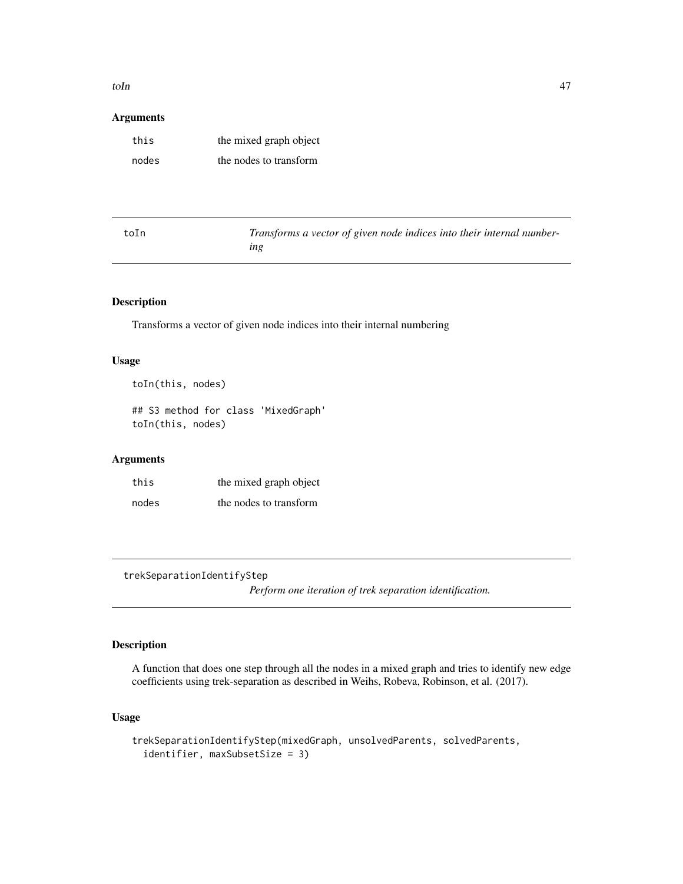## Arguments

| | |
|---|---|
| this | the mixed graph object |
| nodes | the nodes to transform |

---

## toIn — *Transforms a vector of given node indices into their internal numbering*

### Description

Transforms a vector of given node indices into their internal numbering

### Usage

```
toIn(this, nodes)

## S3 method for class 'MixedGraph'
toIn(this, nodes)
```

### Arguments

| | |
|---|---|
| this | the mixed graph object |
| nodes | the nodes to transform |

---

## trekSeparationIdentifyStep — *Perform one iteration of trek separation identification.*

### Description

A function that does one step through all the nodes in a mixed graph and tries to identify new edge coefficients using trek-separation as described in Weihs, Robeva, Robinson, et al. (2017).

### Usage

```
trekSeparationIdentifyStep(mixedGraph, unsolvedParents, solvedParents,
  identifier, maxSubsetSize = 3)
```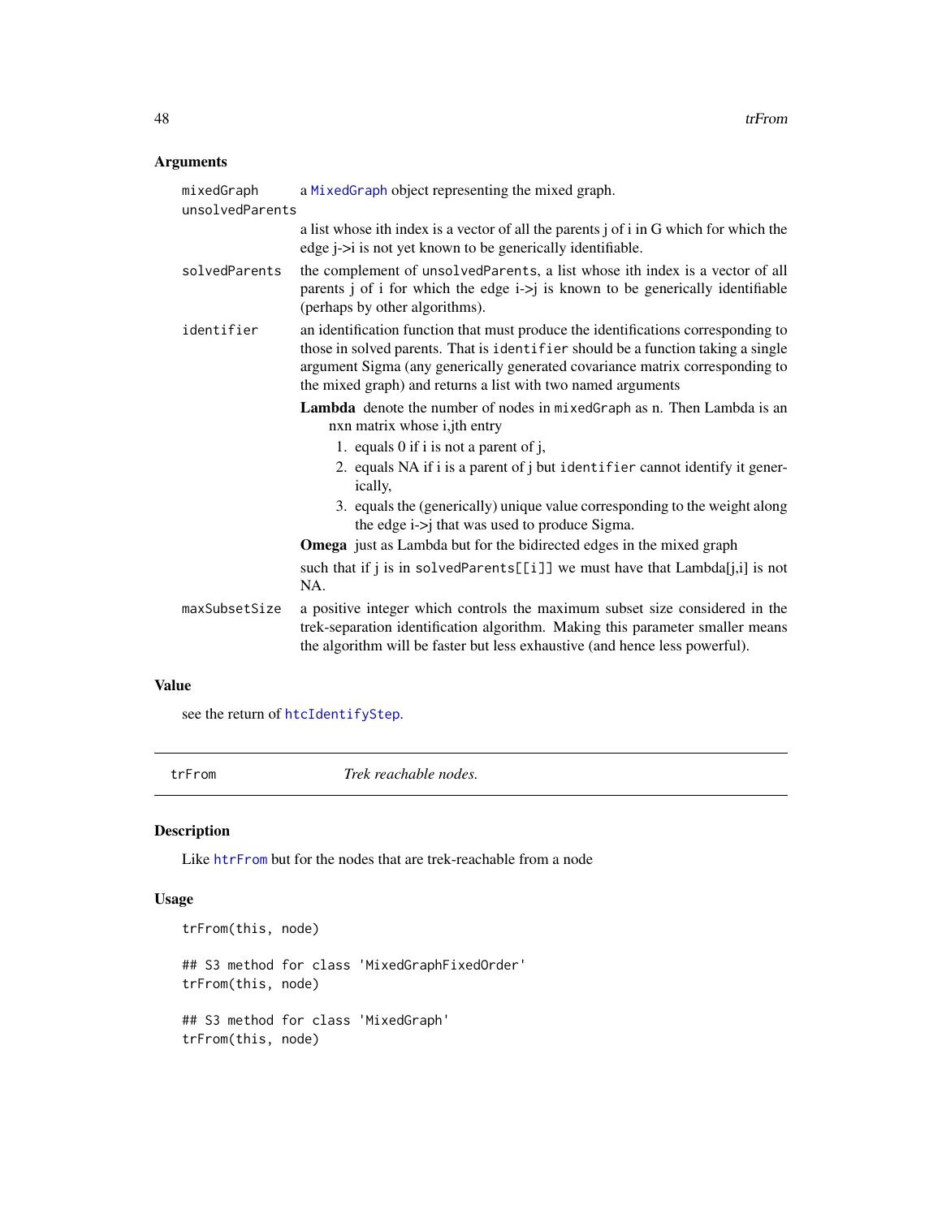### Arguments

**mixedGraph** a MixedGraph object representing the mixed graph.

**unsolvedParents** a list whose ith index is a vector of all the parents j of i in G which for which the edge j->i is not yet known to be generically identifiable.

**solvedParents** the complement of unsolvedParents, a list whose ith index is a vector of all parents j of i for which the edge i->j is known to be generically identifiable (perhaps by other algorithms).

**identifier** an identification function that must produce the identifications corresponding to those in solved parents. That is identifier should be a function taking a single argument Sigma (any generically generated covariance matrix corresponding to the mixed graph) and returns a list with two named arguments

- **Lambda** denote the number of nodes in mixedGraph as n. Then Lambda is an nxn matrix whose i,jth entry
  1. equals 0 if i is not a parent of j,
  2. equals NA if i is a parent of j but identifier cannot identify it generically,
  3. equals the (generically) unique value corresponding to the weight along the edge i->j that was used to produce Sigma.
- **Omega** just as Lambda but for the bidirected edges in the mixed graph

such that if j is in solvedParents[[i]] we must have that Lambda[j,i] is not NA.

**maxSubsetSize** a positive integer which controls the maximum subset size considered in the trek-separation identification algorithm. Making this parameter smaller means the algorithm will be faster but less exhaustive (and hence less powerful).

### Value

see the return of htcIdentifyStep.

## trFrom — *Trek reachable nodes.*

### Description

Like htrFrom but for the nodes that are trek-reachable from a node

### Usage

```
trFrom(this, node)

## S3 method for class 'MixedGraphFixedOrder'
trFrom(this, node)

## S3 method for class 'MixedGraph'
trFrom(this, node)
```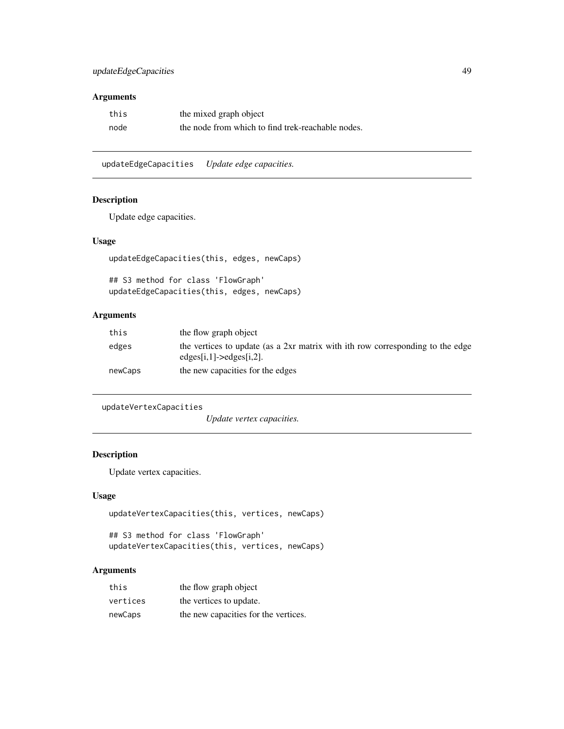## Arguments

| | |
|---|---|
| `this` | the mixed graph object |
| `node` | the node from which to find trek-reachable nodes. |

---

# updateEdgeCapacities *Update edge capacities.*

## Description

Update edge capacities.

## Usage

```
updateEdgeCapacities(this, edges, newCaps)

## S3 method for class 'FlowGraph'
updateEdgeCapacities(this, edges, newCaps)
```

## Arguments

| | |
|---|---|
| `this` | the flow graph object |
| `edges` | the vertices to update (as a 2xr matrix with ith row corresponding to the edge edges[i,1]->edges[i,2]. |
| `newCaps` | the new capacities for the edges |

---

# updateVertexCapacities *Update vertex capacities.*

## Description

Update vertex capacities.

## Usage

```
updateVertexCapacities(this, vertices, newCaps)

## S3 method for class 'FlowGraph'
updateVertexCapacities(this, vertices, newCaps)
```

## Arguments

| | |
|---|---|
| `this` | the flow graph object |
| `vertices` | the vertices to update. |
| `newCaps` | the new capacities for the vertices. |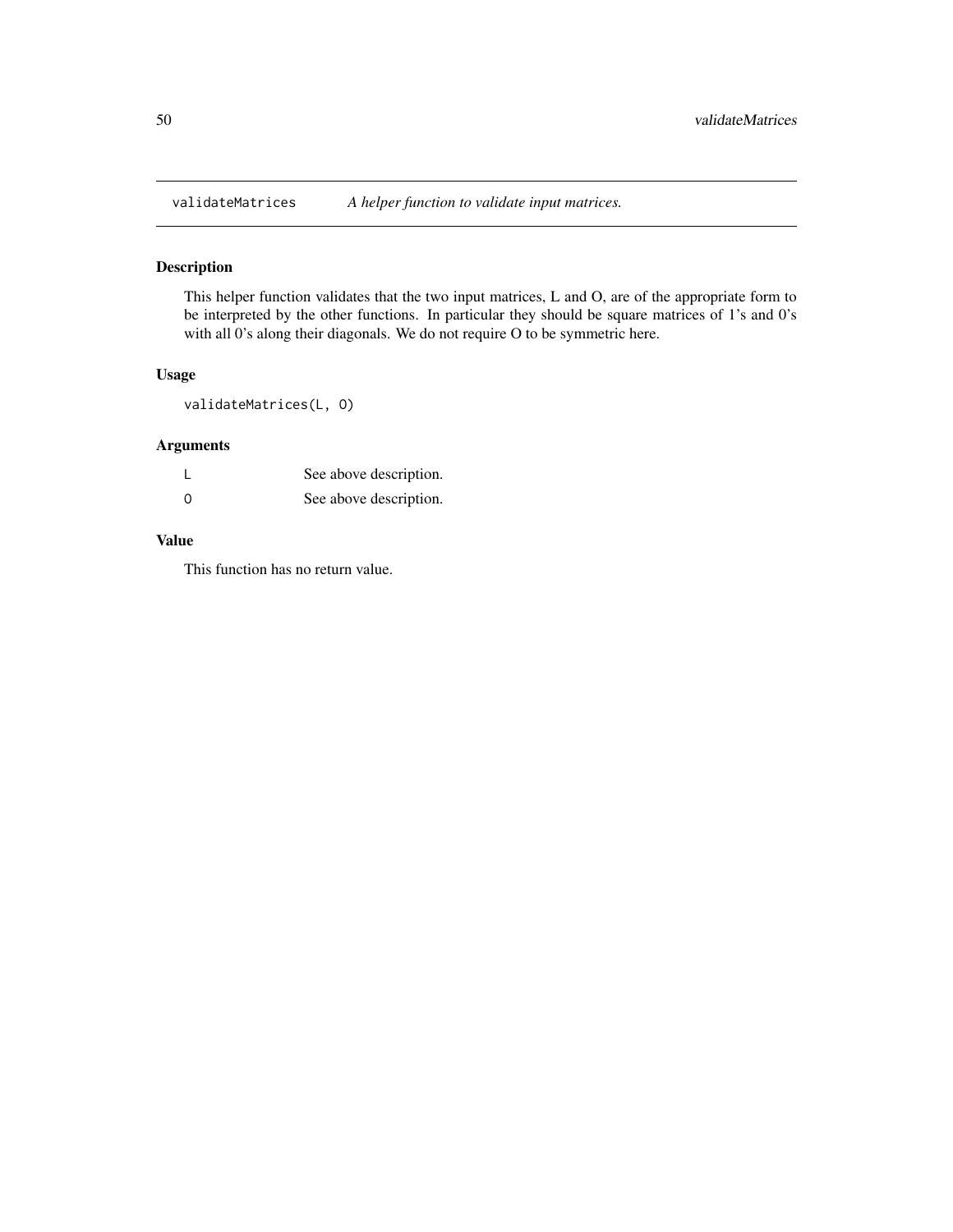`validateMatrices` *A helper function to validate input matrices.*

## Description

This helper function validates that the two input matrices, L and O, are of the appropriate form to be interpreted by the other functions. In particular they should be square matrices of 1's and 0's with all 0's along their diagonals. We do not require O to be symmetric here.

## Usage

```
validateMatrices(L, O)
```

## Arguments

| | |
|---|---|
| `L` | See above description. |
| `O` | See above description. |

## Value

This function has no return value.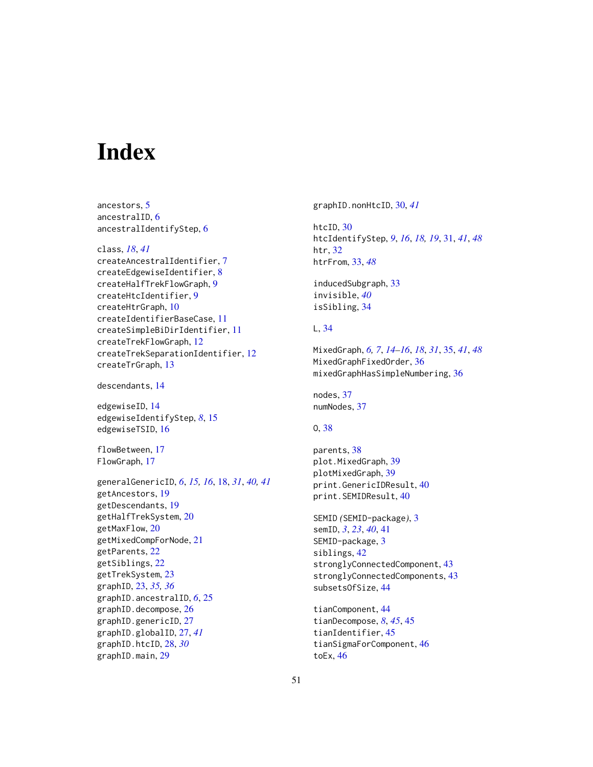# Index

ancestors, 5
ancestralID, 6
ancestralIdentifyStep, 6

class, *18*, *41*
createAncestralIdentifier, 7
createEdgewiseIdentifier, 8
createHalfTrekFlowGraph, 9
createHtcIdentifier, 9
createHtrGraph, 10
createIdentifierBaseCase, 11
createSimpleBiDirIdentifier, 11
createTrekFlowGraph, 12
createTrekSeparationIdentifier, 12
createTrGraph, 13

descendants, 14

edgewiseID, 14
edgewiseIdentifyStep, *8*, 15
edgewiseTSID, 16

flowBetween, 17
FlowGraph, 17

generalGenericID, *6*, *15, 16*, 18, *31*, *40, 41*
getAncestors, 19
getDescendants, 19
getHalfTrekSystem, 20
getMaxFlow, 20
getMixedCompForNode, 21
getParents, 22
getSiblings, 22
getTrekSystem, 23
graphID, 23, *35, 36*
graphID.ancestralID, *6*, 25
graphID.decompose, 26
graphID.genericID, 27
graphID.globalID, 27, *41*
graphID.htcID, 28, *30*
graphID.main, 29
graphID.nonHtcID, 30, *41*

htcID, 30
htcIdentifyStep, *9*, *16*, *18, 19*, 31, *41*, *48*
htr, 32
htrFrom, 33, *48*

inducedSubgraph, 33
invisible, *40*
isSibling, 34

L, 34

MixedGraph, *6, 7*, *14–16*, *18*, *31*, 35, *41*, *48*
MixedGraphFixedOrder, 36
mixedGraphHasSimpleNumbering, 36

nodes, 37
numNodes, 37

O, 38

parents, 38
plot.MixedGraph, 39
plotMixedGraph, 39
print.GenericIDResult, 40
print.SEMIDResult, 40

SEMID *(*SEMID-package*)*, 3
semID, *3*, *23*, *40*, 41
SEMID-package, 3
siblings, 42
stronglyConnectedComponent, 43
stronglyConnectedComponents, 43
subsetsOfSize, 44

tianComponent, 44
tianDecompose, *8*, *45*, 45
tianIdentifier, 45
tianSigmaForComponent, 46
toEx, 46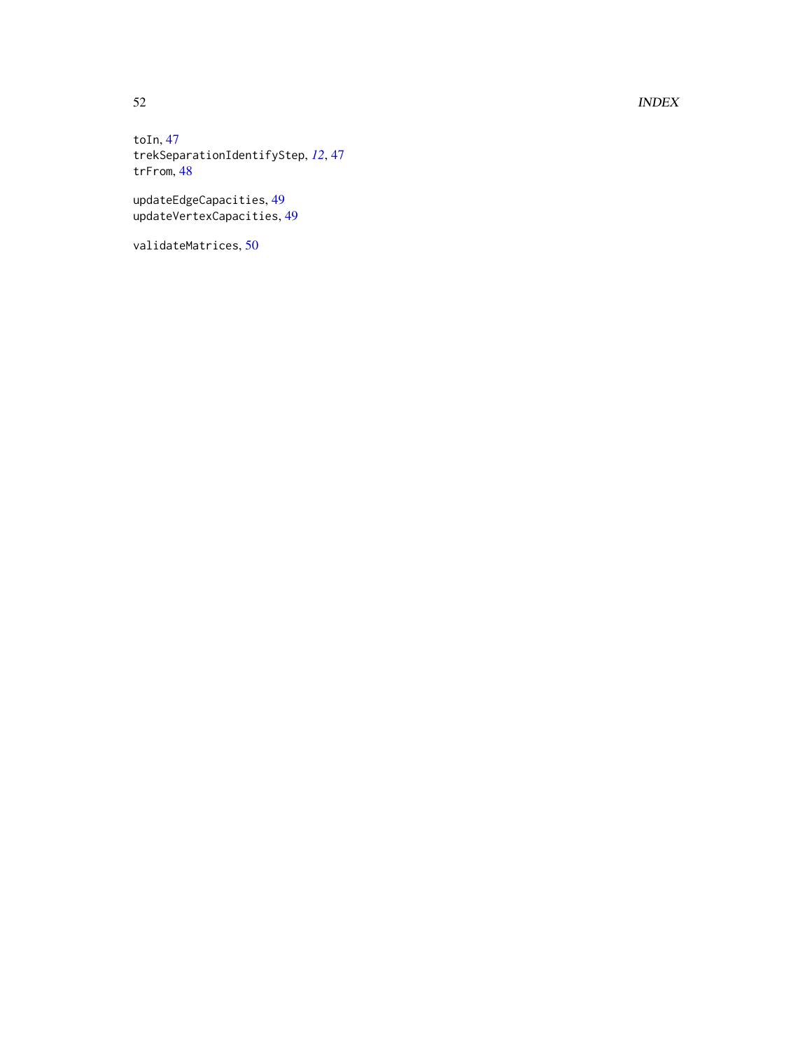toIn, 47
trekSeparationIdentifyStep, *12*, 47
trFrom, 48

updateEdgeCapacities, 49
updateVertexCapacities, 49

validateMatrices, 50